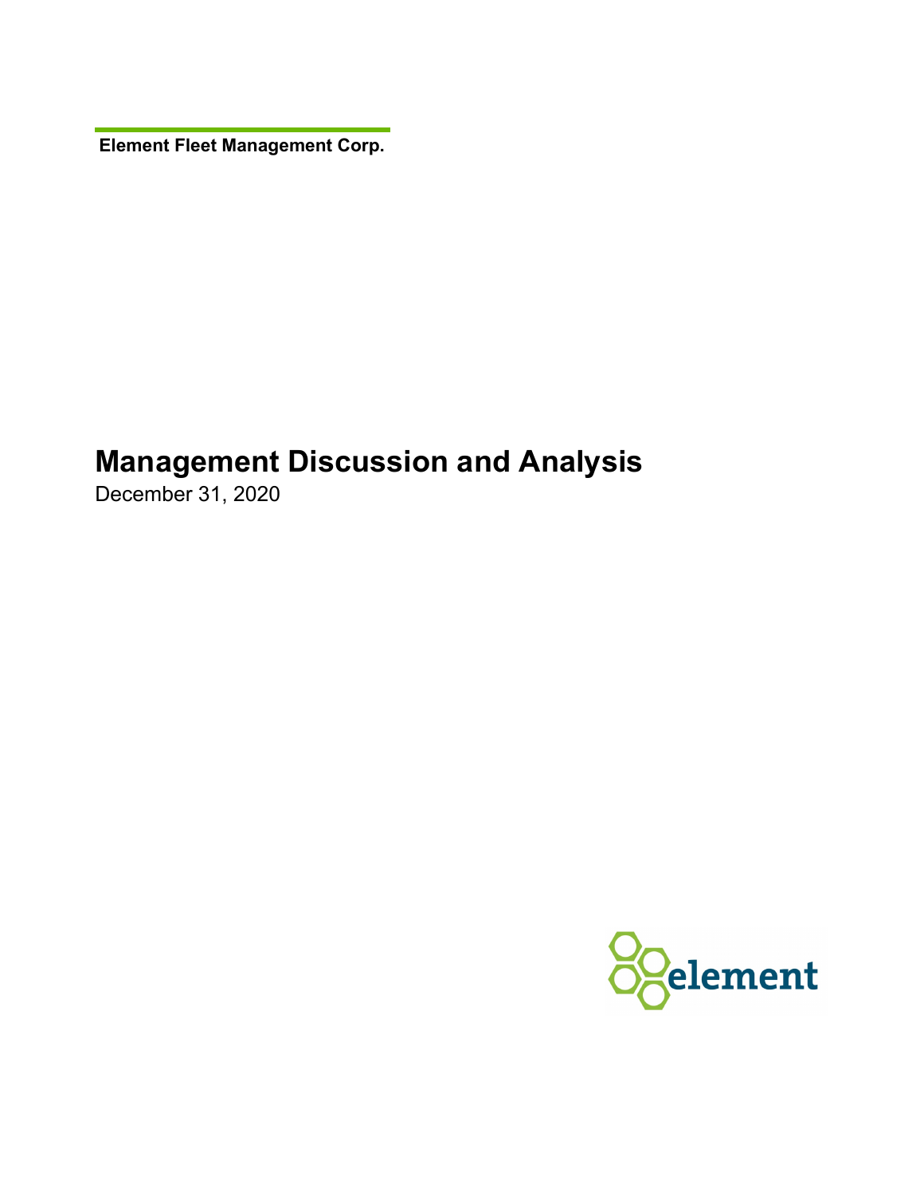**Element Fleet Management Corp.**

# Management Discussion and Analysis

December 31, 2020

element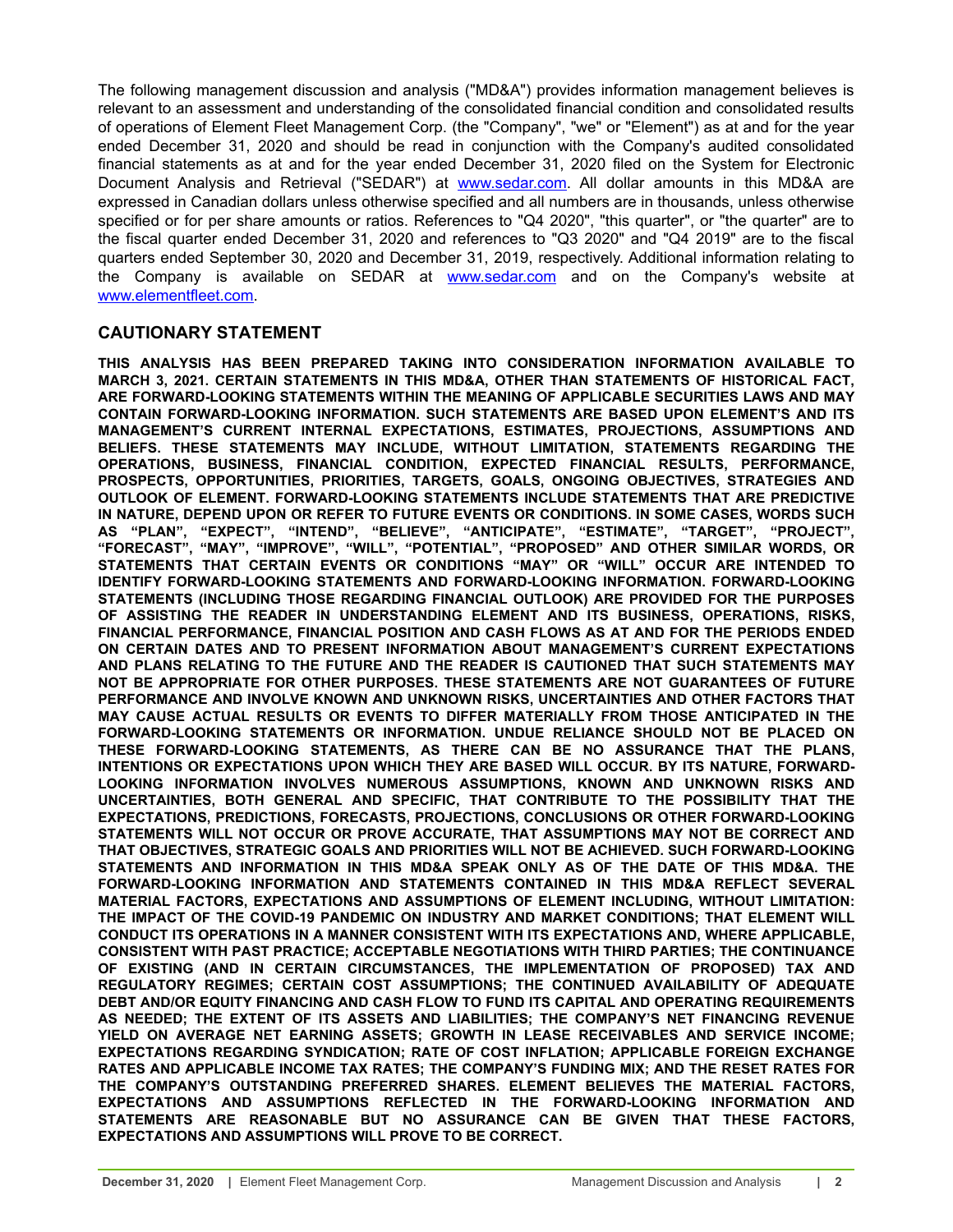The following management discussion and analysis ("MD&A") provides information management believes is relevant to an assessment and understanding of the consolidated financial condition and consolidated results of operations of Element Fleet Management Corp. (the "Company", "we" or "Element") as at and for the year ended December 31, 2020 and should be read in conjunction with the Company's audited consolidated financial statements as at and for the year ended December 31, 2020 filed on the System for Electronic Document Analysis and Retrieval ("SEDAR") at www.sedar.com. All dollar amounts in this MD&A are expressed in Canadian dollars unless otherwise specified and all numbers are in thousands, unless otherwise specified or for per share amounts or ratios. References to "Q4 2020", "this quarter", or "the quarter" are to the fiscal quarter ended December 31, 2020 and references to "Q3 2020" and "Q4 2019" are to the fiscal quarters ended September 30, 2020 and December 31, 2019, respectively. Additional information relating to the Company is available on SEDAR at www.sedar.com and on the Company's website at www.elementfleet.com.

## CAUTIONARY STATEMENT

**THIS ANALYSIS HAS BEEN PREPARED TAKING INTO CONSIDERATION INFORMATION AVAILABLE TO MARCH 3, 2021. CERTAIN STATEMENTS IN THIS MD&A, OTHER THAN STATEMENTS OF HISTORICAL FACT, ARE FORWARD-LOOKING STATEMENTS WITHIN THE MEANING OF APPLICABLE SECURITIES LAWS AND MAY CONTAIN FORWARD-LOOKING INFORMATION. SUCH STATEMENTS ARE BASED UPON ELEMENT'S AND ITS MANAGEMENT'S CURRENT INTERNAL EXPECTATIONS, ESTIMATES, PROJECTIONS, ASSUMPTIONS AND BELIEFS. THESE STATEMENTS MAY INCLUDE, WITHOUT LIMITATION, STATEMENTS REGARDING THE OPERATIONS, BUSINESS, FINANCIAL CONDITION, EXPECTED FINANCIAL RESULTS, PERFORMANCE, PROSPECTS, OPPORTUNITIES, PRIORITIES, TARGETS, GOALS, ONGOING OBJECTIVES, STRATEGIES AND OUTLOOK OF ELEMENT. FORWARD-LOOKING STATEMENTS INCLUDE STATEMENTS THAT ARE PREDICTIVE IN NATURE, DEPEND UPON OR REFER TO FUTURE EVENTS OR CONDITIONS. IN SOME CASES, WORDS SUCH AS "PLAN", "EXPECT", "INTEND", "BELIEVE", "ANTICIPATE", "ESTIMATE", "TARGET", "PROJECT", "FORECAST", "MAY", "IMPROVE", "WILL", "POTENTIAL", "PROPOSED" AND OTHER SIMILAR WORDS, OR STATEMENTS THAT CERTAIN EVENTS OR CONDITIONS "MAY" OR "WILL" OCCUR ARE INTENDED TO IDENTIFY FORWARD-LOOKING STATEMENTS AND FORWARD-LOOKING INFORMATION. FORWARD-LOOKING STATEMENTS (INCLUDING THOSE REGARDING FINANCIAL OUTLOOK) ARE PROVIDED FOR THE PURPOSES OF ASSISTING THE READER IN UNDERSTANDING ELEMENT AND ITS BUSINESS, OPERATIONS, RISKS, FINANCIAL PERFORMANCE, FINANCIAL POSITION AND CASH FLOWS AS AT AND FOR THE PERIODS ENDED ON CERTAIN DATES AND TO PRESENT INFORMATION ABOUT MANAGEMENT'S CURRENT EXPECTATIONS AND PLANS RELATING TO THE FUTURE AND THE READER IS CAUTIONED THAT SUCH STATEMENTS MAY NOT BE APPROPRIATE FOR OTHER PURPOSES. THESE STATEMENTS ARE NOT GUARANTEES OF FUTURE PERFORMANCE AND INVOLVE KNOWN AND UNKNOWN RISKS, UNCERTAINTIES AND OTHER FACTORS THAT MAY CAUSE ACTUAL RESULTS OR EVENTS TO DIFFER MATERIALLY FROM THOSE ANTICIPATED IN THE FORWARD-LOOKING STATEMENTS OR INFORMATION. UNDUE RELIANCE SHOULD NOT BE PLACED ON THESE FORWARD-LOOKING STATEMENTS, AS THERE CAN BE NO ASSURANCE THAT THE PLANS, INTENTIONS OR EXPECTATIONS UPON WHICH THEY ARE BASED WILL OCCUR. BY ITS NATURE, FORWARD-LOOKING INFORMATION INVOLVES NUMEROUS ASSUMPTIONS, KNOWN AND UNKNOWN RISKS AND UNCERTAINTIES, BOTH GENERAL AND SPECIFIC, THAT CONTRIBUTE TO THE POSSIBILITY THAT THE EXPECTATIONS, PREDICTIONS, FORECASTS, PROJECTIONS, CONCLUSIONS OR OTHER FORWARD-LOOKING STATEMENTS WILL NOT OCCUR OR PROVE ACCURATE, THAT ASSUMPTIONS MAY NOT BE CORRECT AND THAT OBJECTIVES, STRATEGIC GOALS AND PRIORITIES WILL NOT BE ACHIEVED. SUCH FORWARD-LOOKING STATEMENTS AND INFORMATION IN THIS MD&A SPEAK ONLY AS OF THE DATE OF THIS MD&A. THE FORWARD-LOOKING INFORMATION AND STATEMENTS CONTAINED IN THIS MD&A REFLECT SEVERAL MATERIAL FACTORS, EXPECTATIONS AND ASSUMPTIONS OF ELEMENT INCLUDING, WITHOUT LIMITATION: THE IMPACT OF THE COVID-19 PANDEMIC ON INDUSTRY AND MARKET CONDITIONS; THAT ELEMENT WILL CONDUCT ITS OPERATIONS IN A MANNER CONSISTENT WITH ITS EXPECTATIONS AND, WHERE APPLICABLE, CONSISTENT WITH PAST PRACTICE; ACCEPTABLE NEGOTIATIONS WITH THIRD PARTIES; THE CONTINUANCE OF EXISTING (AND IN CERTAIN CIRCUMSTANCES, THE IMPLEMENTATION OF PROPOSED) TAX AND REGULATORY REGIMES; CERTAIN COST ASSUMPTIONS; THE CONTINUED AVAILABILITY OF ADEQUATE DEBT AND/OR EQUITY FINANCING AND CASH FLOW TO FUND ITS CAPITAL AND OPERATING REQUIREMENTS AS NEEDED; THE EXTENT OF ITS ASSETS AND LIABILITIES; THE COMPANY'S NET FINANCING REVENUE YIELD ON AVERAGE NET EARNING ASSETS; GROWTH IN LEASE RECEIVABLES AND SERVICE INCOME; EXPECTATIONS REGARDING SYNDICATION; RATE OF COST INFLATION; APPLICABLE FOREIGN EXCHANGE RATES AND APPLICABLE INCOME TAX RATES; THE COMPANY'S FUNDING MIX; AND THE RESET RATES FOR THE COMPANY'S OUTSTANDING PREFERRED SHARES. ELEMENT BELIEVES THE MATERIAL FACTORS, EXPECTATIONS AND ASSUMPTIONS REFLECTED IN THE FORWARD-LOOKING INFORMATION AND STATEMENTS ARE REASONABLE BUT NO ASSURANCE CAN BE GIVEN THAT THESE FACTORS, EXPECTATIONS AND ASSUMPTIONS WILL PROVE TO BE CORRECT.**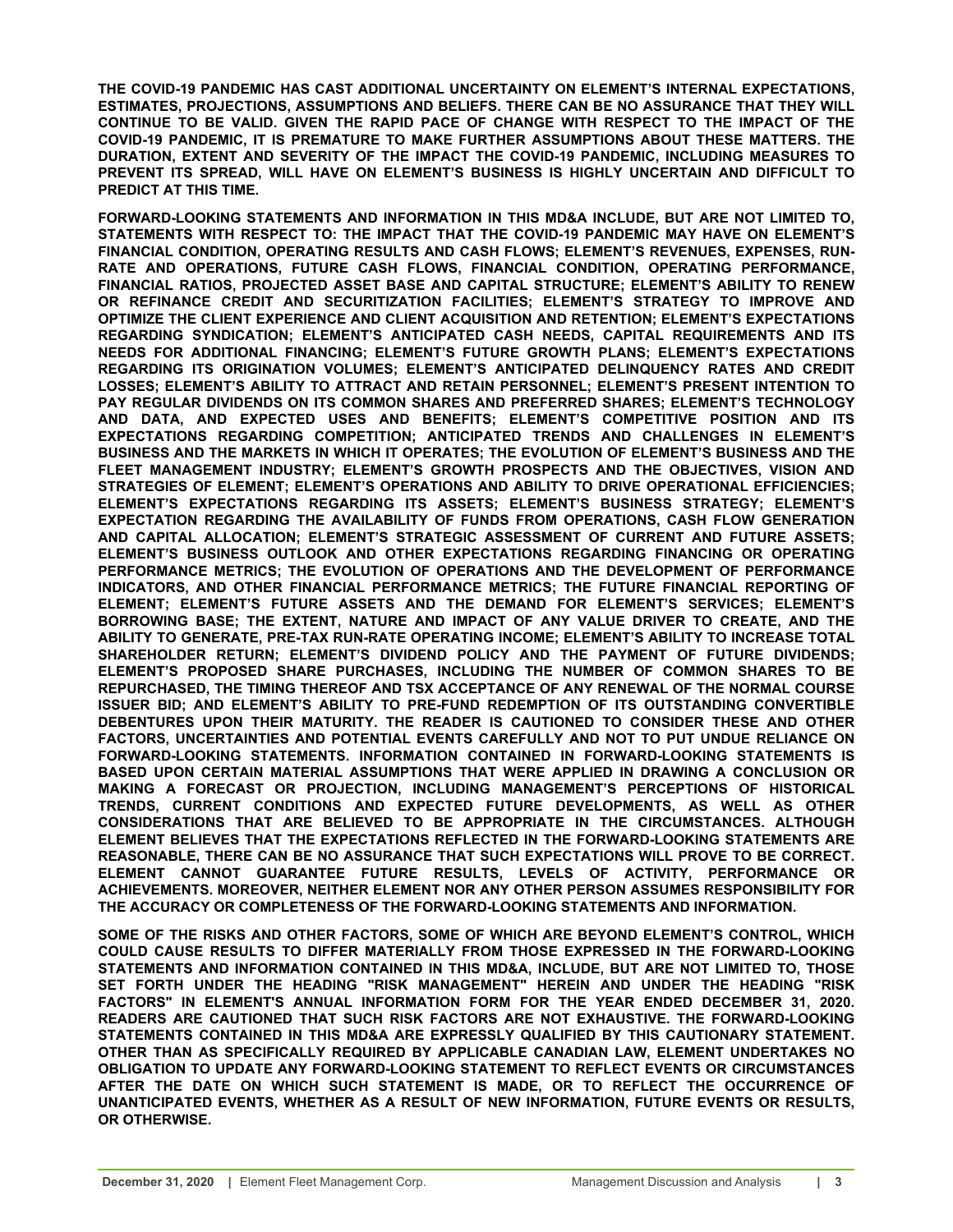**THE COVID-19 PANDEMIC HAS CAST ADDITIONAL UNCERTAINTY ON ELEMENT'S INTERNAL EXPECTATIONS, ESTIMATES, PROJECTIONS, ASSUMPTIONS AND BELIEFS. THERE CAN BE NO ASSURANCE THAT THEY WILL CONTINUE TO BE VALID. GIVEN THE RAPID PACE OF CHANGE WITH RESPECT TO THE IMPACT OF THE COVID-19 PANDEMIC, IT IS PREMATURE TO MAKE FURTHER ASSUMPTIONS ABOUT THESE MATTERS. THE DURATION, EXTENT AND SEVERITY OF THE IMPACT THE COVID-19 PANDEMIC, INCLUDING MEASURES TO PREVENT ITS SPREAD, WILL HAVE ON ELEMENT'S BUSINESS IS HIGHLY UNCERTAIN AND DIFFICULT TO PREDICT AT THIS TIME.**

**FORWARD-LOOKING STATEMENTS AND INFORMATION IN THIS MD&A INCLUDE, BUT ARE NOT LIMITED TO, STATEMENTS WITH RESPECT TO: THE IMPACT THAT THE COVID-19 PANDEMIC MAY HAVE ON ELEMENT'S FINANCIAL CONDITION, OPERATING RESULTS AND CASH FLOWS; ELEMENT'S REVENUES, EXPENSES, RUN-RATE AND OPERATIONS, FUTURE CASH FLOWS, FINANCIAL CONDITION, OPERATING PERFORMANCE, FINANCIAL RATIOS, PROJECTED ASSET BASE AND CAPITAL STRUCTURE; ELEMENT'S ABILITY TO RENEW OR REFINANCE CREDIT AND SECURITIZATION FACILITIES; ELEMENT'S STRATEGY TO IMPROVE AND OPTIMIZE THE CLIENT EXPERIENCE AND CLIENT ACQUISITION AND RETENTION; ELEMENT'S EXPECTATIONS REGARDING SYNDICATION; ELEMENT'S ANTICIPATED CASH NEEDS, CAPITAL REQUIREMENTS AND ITS NEEDS FOR ADDITIONAL FINANCING; ELEMENT'S FUTURE GROWTH PLANS; ELEMENT'S EXPECTATIONS REGARDING ITS ORIGINATION VOLUMES; ELEMENT'S ANTICIPATED DELINQUENCY RATES AND CREDIT LOSSES; ELEMENT'S ABILITY TO ATTRACT AND RETAIN PERSONNEL; ELEMENT'S PRESENT INTENTION TO PAY REGULAR DIVIDENDS ON ITS COMMON SHARES AND PREFERRED SHARES; ELEMENT'S TECHNOLOGY AND DATA, AND EXPECTED USES AND BENEFITS; ELEMENT'S COMPETITIVE POSITION AND ITS EXPECTATIONS REGARDING COMPETITION; ANTICIPATED TRENDS AND CHALLENGES IN ELEMENT'S BUSINESS AND THE MARKETS IN WHICH IT OPERATES; THE EVOLUTION OF ELEMENT'S BUSINESS AND THE FLEET MANAGEMENT INDUSTRY; ELEMENT'S GROWTH PROSPECTS AND THE OBJECTIVES, VISION AND STRATEGIES OF ELEMENT; ELEMENT'S OPERATIONS AND ABILITY TO DRIVE OPERATIONAL EFFICIENCIES; ELEMENT'S EXPECTATIONS REGARDING ITS ASSETS; ELEMENT'S BUSINESS STRATEGY; ELEMENT'S EXPECTATION REGARDING THE AVAILABILITY OF FUNDS FROM OPERATIONS, CASH FLOW GENERATION AND CAPITAL ALLOCATION; ELEMENT'S STRATEGIC ASSESSMENT OF CURRENT AND FUTURE ASSETS; ELEMENT'S BUSINESS OUTLOOK AND OTHER EXPECTATIONS REGARDING FINANCING OR OPERATING PERFORMANCE METRICS; THE EVOLUTION OF OPERATIONS AND THE DEVELOPMENT OF PERFORMANCE INDICATORS, AND OTHER FINANCIAL PERFORMANCE METRICS; THE FUTURE FINANCIAL REPORTING OF ELEMENT; ELEMENT'S FUTURE ASSETS AND THE DEMAND FOR ELEMENT'S SERVICES; ELEMENT'S BORROWING BASE; THE EXTENT, NATURE AND IMPACT OF ANY VALUE DRIVER TO CREATE, AND THE ABILITY TO GENERATE, PRE-TAX RUN-RATE OPERATING INCOME; ELEMENT'S ABILITY TO INCREASE TOTAL SHAREHOLDER RETURN; ELEMENT'S DIVIDEND POLICY AND THE PAYMENT OF FUTURE DIVIDENDS; ELEMENT'S PROPOSED SHARE PURCHASES, INCLUDING THE NUMBER OF COMMON SHARES TO BE REPURCHASED, THE TIMING THEREOF AND TSX ACCEPTANCE OF ANY RENEWAL OF THE NORMAL COURSE ISSUER BID; AND ELEMENT'S ABILITY TO PRE-FUND REDEMPTION OF ITS OUTSTANDING CONVERTIBLE DEBENTURES UPON THEIR MATURITY. THE READER IS CAUTIONED TO CONSIDER THESE AND OTHER FACTORS, UNCERTAINTIES AND POTENTIAL EVENTS CAREFULLY AND NOT TO PUT UNDUE RELIANCE ON FORWARD-LOOKING STATEMENTS. INFORMATION CONTAINED IN FORWARD-LOOKING STATEMENTS IS BASED UPON CERTAIN MATERIAL ASSUMPTIONS THAT WERE APPLIED IN DRAWING A CONCLUSION OR MAKING A FORECAST OR PROJECTION, INCLUDING MANAGEMENT'S PERCEPTIONS OF HISTORICAL TRENDS, CURRENT CONDITIONS AND EXPECTED FUTURE DEVELOPMENTS, AS WELL AS OTHER CONSIDERATIONS THAT ARE BELIEVED TO BE APPROPRIATE IN THE CIRCUMSTANCES. ALTHOUGH ELEMENT BELIEVES THAT THE EXPECTATIONS REFLECTED IN THE FORWARD-LOOKING STATEMENTS ARE REASONABLE, THERE CAN BE NO ASSURANCE THAT SUCH EXPECTATIONS WILL PROVE TO BE CORRECT. ELEMENT CANNOT GUARANTEE FUTURE RESULTS, LEVELS OF ACTIVITY, PERFORMANCE OR ACHIEVEMENTS. MOREOVER, NEITHER ELEMENT NOR ANY OTHER PERSON ASSUMES RESPONSIBILITY FOR THE ACCURACY OR COMPLETENESS OF THE FORWARD-LOOKING STATEMENTS AND INFORMATION.**

**SOME OF THE RISKS AND OTHER FACTORS, SOME OF WHICH ARE BEYOND ELEMENT'S CONTROL, WHICH COULD CAUSE RESULTS TO DIFFER MATERIALLY FROM THOSE EXPRESSED IN THE FORWARD-LOOKING STATEMENTS AND INFORMATION CONTAINED IN THIS MD&A, INCLUDE, BUT ARE NOT LIMITED TO, THOSE SET FORTH UNDER THE HEADING "RISK MANAGEMENT" HEREIN AND UNDER THE HEADING "RISK FACTORS" IN ELEMENT'S ANNUAL INFORMATION FORM FOR THE YEAR ENDED DECEMBER 31, 2020. READERS ARE CAUTIONED THAT SUCH RISK FACTORS ARE NOT EXHAUSTIVE. THE FORWARD-LOOKING STATEMENTS CONTAINED IN THIS MD&A ARE EXPRESSLY QUALIFIED BY THIS CAUTIONARY STATEMENT. OTHER THAN AS SPECIFICALLY REQUIRED BY APPLICABLE CANADIAN LAW, ELEMENT UNDERTAKES NO OBLIGATION TO UPDATE ANY FORWARD-LOOKING STATEMENT TO REFLECT EVENTS OR CIRCUMSTANCES AFTER THE DATE ON WHICH SUCH STATEMENT IS MADE, OR TO REFLECT THE OCCURRENCE OF UNANTICIPATED EVENTS, WHETHER AS A RESULT OF NEW INFORMATION, FUTURE EVENTS OR RESULTS, OR OTHERWISE.**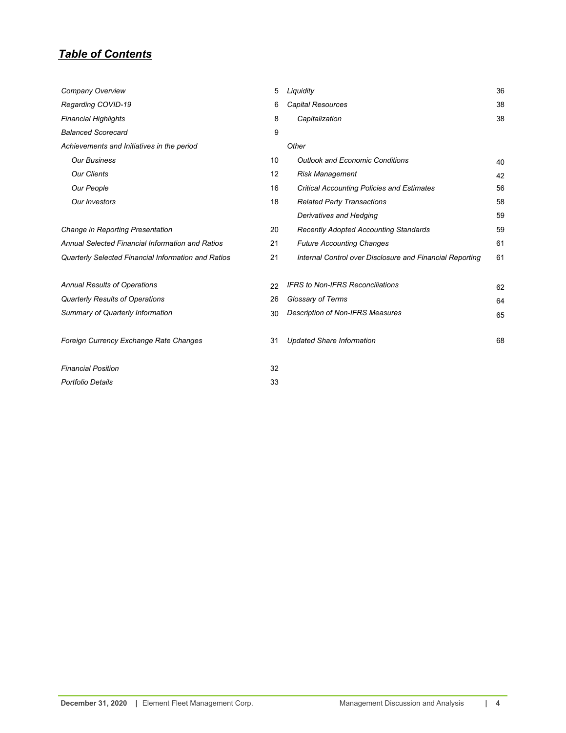## *Table of Contents*

| | |
|---|---|
| *Company Overview* | 5 |
| *Regarding COVID-19* | 6 |
| *Financial Highlights* | 8 |
| *Balanced Scorecard* | 9 |
| *Achievements and Initiatives in the period* | |
| *Our Business* | 10 |
| *Our Clients* | 12 |
| *Our People* | 16 |
| *Our Investors* | 18 |
| *Change in Reporting Presentation* | 20 |
| *Annual Selected Financial Information and Ratios* | 21 |
| *Quarterly Selected Financial Information and Ratios* | 21 |
| *Annual Results of Operations* | 22 |
| *Quarterly Results of Operations* | 26 |
| *Summary of Quarterly Information* | 30 |
| *Foreign Currency Exchange Rate Changes* | 31 |
| *Financial Position* | 32 |
| *Portfolio Details* | 33 |
| *Liquidity* | 36 |
| *Capital Resources* | 38 |
| *Capitalization* | 38 |
| *Other* | |
| *Outlook and Economic Conditions* | 40 |
| *Risk Management* | 42 |
| *Critical Accounting Policies and Estimates* | 56 |
| *Related Party Transactions* | 58 |
| *Derivatives and Hedging* | 59 |
| *Recently Adopted Accounting Standards* | 59 |
| *Future Accounting Changes* | 61 |
| *Internal Control over Disclosure and Financial Reporting* | 61 |
| *IFRS to Non-IFRS Reconciliations* | 62 |
| *Glossary of Terms* | 64 |
| *Description of Non-IFRS Measures* | 65 |
| *Updated Share Information* | 68 |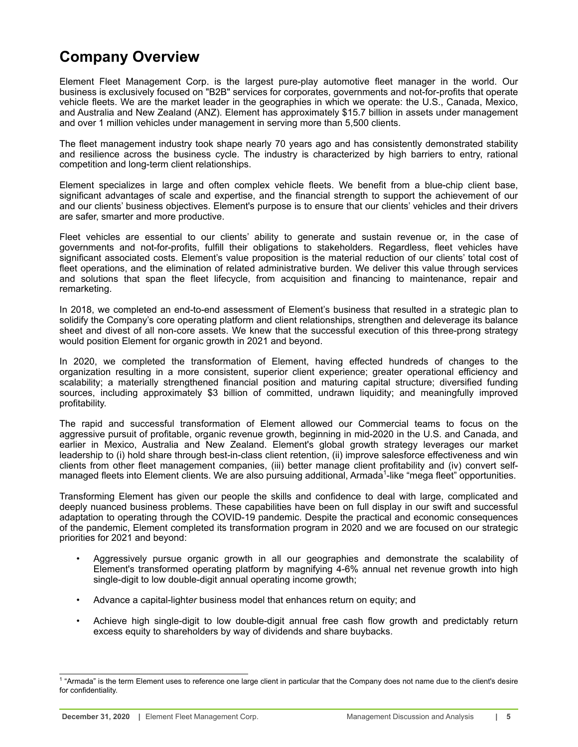# Company Overview

Element Fleet Management Corp. is the largest pure-play automotive fleet manager in the world. Our business is exclusively focused on "B2B" services for corporates, governments and not-for-profits that operate vehicle fleets. We are the market leader in the geographies in which we operate: the U.S., Canada, Mexico, and Australia and New Zealand (ANZ). Element has approximately $15.7 billion in assets under management and over 1 million vehicles under management in serving more than 5,500 clients.

The fleet management industry took shape nearly 70 years ago and has consistently demonstrated stability and resilience across the business cycle. The industry is characterized by high barriers to entry, rational competition and long-term client relationships.

Element specializes in large and often complex vehicle fleets. We benefit from a blue-chip client base, significant advantages of scale and expertise, and the financial strength to support the achievement of our and our clients' business objectives. Element's purpose is to ensure that our clients' vehicles and their drivers are safer, smarter and more productive.

Fleet vehicles are essential to our clients' ability to generate and sustain revenue or, in the case of governments and not-for-profits, fulfill their obligations to stakeholders. Regardless, fleet vehicles have significant associated costs. Element's value proposition is the material reduction of our clients' total cost of fleet operations, and the elimination of related administrative burden. We deliver this value through services and solutions that span the fleet lifecycle, from acquisition and financing to maintenance, repair and remarketing.

In 2018, we completed an end-to-end assessment of Element's business that resulted in a strategic plan to solidify the Company's core operating platform and client relationships, strengthen and deleverage its balance sheet and divest of all non-core assets. We knew that the successful execution of this three-prong strategy would position Element for organic growth in 2021 and beyond.

In 2020, we completed the transformation of Element, having effected hundreds of changes to the organization resulting in a more consistent, superior client experience; greater operational efficiency and scalability; a materially strengthened financial position and maturing capital structure; diversified funding sources, including approximately $3 billion of committed, undrawn liquidity; and meaningfully improved profitability.

The rapid and successful transformation of Element allowed our Commercial teams to focus on the aggressive pursuit of profitable, organic revenue growth, beginning in mid-2020 in the U.S. and Canada, and earlier in Mexico, Australia and New Zealand. Element's global growth strategy leverages our market leadership to (i) hold share through best-in-class client retention, (ii) improve salesforce effectiveness and win clients from other fleet management companies, (iii) better manage client profitability and (iv) convert self-managed fleets into Element clients. We are also pursuing additional, Armada[1]-like "mega fleet" opportunities.

Transforming Element has given our people the skills and confidence to deal with large, complicated and deeply nuanced business problems. These capabilities have been on full display in our swift and successful adaptation to operating through the COVID-19 pandemic. Despite the practical and economic consequences of the pandemic, Element completed its transformation program in 2020 and we are focused on our strategic priorities for 2021 and beyond:

- Aggressively pursue organic growth in all our geographies and demonstrate the scalability of Element's transformed operating platform by magnifying 4-6% annual net revenue growth into high single-digit to low double-digit annual operating income growth;
- Advance a capital-light*er* business model that enhances return on equity; and
- Achieve high single-digit to low double-digit annual free cash flow growth and predictably return excess equity to shareholders by way of dividends and share buybacks.

[1] "Armada" is the term Element uses to reference one large client in particular that the Company does not name due to the client's desire for confidentiality.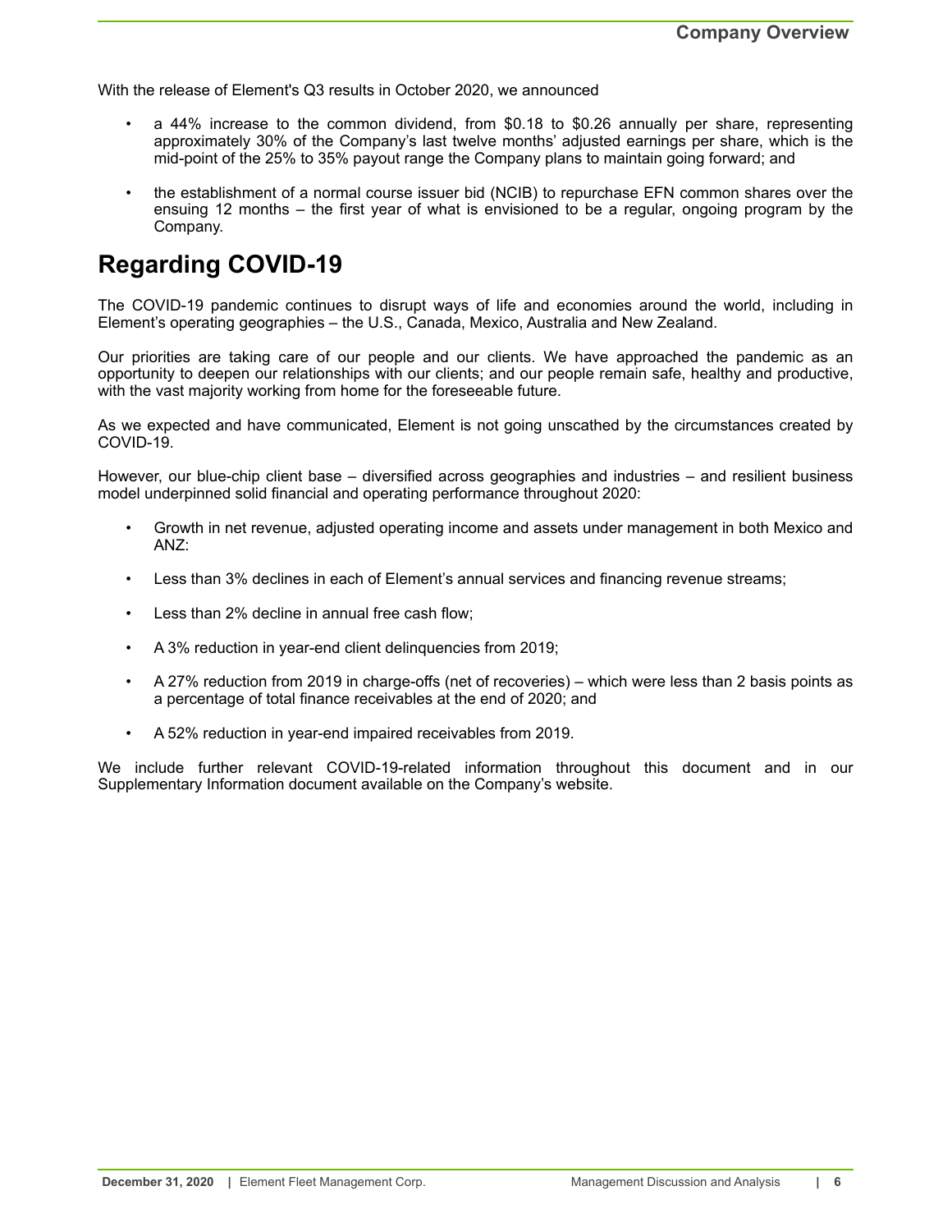With the release of Element's Q3 results in October 2020, we announced

- a 44% increase to the common dividend, from $0.18 to $0.26 annually per share, representing approximately 30% of the Company's last twelve months' adjusted earnings per share, which is the mid-point of the 25% to 35% payout range the Company plans to maintain going forward; and
- the establishment of a normal course issuer bid (NCIB) to repurchase EFN common shares over the ensuing 12 months – the first year of what is envisioned to be a regular, ongoing program by the Company.

# Regarding COVID-19

The COVID-19 pandemic continues to disrupt ways of life and economies around the world, including in Element's operating geographies – the U.S., Canada, Mexico, Australia and New Zealand.

Our priorities are taking care of our people and our clients. We have approached the pandemic as an opportunity to deepen our relationships with our clients; and our people remain safe, healthy and productive, with the vast majority working from home for the foreseeable future.

As we expected and have communicated, Element is not going unscathed by the circumstances created by COVID-19.

However, our blue-chip client base – diversified across geographies and industries – and resilient business model underpinned solid financial and operating performance throughout 2020:

- Growth in net revenue, adjusted operating income and assets under management in both Mexico and ANZ:
- Less than 3% declines in each of Element's annual services and financing revenue streams;
- Less than 2% decline in annual free cash flow;
- A 3% reduction in year-end client delinquencies from 2019;
- A 27% reduction from 2019 in charge-offs (net of recoveries) – which were less than 2 basis points as a percentage of total finance receivables at the end of 2020; and
- A 52% reduction in year-end impaired receivables from 2019.

We include further relevant COVID-19-related information throughout this document and in our Supplementary Information document available on the Company's website.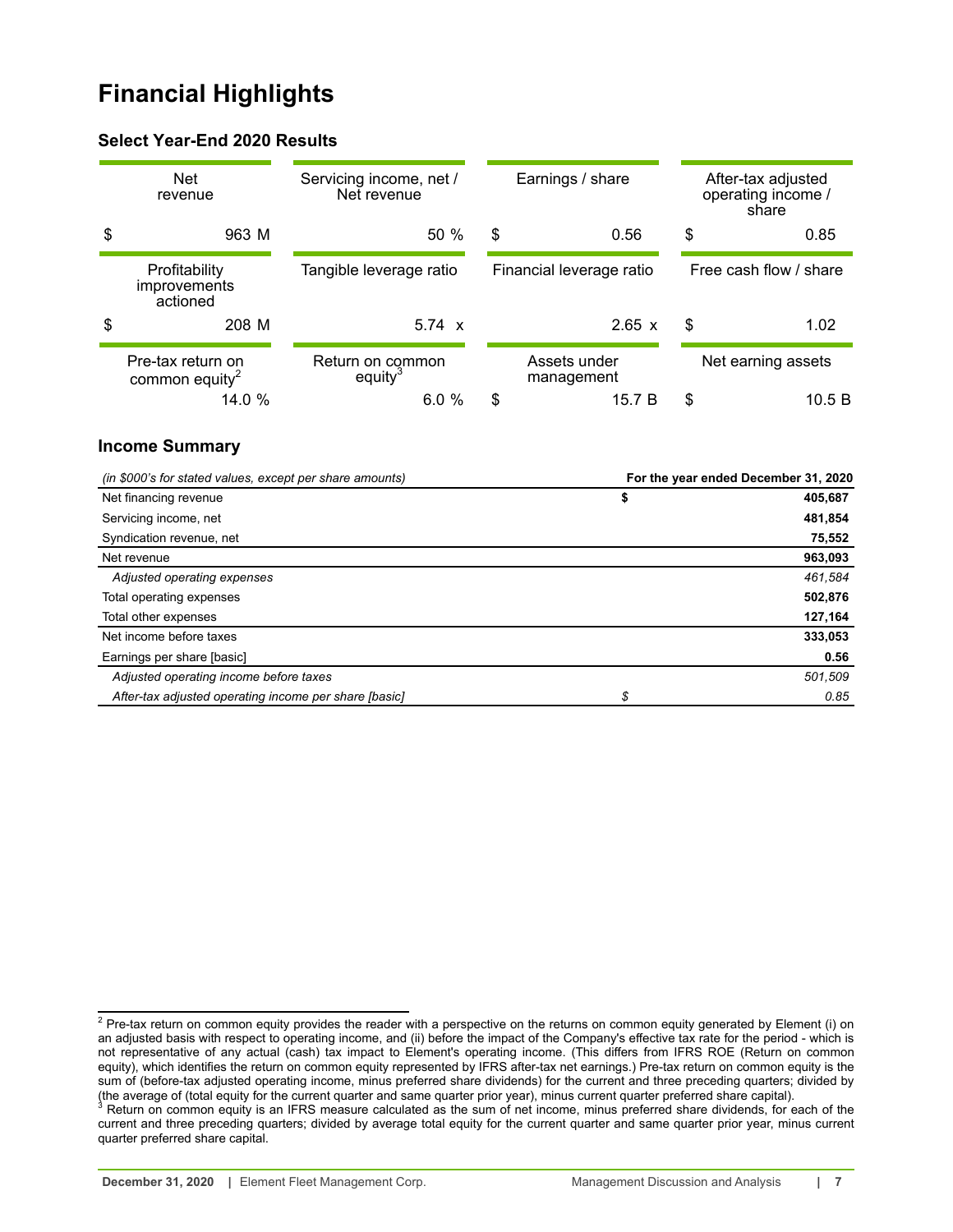# Financial Highlights

## Select Year-End 2020 Results

| Net revenue | Servicing income, net / Net revenue | Earnings / share | After-tax adjusted operating income / share |
|---|---|---|---|
| $ 963 M | 50 % | $ 0.56 | $ 0.85 |
| **Profitability improvements actioned** | **Tangible leverage ratio** | **Financial leverage ratio** | **Free cash flow / share** |
| $ 208 M | 5.74 x | 2.65 x | $ 1.02 |
| **Pre-tax return on common equity[2]** | **Return on common equity[3]** | **Assets under management** | **Net earning assets** |
| 14.0 % | 6.0 % | $ 15.7 B | $ 10.5 B |

## Income Summary

| *(in $000's for stated values, except per share amounts)* | | For the year ended December 31, 2020 |
|---|---|---|
| Net financing revenue | $ | **405,687** |
| Servicing income, net | | **481,854** |
| Syndication revenue, net | | **75,552** |
| Net revenue | | **963,093** |
| *Adjusted operating expenses* | | *461,584* |
| Total operating expenses | | **502,876** |
| Total other expenses | | **127,164** |
| Net income before taxes | | **333,053** |
| Earnings per share [basic] | | **0.56** |
| *Adjusted operating income before taxes* | | *501,509* |
| *After-tax adjusted operating income per share [basic]* | *$* | *0.85* |

[2] Pre-tax return on common equity provides the reader with a perspective on the returns on common equity generated by Element (i) on an adjusted basis with respect to operating income, and (ii) before the impact of the Company's effective tax rate for the period - which is not representative of any actual (cash) tax impact to Element's operating income. (This differs from IFRS ROE (Return on common equity), which identifies the return on common equity represented by IFRS after-tax net earnings.) Pre-tax return on common equity is the sum of (before-tax adjusted operating income, minus preferred share dividends) for the current and three preceding quarters; divided by (the average of (total equity for the current quarter and same quarter prior year), minus current quarter preferred share capital).

[3] Return on common equity is an IFRS measure calculated as the sum of net income, minus preferred share dividends, for each of the current and three preceding quarters; divided by average total equity for the current quarter and same quarter prior year, minus current quarter preferred share capital.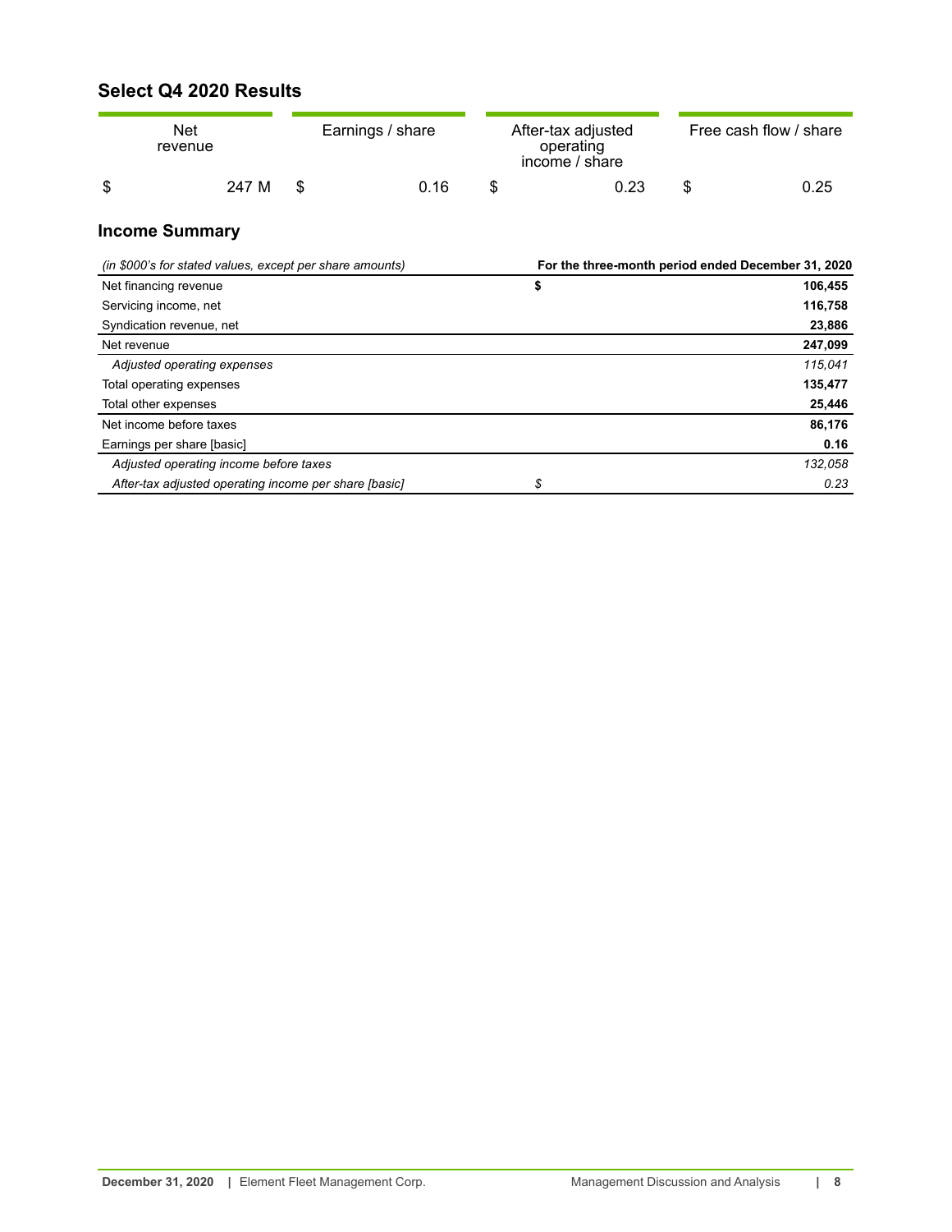## Select Q4 2020 Results

| Net revenue | Earnings / share | After-tax adjusted operating income / share | Free cash flow / share |
|---|---|---|---|
| $ 247 M | $ 0.16 | $ 0.23 | $ 0.25 |

## Income Summary

| *(in $000's for stated values, except per share amounts)* | | **For the three-month period ended December 31, 2020** |
|---|---|---|
| Net financing revenue | **$** | **106,455** |
| Servicing income, net | | **116,758** |
| Syndication revenue, net | | **23,886** |
| Net revenue | | **247,099** |
| *Adjusted operating expenses* | | *115,041* |
| Total operating expenses | | **135,477** |
| Total other expenses | | **25,446** |
| Net income before taxes | | **86,176** |
| Earnings per share [basic] | | **0.16** |
| *Adjusted operating income before taxes* | | *132,058* |
| *After-tax adjusted operating income per share [basic]* | *$* | *0.23* |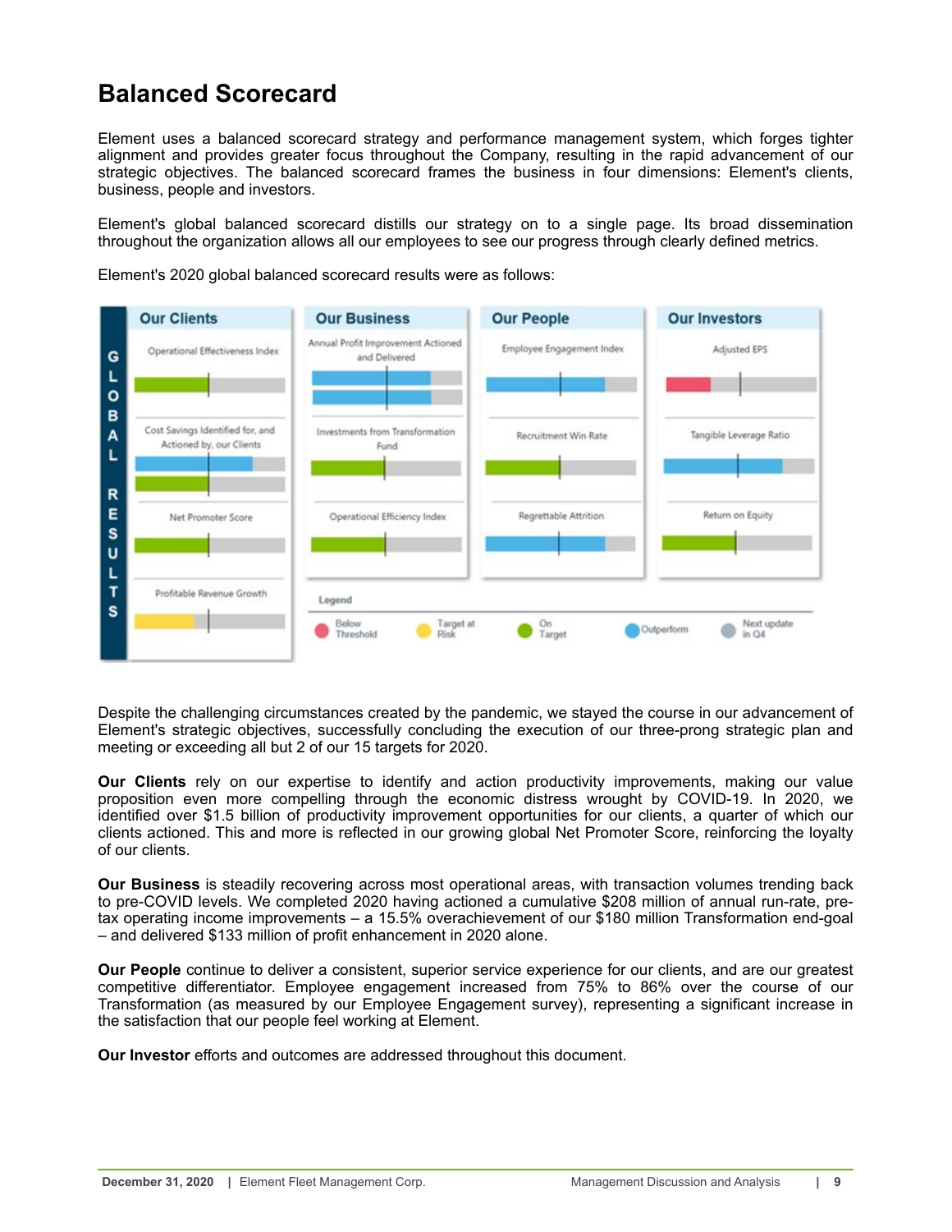# Balanced Scorecard

Element uses a balanced scorecard strategy and performance management system, which forges tighter alignment and provides greater focus throughout the Company, resulting in the rapid advancement of our strategic objectives. The balanced scorecard frames the business in four dimensions: Element's clients, business, people and investors.

Element's global balanced scorecard distills our strategy on to a single page. Its broad dissemination throughout the organization allows all our employees to see our progress through clearly defined metrics.

Element's 2020 global balanced scorecard results were as follows:

GLOBAL RESULTS

Our Clients
Operational Effectiveness Index
Cost Savings Identified for, and Actioned by, our Clients
Net Promoter Score
Profitable Revenue Growth

Our Business
Annual Profit Improvement Actioned and Delivered
Investments from Transformation Fund
Operational Efficiency Index

Our People
Employee Engagement Index
Recruitment Win Rate
Regrettable Attrition

Our Investors
Adjusted EPS
Tangible Leverage Ratio
Return on Equity

Legend
Below Threshold
Target at Risk
On Target
Outperform
Next update in Q4

Despite the challenging circumstances created by the pandemic, we stayed the course in our advancement of Element's strategic objectives, successfully concluding the execution of our three-prong strategic plan and meeting or exceeding all but 2 of our 15 targets for 2020.

**Our Clients** rely on our expertise to identify and action productivity improvements, making our value proposition even more compelling through the economic distress wrought by COVID-19. In 2020, we identified over $1.5 billion of productivity improvement opportunities for our clients, a quarter of which our clients actioned. This and more is reflected in our growing global Net Promoter Score, reinforcing the loyalty of our clients.

**Our Business** is steadily recovering across most operational areas, with transaction volumes trending back to pre-COVID levels. We completed 2020 having actioned a cumulative $208 million of annual run-rate, pre-tax operating income improvements – a 15.5% overachievement of our $180 million Transformation end-goal – and delivered $133 million of profit enhancement in 2020 alone.

**Our People** continue to deliver a consistent, superior service experience for our clients, and are our greatest competitive differentiator. Employee engagement increased from 75% to 86% over the course of our Transformation (as measured by our Employee Engagement survey), representing a significant increase in the satisfaction that our people feel working at Element.

**Our Investor** efforts and outcomes are addressed throughout this document.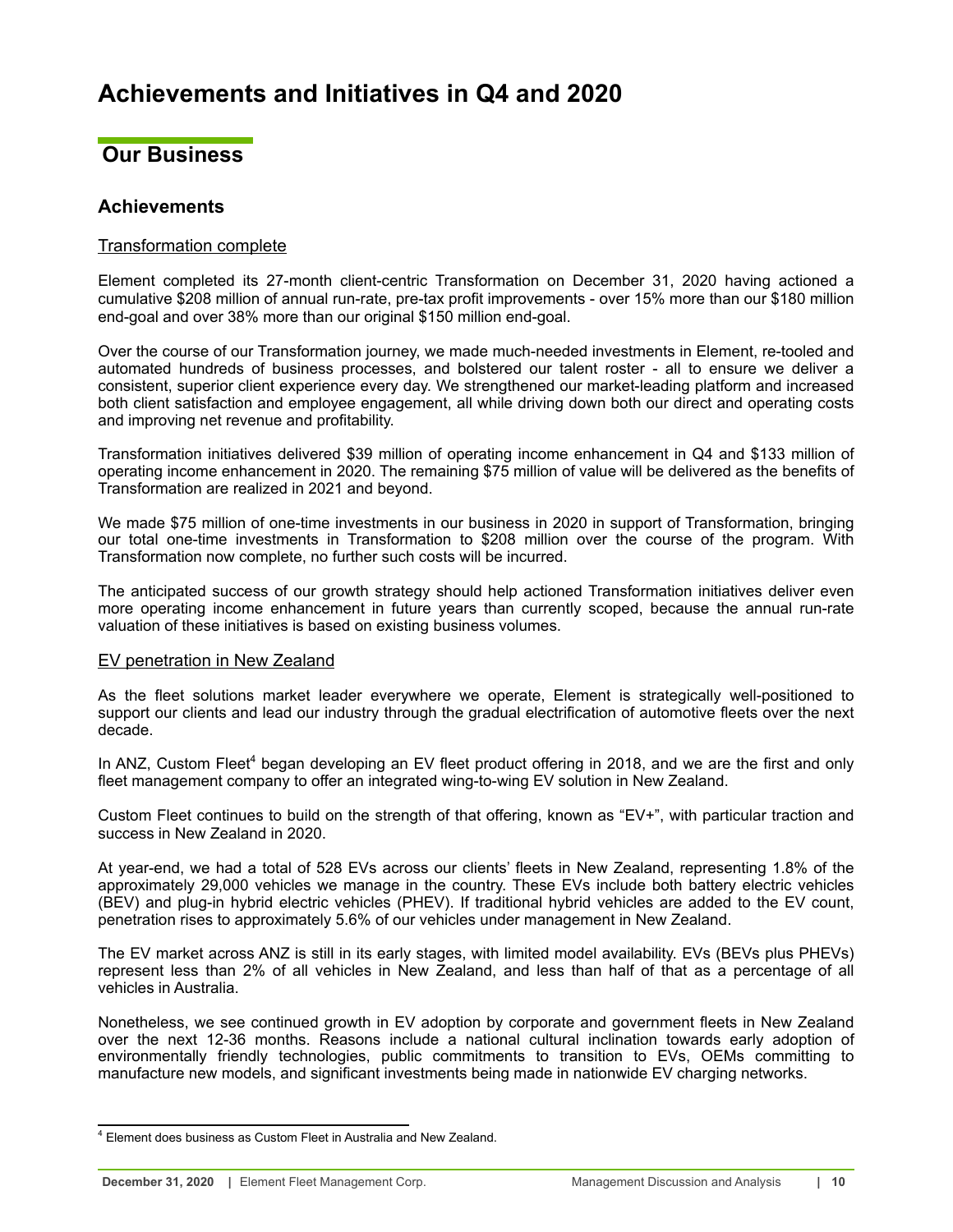# Achievements and Initiatives in Q4 and 2020

## Our Business

### Achievements

Transformation complete

Element completed its 27-month client-centric Transformation on December 31, 2020 having actioned a cumulative $208 million of annual run-rate, pre-tax profit improvements - over 15% more than our $180 million end-goal and over 38% more than our original $150 million end-goal.

Over the course of our Transformation journey, we made much-needed investments in Element, re-tooled and automated hundreds of business processes, and bolstered our talent roster - all to ensure we deliver a consistent, superior client experience every day. We strengthened our market-leading platform and increased both client satisfaction and employee engagement, all while driving down both our direct and operating costs and improving net revenue and profitability.

Transformation initiatives delivered $39 million of operating income enhancement in Q4 and $133 million of operating income enhancement in 2020. The remaining $75 million of value will be delivered as the benefits of Transformation are realized in 2021 and beyond.

We made $75 million of one-time investments in our business in 2020 in support of Transformation, bringing our total one-time investments in Transformation to $208 million over the course of the program. With Transformation now complete, no further such costs will be incurred.

The anticipated success of our growth strategy should help actioned Transformation initiatives deliver even more operating income enhancement in future years than currently scoped, because the annual run-rate valuation of these initiatives is based on existing business volumes.

EV penetration in New Zealand

As the fleet solutions market leader everywhere we operate, Element is strategically well-positioned to support our clients and lead our industry through the gradual electrification of automotive fleets over the next decade.

In ANZ, Custom Fleet[4] began developing an EV fleet product offering in 2018, and we are the first and only fleet management company to offer an integrated wing-to-wing EV solution in New Zealand.

Custom Fleet continues to build on the strength of that offering, known as "EV+", with particular traction and success in New Zealand in 2020.

At year-end, we had a total of 528 EVs across our clients' fleets in New Zealand, representing 1.8% of the approximately 29,000 vehicles we manage in the country. These EVs include both battery electric vehicles (BEV) and plug-in hybrid electric vehicles (PHEV). If traditional hybrid vehicles are added to the EV count, penetration rises to approximately 5.6% of our vehicles under management in New Zealand.

The EV market across ANZ is still in its early stages, with limited model availability. EVs (BEVs plus PHEVs) represent less than 2% of all vehicles in New Zealand, and less than half of that as a percentage of all vehicles in Australia.

Nonetheless, we see continued growth in EV adoption by corporate and government fleets in New Zealand over the next 12-36 months. Reasons include a national cultural inclination towards early adoption of environmentally friendly technologies, public commitments to transition to EVs, OEMs committing to manufacture new models, and significant investments being made in nationwide EV charging networks.

[4] Element does business as Custom Fleet in Australia and New Zealand.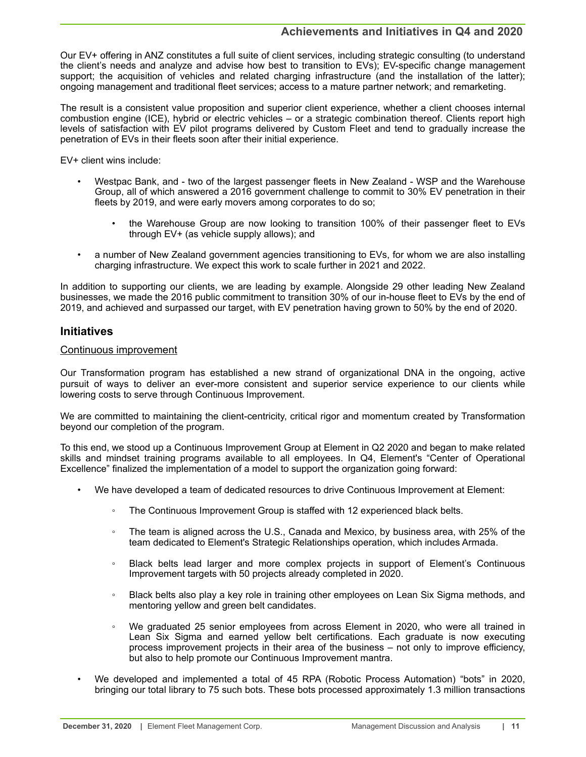Our EV+ offering in ANZ constitutes a full suite of client services, including strategic consulting (to understand the client's needs and analyze and advise how best to transition to EVs); EV-specific change management support; the acquisition of vehicles and related charging infrastructure (and the installation of the latter); ongoing management and traditional fleet services; access to a mature partner network; and remarketing.

The result is a consistent value proposition and superior client experience, whether a client chooses internal combustion engine (ICE), hybrid or electric vehicles – or a strategic combination thereof. Clients report high levels of satisfaction with EV pilot programs delivered by Custom Fleet and tend to gradually increase the penetration of EVs in their fleets soon after their initial experience.

EV+ client wins include:

- Westpac Bank, and - two of the largest passenger fleets in New Zealand - WSP and the Warehouse Group, all of which answered a 2016 government challenge to commit to 30% EV penetration in their fleets by 2019, and were early movers among corporates to do so;
    - the Warehouse Group are now looking to transition 100% of their passenger fleet to EVs through EV+ (as vehicle supply allows); and
- a number of New Zealand government agencies transitioning to EVs, for whom we are also installing charging infrastructure. We expect this work to scale further in 2021 and 2022.

In addition to supporting our clients, we are leading by example. Alongside 29 other leading New Zealand businesses, we made the 2016 public commitment to transition 30% of our in-house fleet to EVs by the end of 2019, and achieved and surpassed our target, with EV penetration having grown to 50% by the end of 2020.

## Initiatives

Continuous improvement

Our Transformation program has established a new strand of organizational DNA in the ongoing, active pursuit of ways to deliver an ever-more consistent and superior service experience to our clients while lowering costs to serve through Continuous Improvement.

We are committed to maintaining the client-centricity, critical rigor and momentum created by Transformation beyond our completion of the program.

To this end, we stood up a Continuous Improvement Group at Element in Q2 2020 and began to make related skills and mindset training programs available to all employees. In Q4, Element's "Center of Operational Excellence" finalized the implementation of a model to support the organization going forward:

- We have developed a team of dedicated resources to drive Continuous Improvement at Element:
    - The Continuous Improvement Group is staffed with 12 experienced black belts.
    - The team is aligned across the U.S., Canada and Mexico, by business area, with 25% of the team dedicated to Element's Strategic Relationships operation, which includes Armada.
    - Black belts lead larger and more complex projects in support of Element's Continuous Improvement targets with 50 projects already completed in 2020.
    - Black belts also play a key role in training other employees on Lean Six Sigma methods, and mentoring yellow and green belt candidates.
    - We graduated 25 senior employees from across Element in 2020, who were all trained in Lean Six Sigma and earned yellow belt certifications. Each graduate is now executing process improvement projects in their area of the business – not only to improve efficiency, but also to help promote our Continuous Improvement mantra.
- We developed and implemented a total of 45 RPA (Robotic Process Automation) "bots" in 2020, bringing our total library to 75 such bots. These bots processed approximately 1.3 million transactions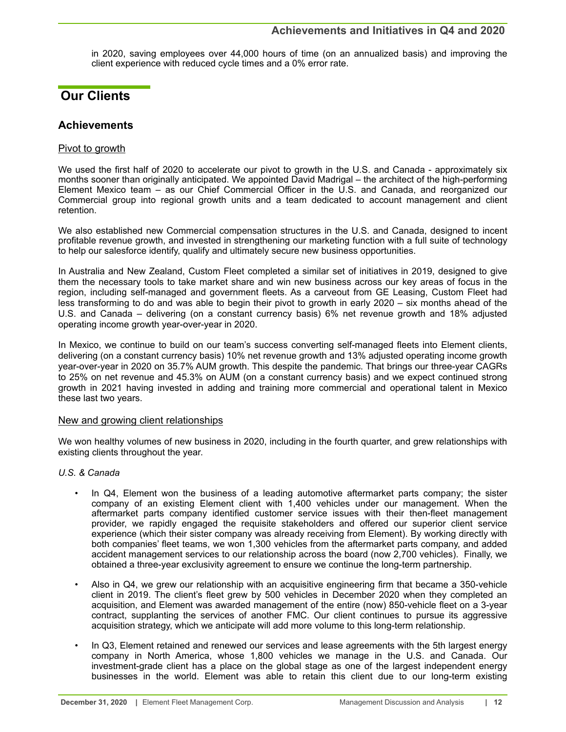in 2020, saving employees over 44,000 hours of time (on an annualized basis) and improving the client experience with reduced cycle times and a 0% error rate.

## Our Clients

### Achievements

Pivot to growth

We used the first half of 2020 to accelerate our pivot to growth in the U.S. and Canada - approximately six months sooner than originally anticipated. We appointed David Madrigal – the architect of the high-performing Element Mexico team – as our Chief Commercial Officer in the U.S. and Canada, and reorganized our Commercial group into regional growth units and a team dedicated to account management and client retention.

We also established new Commercial compensation structures in the U.S. and Canada, designed to incent profitable revenue growth, and invested in strengthening our marketing function with a full suite of technology to help our salesforce identify, qualify and ultimately secure new business opportunities.

In Australia and New Zealand, Custom Fleet completed a similar set of initiatives in 2019, designed to give them the necessary tools to take market share and win new business across our key areas of focus in the region, including self-managed and government fleets. As a carveout from GE Leasing, Custom Fleet had less transforming to do and was able to begin their pivot to growth in early 2020 – six months ahead of the U.S. and Canada – delivering (on a constant currency basis) 6% net revenue growth and 18% adjusted operating income growth year-over-year in 2020.

In Mexico, we continue to build on our team's success converting self-managed fleets into Element clients, delivering (on a constant currency basis) 10% net revenue growth and 13% adjusted operating income growth year-over-year in 2020 on 35.7% AUM growth. This despite the pandemic. That brings our three-year CAGRs to 25% on net revenue and 45.3% on AUM (on a constant currency basis) and we expect continued strong growth in 2021 having invested in adding and training more commercial and operational talent in Mexico these last two years.

New and growing client relationships

We won healthy volumes of new business in 2020, including in the fourth quarter, and grew relationships with existing clients throughout the year.

*U.S. & Canada*

- In Q4, Element won the business of a leading automotive aftermarket parts company; the sister company of an existing Element client with 1,400 vehicles under our management. When the aftermarket parts company identified customer service issues with their then-fleet management provider, we rapidly engaged the requisite stakeholders and offered our superior client service experience (which their sister company was already receiving from Element). By working directly with both companies' fleet teams, we won 1,300 vehicles from the aftermarket parts company, and added accident management services to our relationship across the board (now 2,700 vehicles). Finally, we obtained a three-year exclusivity agreement to ensure we continue the long-term partnership.

- Also in Q4, we grew our relationship with an acquisitive engineering firm that became a 350-vehicle client in 2019. The client's fleet grew by 500 vehicles in December 2020 when they completed an acquisition, and Element was awarded management of the entire (now) 850-vehicle fleet on a 3-year contract, supplanting the services of another FMC. Our client continues to pursue its aggressive acquisition strategy, which we anticipate will add more volume to this long-term relationship.

- In Q3, Element retained and renewed our services and lease agreements with the 5th largest energy company in North America, whose 1,800 vehicles we manage in the U.S. and Canada. Our investment-grade client has a place on the global stage as one of the largest independent energy businesses in the world. Element was able to retain this client due to our long-term existing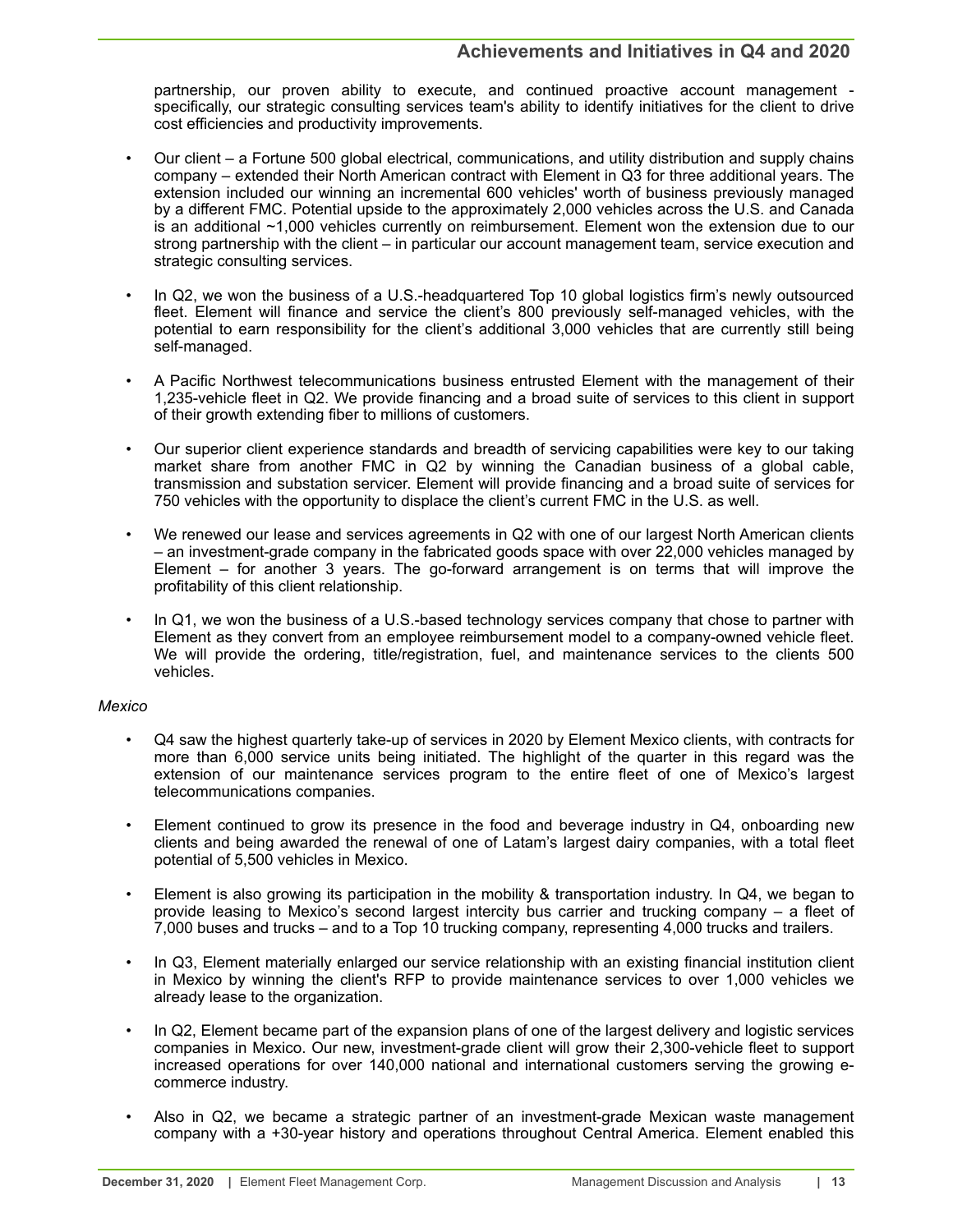partnership, our proven ability to execute, and continued proactive account management - specifically, our strategic consulting services team's ability to identify initiatives for the client to drive cost efficiencies and productivity improvements.

- Our client – a Fortune 500 global electrical, communications, and utility distribution and supply chains company – extended their North American contract with Element in Q3 for three additional years. The extension included our winning an incremental 600 vehicles' worth of business previously managed by a different FMC. Potential upside to the approximately 2,000 vehicles across the U.S. and Canada is an additional ~1,000 vehicles currently on reimbursement. Element won the extension due to our strong partnership with the client – in particular our account management team, service execution and strategic consulting services.

- In Q2, we won the business of a U.S.-headquartered Top 10 global logistics firm's newly outsourced fleet. Element will finance and service the client's 800 previously self-managed vehicles, with the potential to earn responsibility for the client's additional 3,000 vehicles that are currently still being self-managed.

- A Pacific Northwest telecommunications business entrusted Element with the management of their 1,235-vehicle fleet in Q2. We provide financing and a broad suite of services to this client in support of their growth extending fiber to millions of customers.

- Our superior client experience standards and breadth of servicing capabilities were key to our taking market share from another FMC in Q2 by winning the Canadian business of a global cable, transmission and substation servicer. Element will provide financing and a broad suite of services for 750 vehicles with the opportunity to displace the client's current FMC in the U.S. as well.

- We renewed our lease and services agreements in Q2 with one of our largest North American clients – an investment-grade company in the fabricated goods space with over 22,000 vehicles managed by Element – for another 3 years. The go-forward arrangement is on terms that will improve the profitability of this client relationship.

- In Q1, we won the business of a U.S.-based technology services company that chose to partner with Element as they convert from an employee reimbursement model to a company-owned vehicle fleet. We will provide the ordering, title/registration, fuel, and maintenance services to the clients 500 vehicles.

*Mexico*

- Q4 saw the highest quarterly take-up of services in 2020 by Element Mexico clients, with contracts for more than 6,000 service units being initiated. The highlight of the quarter in this regard was the extension of our maintenance services program to the entire fleet of one of Mexico's largest telecommunications companies.

- Element continued to grow its presence in the food and beverage industry in Q4, onboarding new clients and being awarded the renewal of one of Latam's largest dairy companies, with a total fleet potential of 5,500 vehicles in Mexico.

- Element is also growing its participation in the mobility & transportation industry. In Q4, we began to provide leasing to Mexico's second largest intercity bus carrier and trucking company – a fleet of 7,000 buses and trucks – and to a Top 10 trucking company, representing 4,000 trucks and trailers.

- In Q3, Element materially enlarged our service relationship with an existing financial institution client in Mexico by winning the client's RFP to provide maintenance services to over 1,000 vehicles we already lease to the organization.

- In Q2, Element became part of the expansion plans of one of the largest delivery and logistic services companies in Mexico. Our new, investment-grade client will grow their 2,300-vehicle fleet to support increased operations for over 140,000 national and international customers serving the growing e-commerce industry.

- Also in Q2, we became a strategic partner of an investment-grade Mexican waste management company with a +30-year history and operations throughout Central America. Element enabled this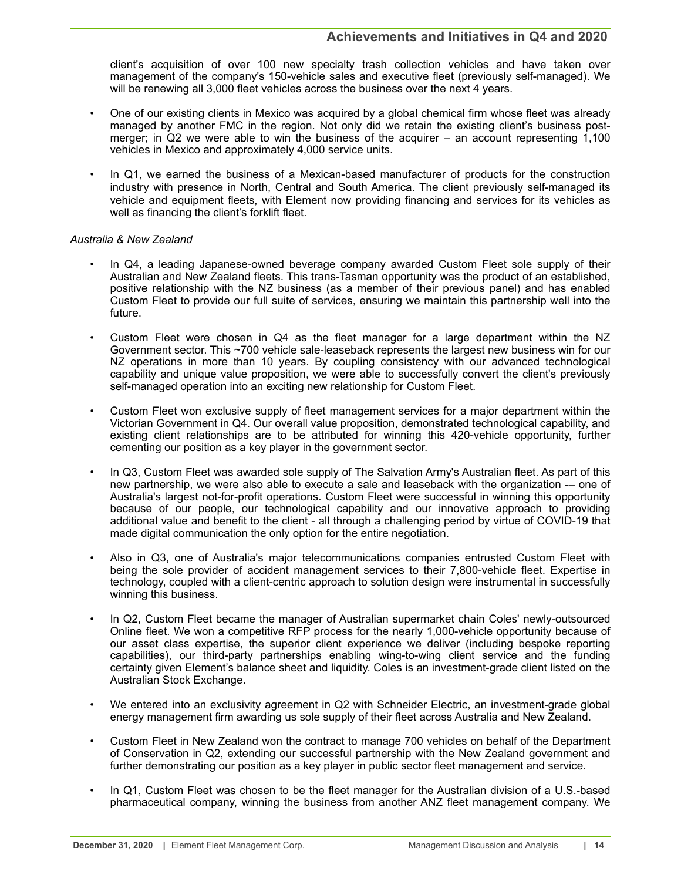client's acquisition of over 100 new specialty trash collection vehicles and have taken over management of the company's 150-vehicle sales and executive fleet (previously self-managed). We will be renewing all 3,000 fleet vehicles across the business over the next 4 years.

- One of our existing clients in Mexico was acquired by a global chemical firm whose fleet was already managed by another FMC in the region. Not only did we retain the existing client's business post-merger; in Q2 we were able to win the business of the acquirer – an account representing 1,100 vehicles in Mexico and approximately 4,000 service units.
- In Q1, we earned the business of a Mexican-based manufacturer of products for the construction industry with presence in North, Central and South America. The client previously self-managed its vehicle and equipment fleets, with Element now providing financing and services for its vehicles as well as financing the client's forklift fleet.

*Australia & New Zealand*

- In Q4, a leading Japanese-owned beverage company awarded Custom Fleet sole supply of their Australian and New Zealand fleets. This trans-Tasman opportunity was the product of an established, positive relationship with the NZ business (as a member of their previous panel) and has enabled Custom Fleet to provide our full suite of services, ensuring we maintain this partnership well into the future.
- Custom Fleet were chosen in Q4 as the fleet manager for a large department within the NZ Government sector. This ~700 vehicle sale-leaseback represents the largest new business win for our NZ operations in more than 10 years. By coupling consistency with our advanced technological capability and unique value proposition, we were able to successfully convert the client's previously self-managed operation into an exciting new relationship for Custom Fleet.
- Custom Fleet won exclusive supply of fleet management services for a major department within the Victorian Government in Q4. Our overall value proposition, demonstrated technological capability, and existing client relationships are to be attributed for winning this 420-vehicle opportunity, further cementing our position as a key player in the government sector.
- In Q3, Custom Fleet was awarded sole supply of The Salvation Army's Australian fleet. As part of this new partnership, we were also able to execute a sale and leaseback with the organization -– one of Australia's largest not-for-profit operations. Custom Fleet were successful in winning this opportunity because of our people, our technological capability and our innovative approach to providing additional value and benefit to the client - all through a challenging period by virtue of COVID-19 that made digital communication the only option for the entire negotiation.
- Also in Q3, one of Australia's major telecommunications companies entrusted Custom Fleet with being the sole provider of accident management services to their 7,800-vehicle fleet. Expertise in technology, coupled with a client-centric approach to solution design were instrumental in successfully winning this business.
- In Q2, Custom Fleet became the manager of Australian supermarket chain Coles' newly-outsourced Online fleet. We won a competitive RFP process for the nearly 1,000-vehicle opportunity because of our asset class expertise, the superior client experience we deliver (including bespoke reporting capabilities), our third-party partnerships enabling wing-to-wing client service and the funding certainty given Element's balance sheet and liquidity. Coles is an investment-grade client listed on the Australian Stock Exchange.
- We entered into an exclusivity agreement in Q2 with Schneider Electric, an investment-grade global energy management firm awarding us sole supply of their fleet across Australia and New Zealand.
- Custom Fleet in New Zealand won the contract to manage 700 vehicles on behalf of the Department of Conservation in Q2, extending our successful partnership with the New Zealand government and further demonstrating our position as a key player in public sector fleet management and service.
- In Q1, Custom Fleet was chosen to be the fleet manager for the Australian division of a U.S.-based pharmaceutical company, winning the business from another ANZ fleet management company. We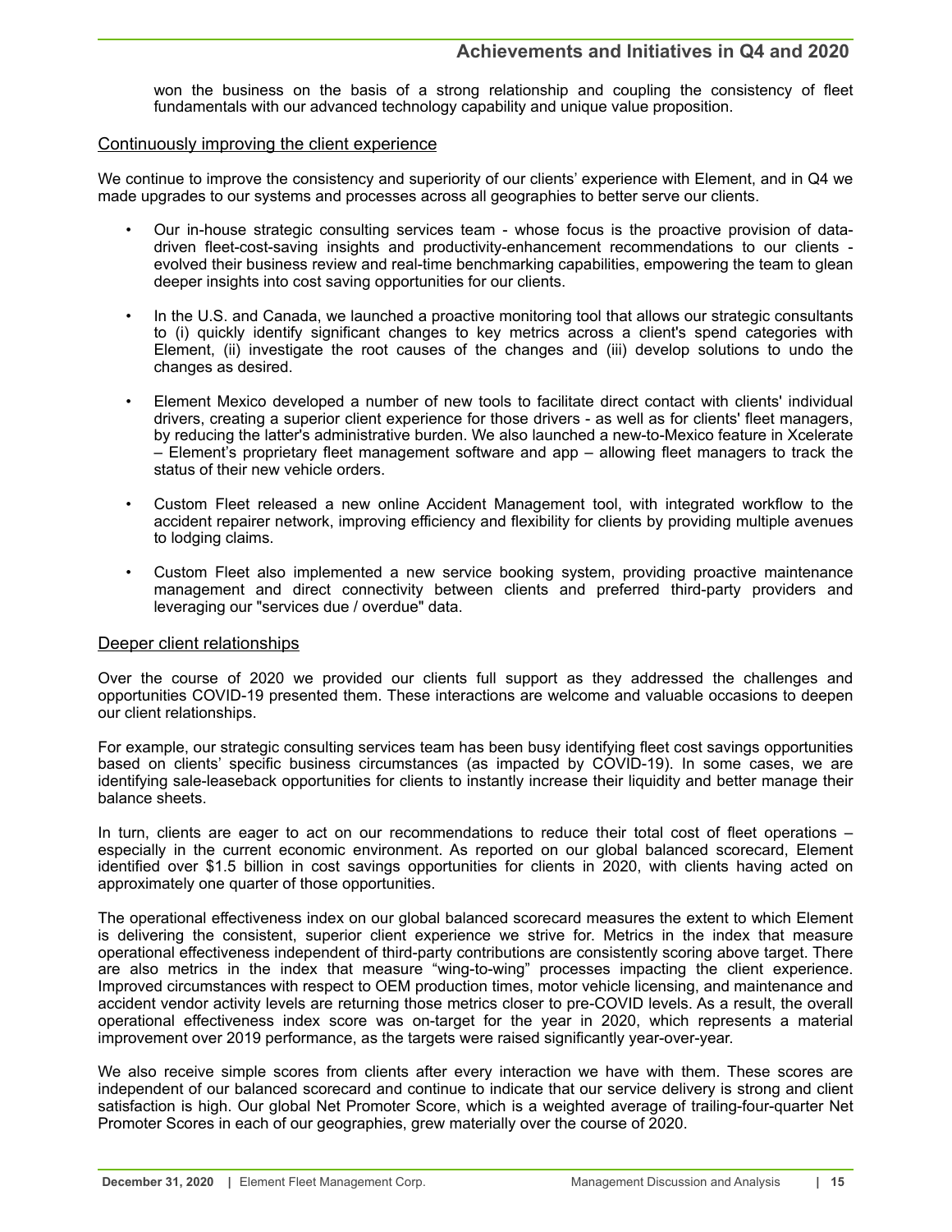won the business on the basis of a strong relationship and coupling the consistency of fleet fundamentals with our advanced technology capability and unique value proposition.

## Continuously improving the client experience

We continue to improve the consistency and superiority of our clients' experience with Element, and in Q4 we made upgrades to our systems and processes across all geographies to better serve our clients.

- Our in-house strategic consulting services team - whose focus is the proactive provision of data-driven fleet-cost-saving insights and productivity-enhancement recommendations to our clients - evolved their business review and real-time benchmarking capabilities, empowering the team to glean deeper insights into cost saving opportunities for our clients.
- In the U.S. and Canada, we launched a proactive monitoring tool that allows our strategic consultants to (i) quickly identify significant changes to key metrics across a client's spend categories with Element, (ii) investigate the root causes of the changes and (iii) develop solutions to undo the changes as desired.
- Element Mexico developed a number of new tools to facilitate direct contact with clients' individual drivers, creating a superior client experience for those drivers - as well as for clients' fleet managers, by reducing the latter's administrative burden. We also launched a new-to-Mexico feature in Xcelerate – Element's proprietary fleet management software and app – allowing fleet managers to track the status of their new vehicle orders.
- Custom Fleet released a new online Accident Management tool, with integrated workflow to the accident repairer network, improving efficiency and flexibility for clients by providing multiple avenues to lodging claims.
- Custom Fleet also implemented a new service booking system, providing proactive maintenance management and direct connectivity between clients and preferred third-party providers and leveraging our "services due / overdue" data.

## Deeper client relationships

Over the course of 2020 we provided our clients full support as they addressed the challenges and opportunities COVID-19 presented them. These interactions are welcome and valuable occasions to deepen our client relationships.

For example, our strategic consulting services team has been busy identifying fleet cost savings opportunities based on clients' specific business circumstances (as impacted by COVID-19). In some cases, we are identifying sale-leaseback opportunities for clients to instantly increase their liquidity and better manage their balance sheets.

In turn, clients are eager to act on our recommendations to reduce their total cost of fleet operations – especially in the current economic environment. As reported on our global balanced scorecard, Element identified over $1.5 billion in cost savings opportunities for clients in 2020, with clients having acted on approximately one quarter of those opportunities.

The operational effectiveness index on our global balanced scorecard measures the extent to which Element is delivering the consistent, superior client experience we strive for. Metrics in the index that measure operational effectiveness independent of third-party contributions are consistently scoring above target. There are also metrics in the index that measure "wing-to-wing" processes impacting the client experience. Improved circumstances with respect to OEM production times, motor vehicle licensing, and maintenance and accident vendor activity levels are returning those metrics closer to pre-COVID levels. As a result, the overall operational effectiveness index score was on-target for the year in 2020, which represents a material improvement over 2019 performance, as the targets were raised significantly year-over-year.

We also receive simple scores from clients after every interaction we have with them. These scores are independent of our balanced scorecard and continue to indicate that our service delivery is strong and client satisfaction is high. Our global Net Promoter Score, which is a weighted average of trailing-four-quarter Net Promoter Scores in each of our geographies, grew materially over the course of 2020.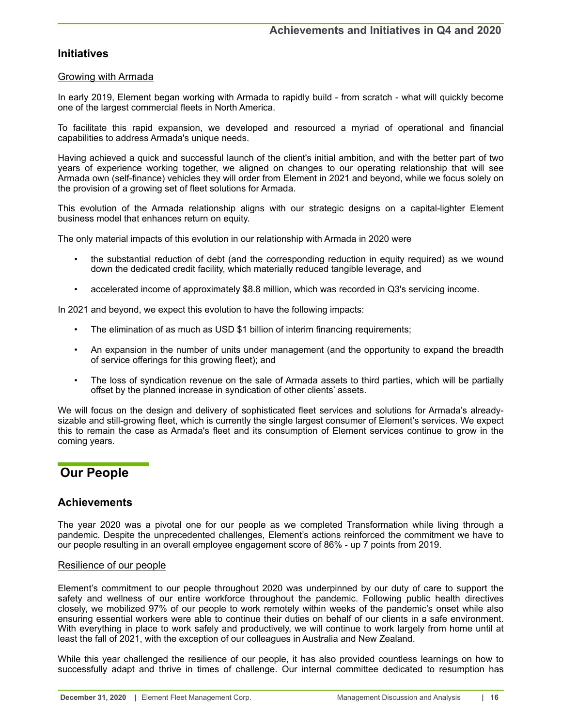## Initiatives

Growing with Armada

In early 2019, Element began working with Armada to rapidly build - from scratch - what will quickly become one of the largest commercial fleets in North America.

To facilitate this rapid expansion, we developed and resourced a myriad of operational and financial capabilities to address Armada's unique needs.

Having achieved a quick and successful launch of the client's initial ambition, and with the better part of two years of experience working together, we aligned on changes to our operating relationship that will see Armada own (self-finance) vehicles they will order from Element in 2021 and beyond, while we focus solely on the provision of a growing set of fleet solutions for Armada.

This evolution of the Armada relationship aligns with our strategic designs on a capital-lighter Element business model that enhances return on equity.

The only material impacts of this evolution in our relationship with Armada in 2020 were

- the substantial reduction of debt (and the corresponding reduction in equity required) as we wound down the dedicated credit facility, which materially reduced tangible leverage, and
- accelerated income of approximately $8.8 million, which was recorded in Q3's servicing income.

In 2021 and beyond, we expect this evolution to have the following impacts:

- The elimination of as much as USD $1 billion of interim financing requirements;
- An expansion in the number of units under management (and the opportunity to expand the breadth of service offerings for this growing fleet); and
- The loss of syndication revenue on the sale of Armada assets to third parties, which will be partially offset by the planned increase in syndication of other clients' assets.

We will focus on the design and delivery of sophisticated fleet services and solutions for Armada's already-sizable and still-growing fleet, which is currently the single largest consumer of Element's services. We expect this to remain the case as Armada's fleet and its consumption of Element services continue to grow in the coming years.

# Our People

## Achievements

The year 2020 was a pivotal one for our people as we completed Transformation while living through a pandemic. Despite the unprecedented challenges, Element's actions reinforced the commitment we have to our people resulting in an overall employee engagement score of 86% - up 7 points from 2019.

Resilience of our people

Element's commitment to our people throughout 2020 was underpinned by our duty of care to support the safety and wellness of our entire workforce throughout the pandemic. Following public health directives closely, we mobilized 97% of our people to work remotely within weeks of the pandemic's onset while also ensuring essential workers were able to continue their duties on behalf of our clients in a safe environment. With everything in place to work safely and productively, we will continue to work largely from home until at least the fall of 2021, with the exception of our colleagues in Australia and New Zealand.

While this year challenged the resilience of our people, it has also provided countless learnings on how to successfully adapt and thrive in times of challenge. Our internal committee dedicated to resumption has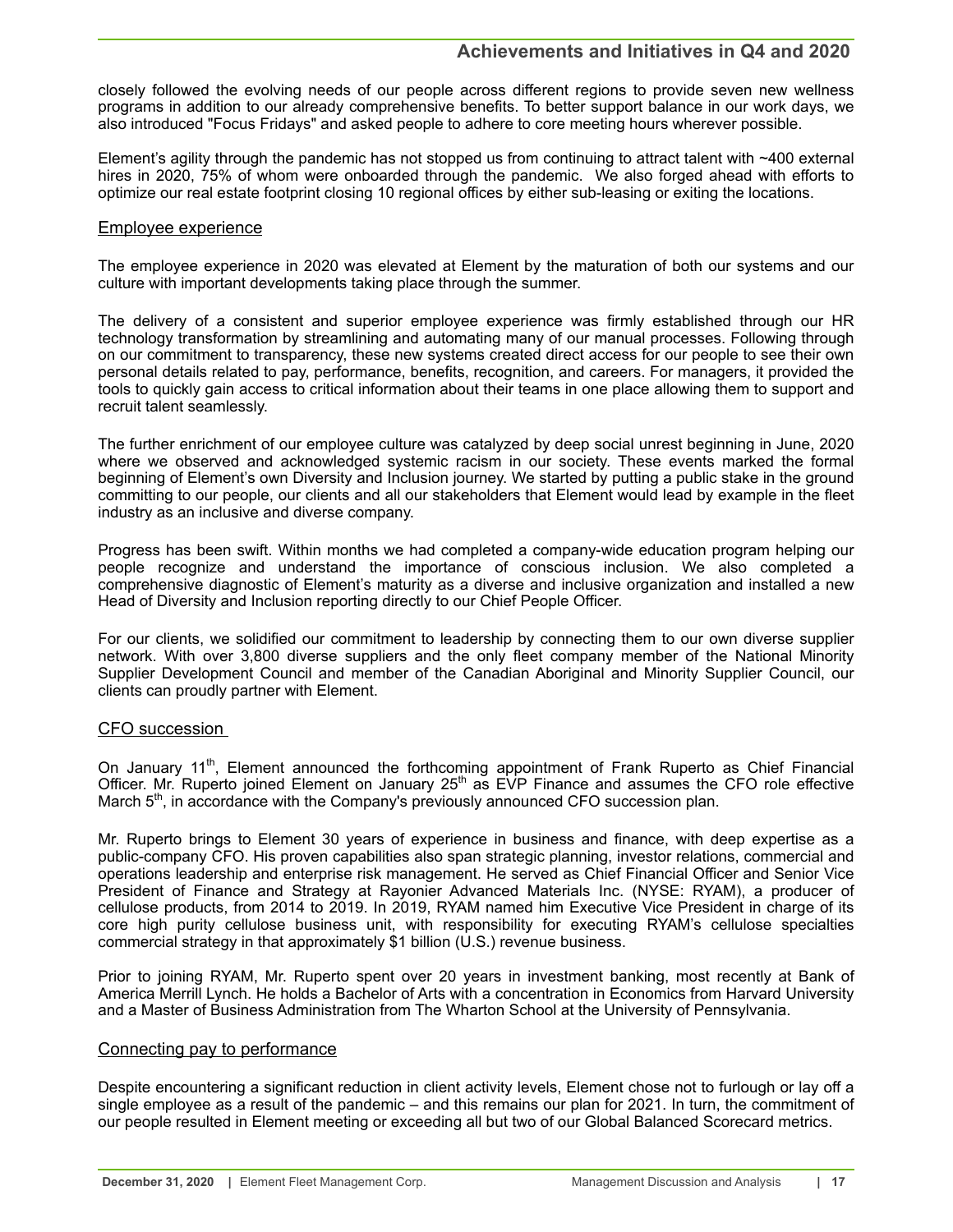closely followed the evolving needs of our people across different regions to provide seven new wellness programs in addition to our already comprehensive benefits. To better support balance in our work days, we also introduced "Focus Fridays" and asked people to adhere to core meeting hours wherever possible.

Element's agility through the pandemic has not stopped us from continuing to attract talent with ~400 external hires in 2020, 75% of whom were onboarded through the pandemic. We also forged ahead with efforts to optimize our real estate footprint closing 10 regional offices by either sub-leasing or exiting the locations.

### Employee experience

The employee experience in 2020 was elevated at Element by the maturation of both our systems and our culture with important developments taking place through the summer.

The delivery of a consistent and superior employee experience was firmly established through our HR technology transformation by streamlining and automating many of our manual processes. Following through on our commitment to transparency, these new systems created direct access for our people to see their own personal details related to pay, performance, benefits, recognition, and careers. For managers, it provided the tools to quickly gain access to critical information about their teams in one place allowing them to support and recruit talent seamlessly.

The further enrichment of our employee culture was catalyzed by deep social unrest beginning in June, 2020 where we observed and acknowledged systemic racism in our society. These events marked the formal beginning of Element's own Diversity and Inclusion journey. We started by putting a public stake in the ground committing to our people, our clients and all our stakeholders that Element would lead by example in the fleet industry as an inclusive and diverse company.

Progress has been swift. Within months we had completed a company-wide education program helping our people recognize and understand the importance of conscious inclusion. We also completed a comprehensive diagnostic of Element's maturity as a diverse and inclusive organization and installed a new Head of Diversity and Inclusion reporting directly to our Chief People Officer.

For our clients, we solidified our commitment to leadership by connecting them to our own diverse supplier network. With over 3,800 diverse suppliers and the only fleet company member of the National Minority Supplier Development Council and member of the Canadian Aboriginal and Minority Supplier Council, our clients can proudly partner with Element.

### CFO succession

On January 11th, Element announced the forthcoming appointment of Frank Ruperto as Chief Financial Officer. Mr. Ruperto joined Element on January 25th as EVP Finance and assumes the CFO role effective March 5th, in accordance with the Company's previously announced CFO succession plan.

Mr. Ruperto brings to Element 30 years of experience in business and finance, with deep expertise as a public-company CFO. His proven capabilities also span strategic planning, investor relations, commercial and operations leadership and enterprise risk management. He served as Chief Financial Officer and Senior Vice President of Finance and Strategy at Rayonier Advanced Materials Inc. (NYSE: RYAM), a producer of cellulose products, from 2014 to 2019. In 2019, RYAM named him Executive Vice President in charge of its core high purity cellulose business unit, with responsibility for executing RYAM's cellulose specialties commercial strategy in that approximately $1 billion (U.S.) revenue business.

Prior to joining RYAM, Mr. Ruperto spent over 20 years in investment banking, most recently at Bank of America Merrill Lynch. He holds a Bachelor of Arts with a concentration in Economics from Harvard University and a Master of Business Administration from The Wharton School at the University of Pennsylvania.

### Connecting pay to performance

Despite encountering a significant reduction in client activity levels, Element chose not to furlough or lay off a single employee as a result of the pandemic – and this remains our plan for 2021. In turn, the commitment of our people resulted in Element meeting or exceeding all but two of our Global Balanced Scorecard metrics.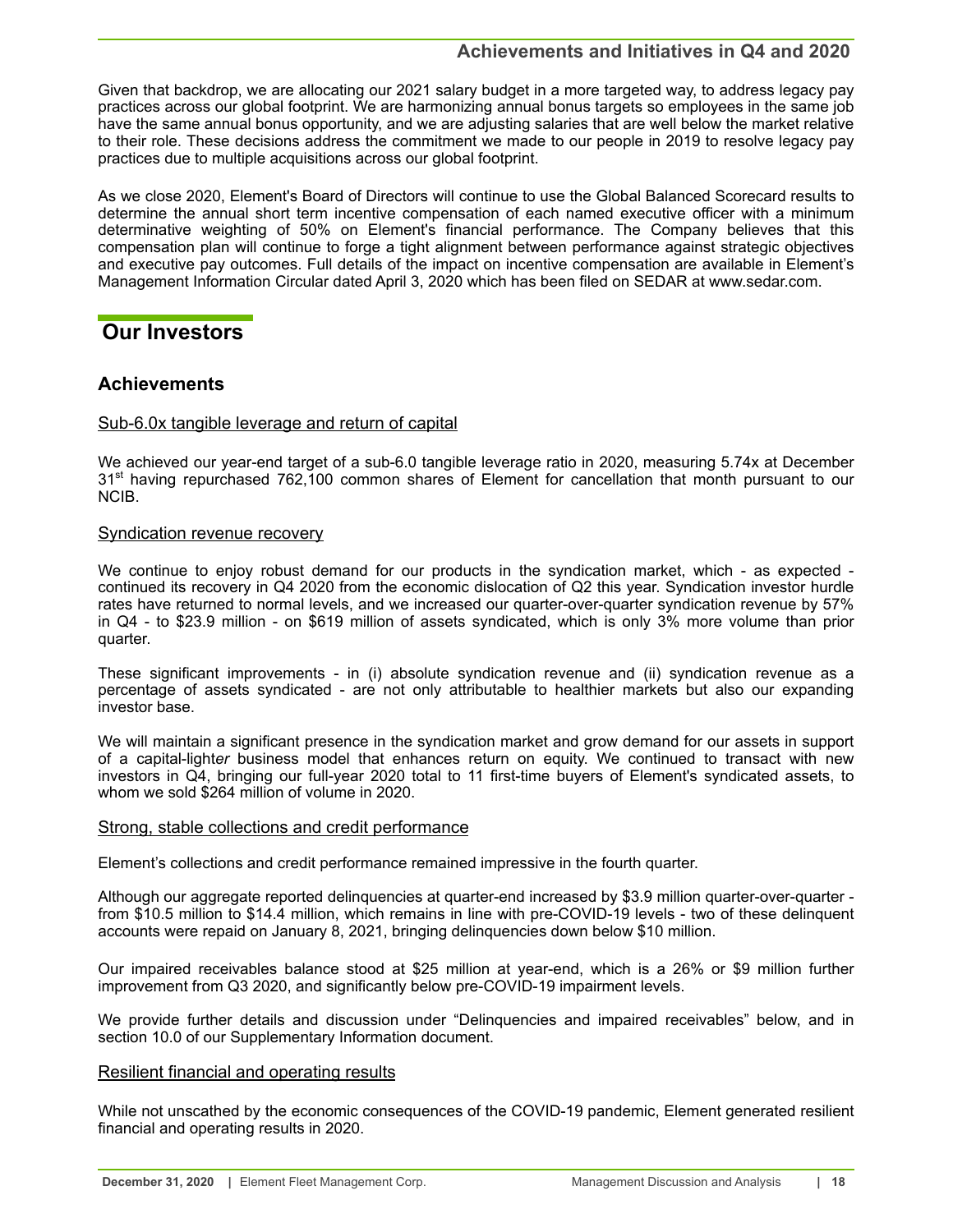Given that backdrop, we are allocating our 2021 salary budget in a more targeted way, to address legacy pay practices across our global footprint. We are harmonizing annual bonus targets so employees in the same job have the same annual bonus opportunity, and we are adjusting salaries that are well below the market relative to their role. These decisions address the commitment we made to our people in 2019 to resolve legacy pay practices due to multiple acquisitions across our global footprint.

As we close 2020, Element's Board of Directors will continue to use the Global Balanced Scorecard results to determine the annual short term incentive compensation of each named executive officer with a minimum determinative weighting of 50% on Element's financial performance. The Company believes that this compensation plan will continue to forge a tight alignment between performance against strategic objectives and executive pay outcomes. Full details of the impact on incentive compensation are available in Element's Management Information Circular dated April 3, 2020 which has been filed on SEDAR at www.sedar.com.

# Our Investors

## Achievements

### Sub-6.0x tangible leverage and return of capital

We achieved our year-end target of a sub-6.0 tangible leverage ratio in 2020, measuring 5.74x at December 31st having repurchased 762,100 common shares of Element for cancellation that month pursuant to our NCIB.

### Syndication revenue recovery

We continue to enjoy robust demand for our products in the syndication market, which - as expected - continued its recovery in Q4 2020 from the economic dislocation of Q2 this year. Syndication investor hurdle rates have returned to normal levels, and we increased our quarter-over-quarter syndication revenue by 57% in Q4 - to $23.9 million - on $619 million of assets syndicated, which is only 3% more volume than prior quarter.

These significant improvements - in (i) absolute syndication revenue and (ii) syndication revenue as a percentage of assets syndicated - are not only attributable to healthier markets but also our expanding investor base.

We will maintain a significant presence in the syndication market and grow demand for our assets in support of a capital-light*er* business model that enhances return on equity. We continued to transact with new investors in Q4, bringing our full-year 2020 total to 11 first-time buyers of Element's syndicated assets, to whom we sold $264 million of volume in 2020.

### Strong, stable collections and credit performance

Element's collections and credit performance remained impressive in the fourth quarter.

Although our aggregate reported delinquencies at quarter-end increased by $3.9 million quarter-over-quarter - from $10.5 million to $14.4 million, which remains in line with pre-COVID-19 levels - two of these delinquent accounts were repaid on January 8, 2021, bringing delinquencies down below $10 million.

Our impaired receivables balance stood at $25 million at year-end, which is a 26% or $9 million further improvement from Q3 2020, and significantly below pre-COVID-19 impairment levels.

We provide further details and discussion under "Delinquencies and impaired receivables" below, and in section 10.0 of our Supplementary Information document.

### Resilient financial and operating results

While not unscathed by the economic consequences of the COVID-19 pandemic, Element generated resilient financial and operating results in 2020.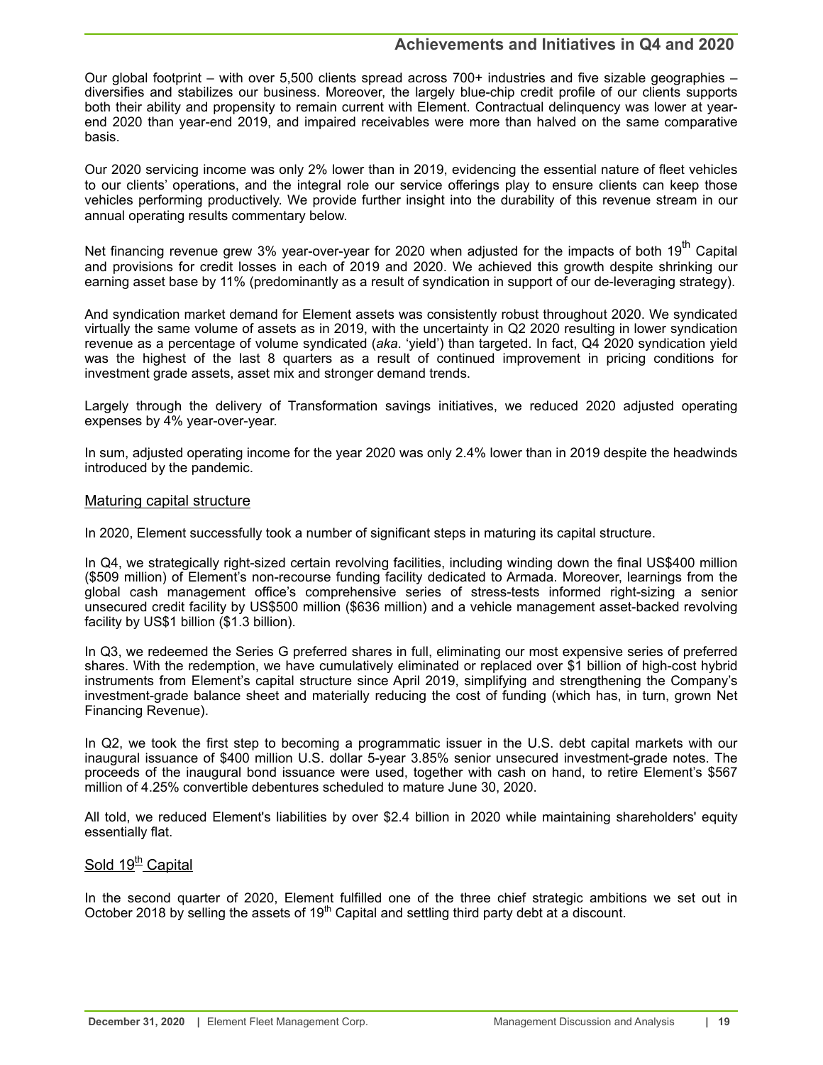## Achievements and Initiatives in Q4 and 2020

Our global footprint – with over 5,500 clients spread across 700+ industries and five sizable geographies – diversifies and stabilizes our business. Moreover, the largely blue-chip credit profile of our clients supports both their ability and propensity to remain current with Element. Contractual delinquency was lower at year-end 2020 than year-end 2019, and impaired receivables were more than halved on the same comparative basis.

Our 2020 servicing income was only 2% lower than in 2019, evidencing the essential nature of fleet vehicles to our clients' operations, and the integral role our service offerings play to ensure clients can keep those vehicles performing productively. We provide further insight into the durability of this revenue stream in our annual operating results commentary below.

Net financing revenue grew 3% year-over-year for 2020 when adjusted for the impacts of both 19th Capital and provisions for credit losses in each of 2019 and 2020. We achieved this growth despite shrinking our earning asset base by 11% (predominantly as a result of syndication in support of our de-leveraging strategy).

And syndication market demand for Element assets was consistently robust throughout 2020. We syndicated virtually the same volume of assets as in 2019, with the uncertainty in Q2 2020 resulting in lower syndication revenue as a percentage of volume syndicated (*aka*. 'yield') than targeted. In fact, Q4 2020 syndication yield was the highest of the last 8 quarters as a result of continued improvement in pricing conditions for investment grade assets, asset mix and stronger demand trends.

Largely through the delivery of Transformation savings initiatives, we reduced 2020 adjusted operating expenses by 4% year-over-year.

In sum, adjusted operating income for the year 2020 was only 2.4% lower than in 2019 despite the headwinds introduced by the pandemic.

### Maturing capital structure

In 2020, Element successfully took a number of significant steps in maturing its capital structure.

In Q4, we strategically right-sized certain revolving facilities, including winding down the final US$400 million ($509 million) of Element's non-recourse funding facility dedicated to Armada. Moreover, learnings from the global cash management office's comprehensive series of stress-tests informed right-sizing a senior unsecured credit facility by US$500 million ($636 million) and a vehicle management asset-backed revolving facility by US$1 billion ($1.3 billion).

In Q3, we redeemed the Series G preferred shares in full, eliminating our most expensive series of preferred shares. With the redemption, we have cumulatively eliminated or replaced over $1 billion of high-cost hybrid instruments from Element's capital structure since April 2019, simplifying and strengthening the Company's investment-grade balance sheet and materially reducing the cost of funding (which has, in turn, grown Net Financing Revenue).

In Q2, we took the first step to becoming a programmatic issuer in the U.S. debt capital markets with our inaugural issuance of $400 million U.S. dollar 5-year 3.85% senior unsecured investment-grade notes. The proceeds of the inaugural bond issuance were used, together with cash on hand, to retire Element's $567 million of 4.25% convertible debentures scheduled to mature June 30, 2020.

All told, we reduced Element's liabilities by over $2.4 billion in 2020 while maintaining shareholders' equity essentially flat.

### Sold 19th Capital

In the second quarter of 2020, Element fulfilled one of the three chief strategic ambitions we set out in October 2018 by selling the assets of 19th Capital and settling third party debt at a discount.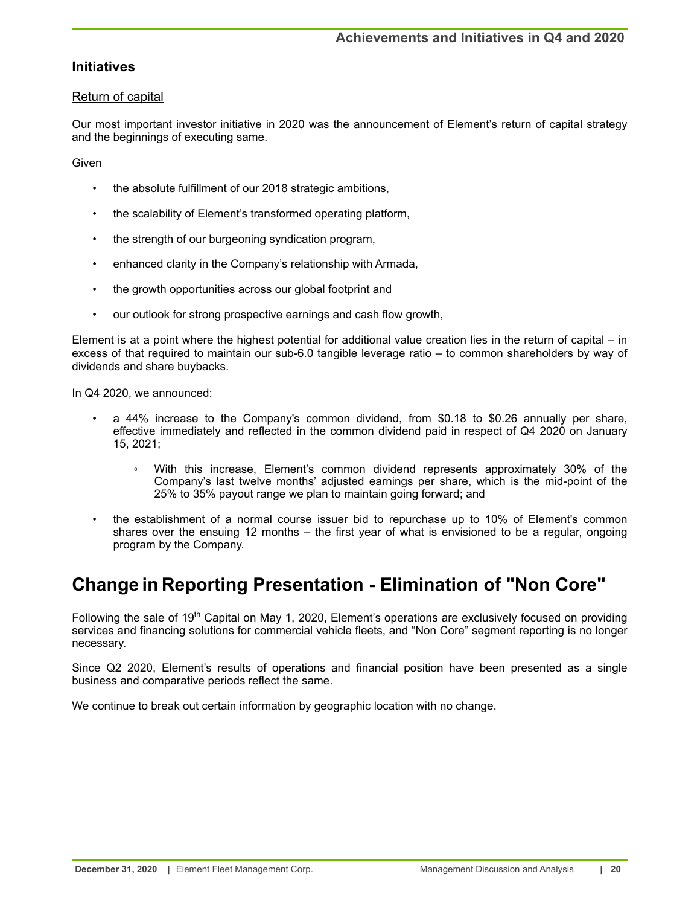### Initiatives

Return of capital

Our most important investor initiative in 2020 was the announcement of Element's return of capital strategy and the beginnings of executing same.

Given

- the absolute fulfillment of our 2018 strategic ambitions,
- the scalability of Element's transformed operating platform,
- the strength of our burgeoning syndication program,
- enhanced clarity in the Company's relationship with Armada,
- the growth opportunities across our global footprint and
- our outlook for strong prospective earnings and cash flow growth,

Element is at a point where the highest potential for additional value creation lies in the return of capital – in excess of that required to maintain our sub-6.0 tangible leverage ratio – to common shareholders by way of dividends and share buybacks.

In Q4 2020, we announced:

- a 44% increase to the Company's common dividend, from $0.18 to $0.26 annually per share, effective immediately and reflected in the common dividend paid in respect of Q4 2020 on January 15, 2021;
  - With this increase, Element's common dividend represents approximately 30% of the Company's last twelve months' adjusted earnings per share, which is the mid-point of the 25% to 35% payout range we plan to maintain going forward; and
- the establishment of a normal course issuer bid to repurchase up to 10% of Element's common shares over the ensuing 12 months – the first year of what is envisioned to be a regular, ongoing program by the Company.

# Change in Reporting Presentation - Elimination of "Non Core"

Following the sale of 19th Capital on May 1, 2020, Element's operations are exclusively focused on providing services and financing solutions for commercial vehicle fleets, and "Non Core" segment reporting is no longer necessary.

Since Q2 2020, Element's results of operations and financial position have been presented as a single business and comparative periods reflect the same.

We continue to break out certain information by geographic location with no change.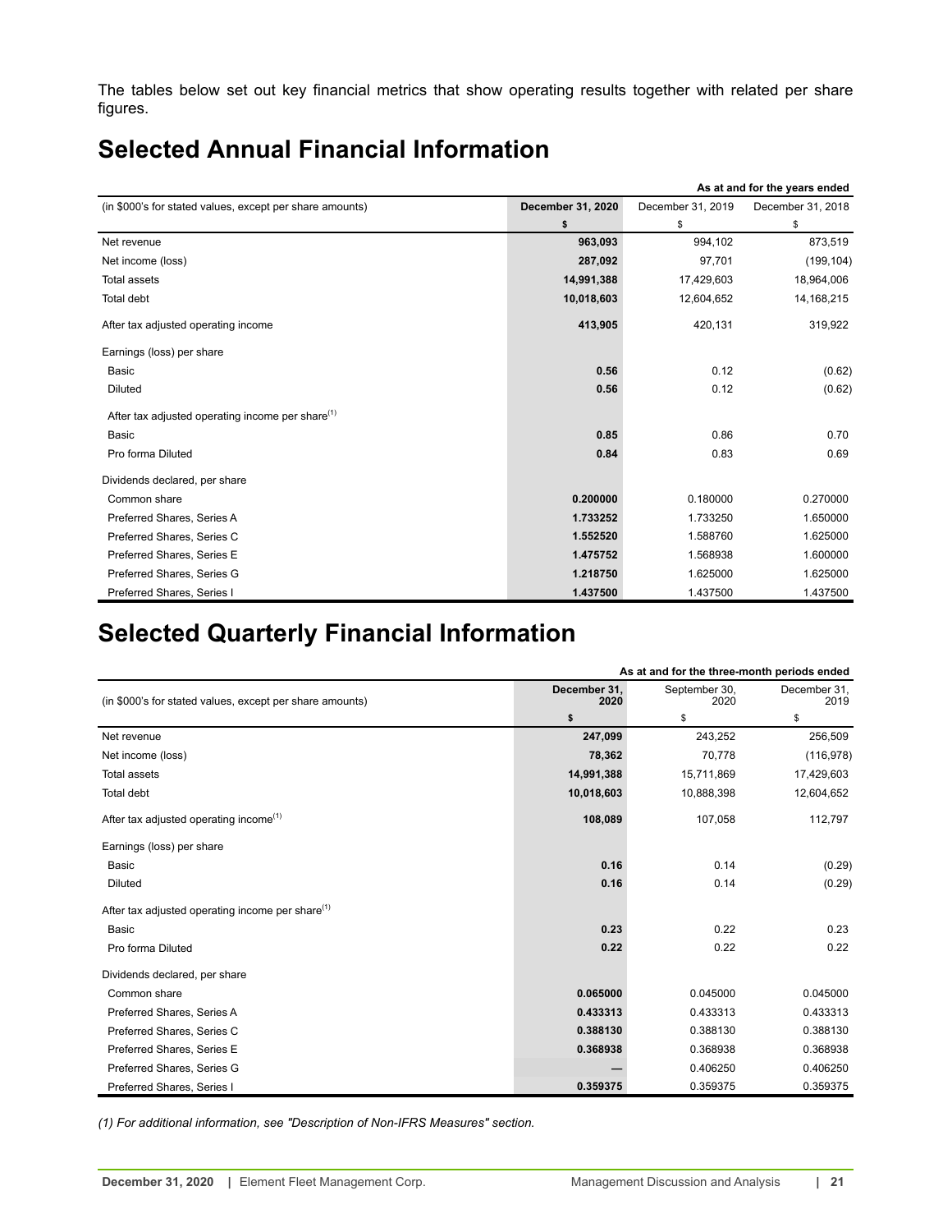The tables below set out key financial metrics that show operating results together with related per share figures.

## Selected Annual Financial Information

| (in $000's for stated values, except per share amounts) | As at and for the years ended | | |
|---|---|---|---|
| | **December 31, 2020** | December 31, 2019 | December 31, 2018 |
| | **$** | $ | $ |
| Net revenue | **963,093** | 994,102 | 873,519 |
| Net income (loss) | **287,092** | 97,701 | (199,104) |
| Total assets | **14,991,388** | 17,429,603 | 18,964,006 |
| Total debt | **10,018,603** | 12,604,652 | 14,168,215 |
| After tax adjusted operating income | **413,905** | 420,131 | 319,922 |
| Earnings (loss) per share | | | |
| Basic | **0.56** | 0.12 | (0.62) |
| Diluted | **0.56** | 0.12 | (0.62) |
| After tax adjusted operating income per share(1) | | | |
| Basic | **0.85** | 0.86 | 0.70 |
| Pro forma Diluted | **0.84** | 0.83 | 0.69 |
| Dividends declared, per share | | | |
| Common share | **0.200000** | 0.180000 | 0.270000 |
| Preferred Shares, Series A | **1.733252** | 1.733250 | 1.650000 |
| Preferred Shares, Series C | **1.552520** | 1.588760 | 1.625000 |
| Preferred Shares, Series E | **1.475752** | 1.568938 | 1.600000 |
| Preferred Shares, Series G | **1.218750** | 1.625000 | 1.625000 |
| Preferred Shares, Series I | **1.437500** | 1.437500 | 1.437500 |

## Selected Quarterly Financial Information

| (in $000's for stated values, except per share amounts) | As at and for the three-month periods ended | | |
|---|---|---|---|
| | **December 31, 2020** | September 30, 2020 | December 31, 2019 |
| | **$** | $ | $ |
| Net revenue | **247,099** | 243,252 | 256,509 |
| Net income (loss) | **78,362** | 70,778 | (116,978) |
| Total assets | **14,991,388** | 15,711,869 | 17,429,603 |
| Total debt | **10,018,603** | 10,888,398 | 12,604,652 |
| After tax adjusted operating income(1) | **108,089** | 107,058 | 112,797 |
| Earnings (loss) per share | | | |
| Basic | **0.16** | 0.14 | (0.29) |
| Diluted | **0.16** | 0.14 | (0.29) |
| After tax adjusted operating income per share(1) | | | |
| Basic | **0.23** | 0.22 | 0.23 |
| Pro forma Diluted | **0.22** | 0.22 | 0.22 |
| Dividends declared, per share | | | |
| Common share | **0.065000** | 0.045000 | 0.045000 |
| Preferred Shares, Series A | **0.433313** | 0.433313 | 0.433313 |
| Preferred Shares, Series C | **0.388130** | 0.388130 | 0.388130 |
| Preferred Shares, Series E | **0.368938** | 0.368938 | 0.368938 |
| Preferred Shares, Series G | **—** | 0.406250 | 0.406250 |
| Preferred Shares, Series I | **0.359375** | 0.359375 | 0.359375 |

*(1) For additional information, see "Description of Non-IFRS Measures" section.*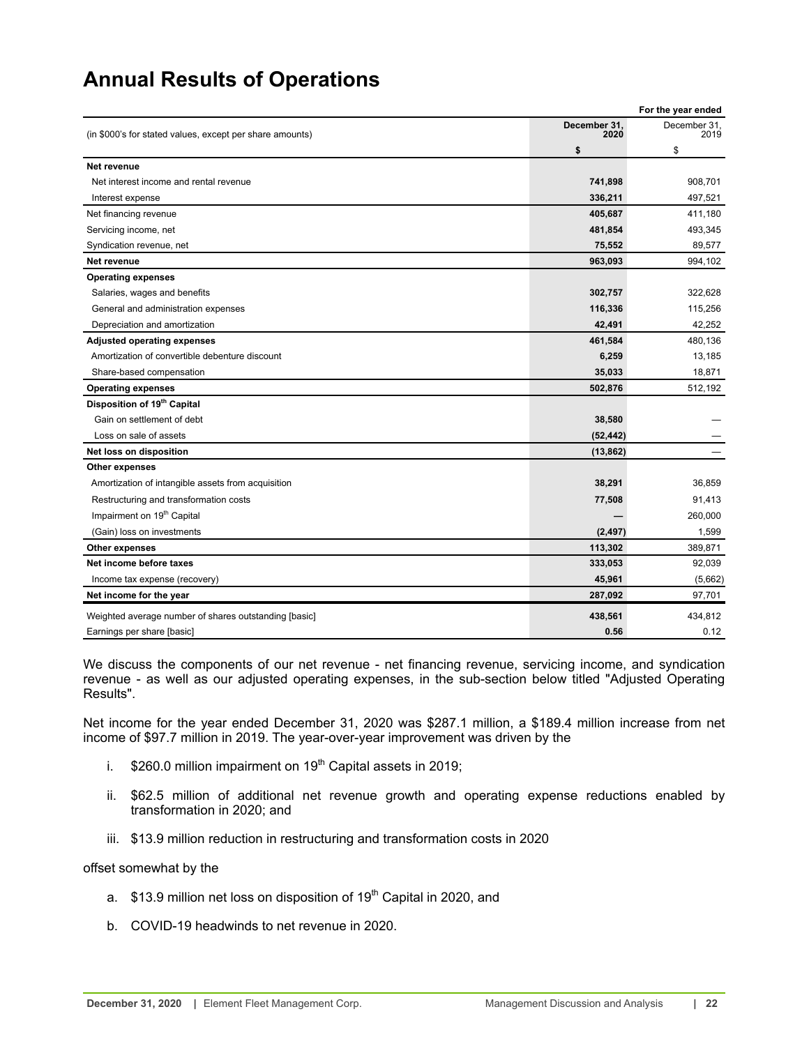# Annual Results of Operations

| (in $000's for stated values, except per share amounts) | For the year ended December 31, 2020 | December 31, 2019 |
|---|---|---|
| | **$** | $ |
| **Net revenue** | | |
| Net interest income and rental revenue | **741,898** | 908,701 |
| Interest expense | **336,211** | 497,521 |
| Net financing revenue | **405,687** | 411,180 |
| Servicing income, net | **481,854** | 493,345 |
| Syndication revenue, net | **75,552** | 89,577 |
| **Net revenue** | **963,093** | 994,102 |
| **Operating expenses** | | |
| Salaries, wages and benefits | **302,757** | 322,628 |
| General and administration expenses | **116,336** | 115,256 |
| Depreciation and amortization | **42,491** | 42,252 |
| **Adjusted operating expenses** | **461,584** | 480,136 |
| Amortization of convertible debenture discount | **6,259** | 13,185 |
| Share-based compensation | **35,033** | 18,871 |
| **Operating expenses** | **502,876** | 512,192 |
| **Disposition of 19th Capital** | | |
| Gain on settlement of debt | **38,580** | — |
| Loss on sale of assets | **(52,442)** | — |
| **Net loss on disposition** | **(13,862)** | — |
| **Other expenses** | | |
| Amortization of intangible assets from acquisition | **38,291** | 36,859 |
| Restructuring and transformation costs | **77,508** | 91,413 |
| Impairment on 19th Capital | **—** | 260,000 |
| (Gain) loss on investments | **(2,497)** | 1,599 |
| **Other expenses** | **113,302** | 389,871 |
| **Net income before taxes** | **333,053** | 92,039 |
| Income tax expense (recovery) | **45,961** | (5,662) |
| **Net income for the year** | **287,092** | 97,701 |
| Weighted average number of shares outstanding [basic] | **438,561** | 434,812 |
| Earnings per share [basic] | **0.56** | 0.12 |

We discuss the components of our net revenue - net financing revenue, servicing income, and syndication revenue - as well as our adjusted operating expenses, in the sub-section below titled "Adjusted Operating Results".

Net income for the year ended December 31, 2020 was $287.1 million, a $189.4 million increase from net income of $97.7 million in 2019. The year-over-year improvement was driven by the

i. $260.0 million impairment on 19th Capital assets in 2019;

ii. $62.5 million of additional net revenue growth and operating expense reductions enabled by transformation in 2020; and

iii. $13.9 million reduction in restructuring and transformation costs in 2020

offset somewhat by the

a. $13.9 million net loss on disposition of 19th Capital in 2020, and

b. COVID-19 headwinds to net revenue in 2020.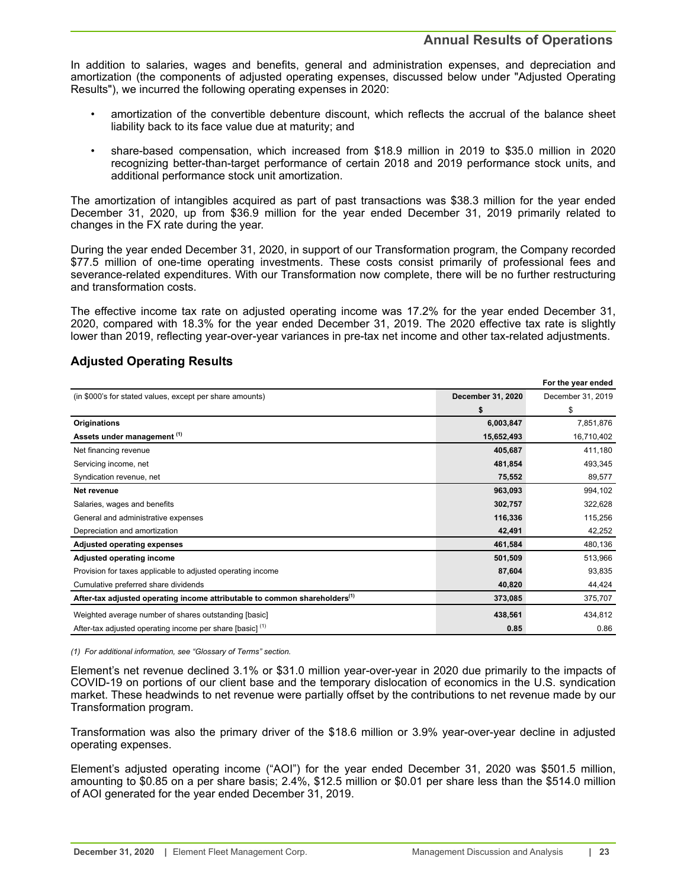In addition to salaries, wages and benefits, general and administration expenses, and depreciation and amortization (the components of adjusted operating expenses, discussed below under "Adjusted Operating Results"), we incurred the following operating expenses in 2020:

- amortization of the convertible debenture discount, which reflects the accrual of the balance sheet liability back to its face value due at maturity; and
- share-based compensation, which increased from $18.9 million in 2019 to $35.0 million in 2020 recognizing better-than-target performance of certain 2018 and 2019 performance stock units, and additional performance stock unit amortization.

The amortization of intangibles acquired as part of past transactions was $38.3 million for the year ended December 31, 2020, up from $36.9 million for the year ended December 31, 2019 primarily related to changes in the FX rate during the year.

During the year ended December 31, 2020, in support of our Transformation program, the Company recorded $77.5 million of one-time operating investments. These costs consist primarily of professional fees and severance-related expenditures. With our Transformation now complete, there will be no further restructuring and transformation costs.

The effective income tax rate on adjusted operating income was 17.2% for the year ended December 31, 2020, compared with 18.3% for the year ended December 31, 2019. The 2020 effective tax rate is slightly lower than 2019, reflecting year-over-year variances in pre-tax net income and other tax-related adjustments.

## Adjusted Operating Results

| | For the year ended | |
|---|---|---|
| (in $000's for stated values, except per share amounts) | **December 31, 2020** | December 31, 2019 |
| | **$** | $ |
| **Originations** | **6,003,847** | 7,851,876 |
| **Assets under management** [(1)] | **15,652,493** | 16,710,402 |
| Net financing revenue | **405,687** | 411,180 |
| Servicing income, net | **481,854** | 493,345 |
| Syndication revenue, net | **75,552** | 89,577 |
| **Net revenue** | **963,093** | 994,102 |
| Salaries, wages and benefits | **302,757** | 322,628 |
| General and administrative expenses | **116,336** | 115,256 |
| Depreciation and amortization | **42,491** | 42,252 |
| **Adjusted operating expenses** | **461,584** | 480,136 |
| **Adjusted operating income** | **501,509** | 513,966 |
| Provision for taxes applicable to adjusted operating income | **87,604** | 93,835 |
| Cumulative preferred share dividends | **40,820** | 44,424 |
| **After-tax adjusted operating income attributable to common shareholders**[(1)] | **373,085** | 375,707 |
| Weighted average number of shares outstanding [basic] | **438,561** | 434,812 |
| After-tax adjusted operating income per share [basic] [(1)] | **0.85** | 0.86 |

*(1) For additional information, see "Glossary of Terms" section.*

Element's net revenue declined 3.1% or $31.0 million year-over-year in 2020 due primarily to the impacts of COVID-19 on portions of our client base and the temporary dislocation of economics in the U.S. syndication market. These headwinds to net revenue were partially offset by the contributions to net revenue made by our Transformation program.

Transformation was also the primary driver of the $18.6 million or 3.9% year-over-year decline in adjusted operating expenses.

Element's adjusted operating income ("AOI") for the year ended December 31, 2020 was $501.5 million, amounting to $0.85 on a per share basis; 2.4%, $12.5 million or $0.01 per share less than the $514.0 million of AOI generated for the year ended December 31, 2019.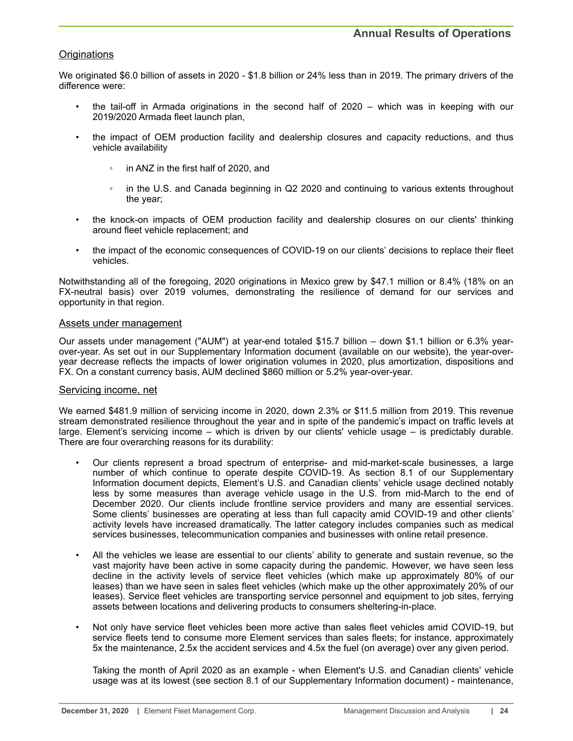## Originations

We originated $6.0 billion of assets in 2020 - $1.8 billion or 24% less than in 2019. The primary drivers of the difference were:

- the tail-off in Armada originations in the second half of 2020 – which was in keeping with our 2019/2020 Armada fleet launch plan,
- the impact of OEM production facility and dealership closures and capacity reductions, and thus vehicle availability
  - in ANZ in the first half of 2020, and
  - in the U.S. and Canada beginning in Q2 2020 and continuing to various extents throughout the year;
- the knock-on impacts of OEM production facility and dealership closures on our clients' thinking around fleet vehicle replacement; and
- the impact of the economic consequences of COVID-19 on our clients' decisions to replace their fleet vehicles.

Notwithstanding all of the foregoing, 2020 originations in Mexico grew by $47.1 million or 8.4% (18% on an FX-neutral basis) over 2019 volumes, demonstrating the resilience of demand for our services and opportunity in that region.

## Assets under management

Our assets under management ("AUM") at year-end totaled $15.7 billion – down $1.1 billion or 6.3% year-over-year. As set out in our Supplementary Information document (available on our website), the year-over-year decrease reflects the impacts of lower origination volumes in 2020, plus amortization, dispositions and FX. On a constant currency basis, AUM declined $860 million or 5.2% year-over-year.

## Servicing income, net

We earned $481.9 million of servicing income in 2020, down 2.3% or $11.5 million from 2019. This revenue stream demonstrated resilience throughout the year and in spite of the pandemic's impact on traffic levels at large. Element's servicing income – which is driven by our clients' vehicle usage – is predictably durable. There are four overarching reasons for its durability:

- Our clients represent a broad spectrum of enterprise- and mid-market-scale businesses, a large number of which continue to operate despite COVID-19. As section 8.1 of our Supplementary Information document depicts, Element's U.S. and Canadian clients' vehicle usage declined notably less by some measures than average vehicle usage in the U.S. from mid-March to the end of December 2020. Our clients include frontline service providers and many are essential services. Some clients' businesses are operating at less than full capacity amid COVID-19 and other clients' activity levels have increased dramatically. The latter category includes companies such as medical services businesses, telecommunication companies and businesses with online retail presence.
- All the vehicles we lease are essential to our clients' ability to generate and sustain revenue, so the vast majority have been active in some capacity during the pandemic. However, we have seen less decline in the activity levels of service fleet vehicles (which make up approximately 80% of our leases) than we have seen in sales fleet vehicles (which make up the other approximately 20% of our leases). Service fleet vehicles are transporting service personnel and equipment to job sites, ferrying assets between locations and delivering products to consumers sheltering-in-place.
- Not only have service fleet vehicles been more active than sales fleet vehicles amid COVID-19, but service fleets tend to consume more Element services than sales fleets; for instance, approximately 5x the maintenance, 2.5x the accident services and 4.5x the fuel (on average) over any given period.

  Taking the month of April 2020 as an example - when Element's U.S. and Canadian clients' vehicle usage was at its lowest (see section 8.1 of our Supplementary Information document) - maintenance,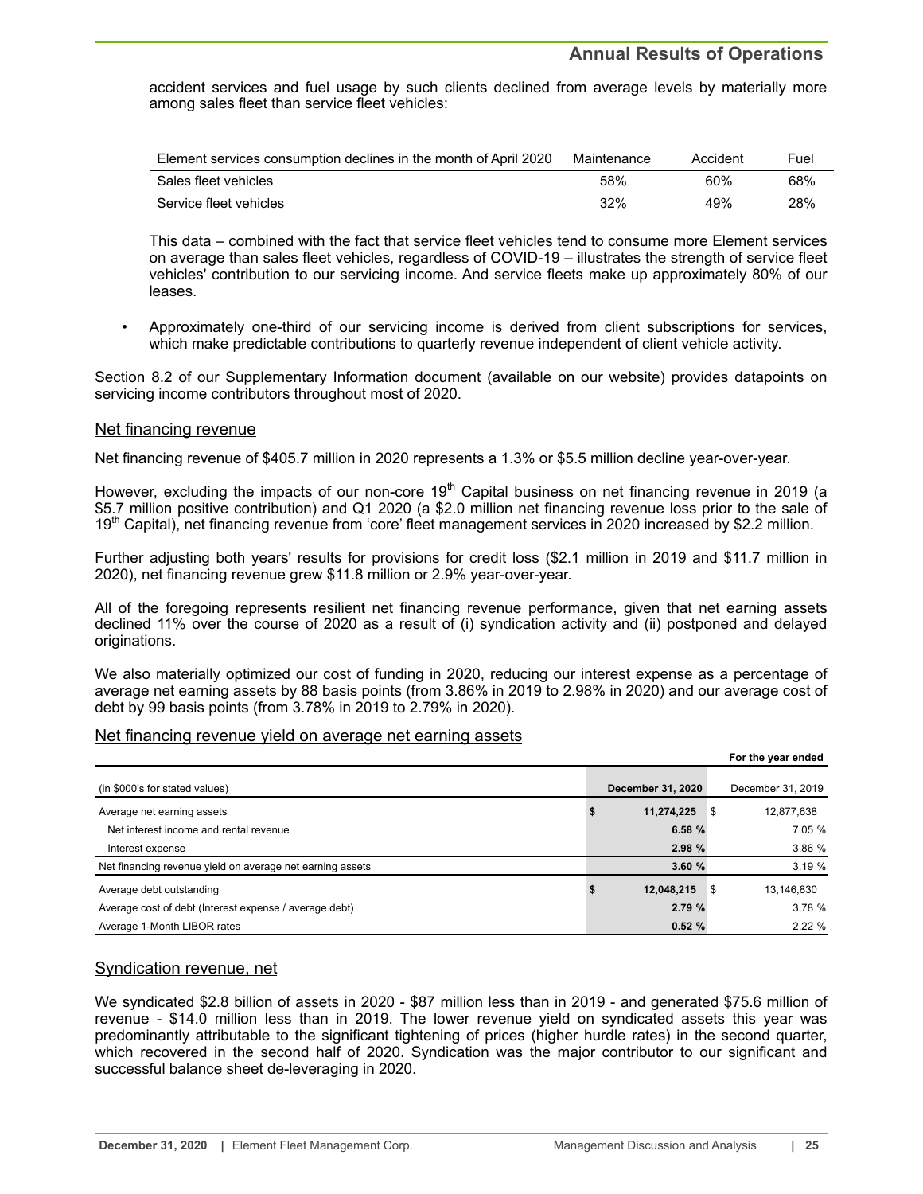accident services and fuel usage by such clients declined from average levels by materially more among sales fleet than service fleet vehicles:

| Element services consumption declines in the month of April 2020 | Maintenance | Accident | Fuel |
|---|---|---|---|
| Sales fleet vehicles | 58% | 60% | 68% |
| Service fleet vehicles | 32% | 49% | 28% |

This data – combined with the fact that service fleet vehicles tend to consume more Element services on average than sales fleet vehicles, regardless of COVID-19 – illustrates the strength of service fleet vehicles' contribution to our servicing income. And service fleets make up approximately 80% of our leases.

- Approximately one-third of our servicing income is derived from client subscriptions for services, which make predictable contributions to quarterly revenue independent of client vehicle activity.

Section 8.2 of our Supplementary Information document (available on our website) provides datapoints on servicing income contributors throughout most of 2020.

## Net financing revenue

Net financing revenue of $405.7 million in 2020 represents a 1.3% or $5.5 million decline year-over-year.

However, excluding the impacts of our non-core 19th Capital business on net financing revenue in 2019 (a $5.7 million positive contribution) and Q1 2020 (a $2.0 million net financing revenue loss prior to the sale of 19th Capital), net financing revenue from 'core' fleet management services in 2020 increased by $2.2 million.

Further adjusting both years' results for provisions for credit loss ($2.1 million in 2019 and $11.7 million in 2020), net financing revenue grew $11.8 million or 2.9% year-over-year.

All of the foregoing represents resilient net financing revenue performance, given that net earning assets declined 11% over the course of 2020 as a result of (i) syndication activity and (ii) postponed and delayed originations.

We also materially optimized our cost of funding in 2020, reducing our interest expense as a percentage of average net earning assets by 88 basis points (from 3.86% in 2019 to 2.98% in 2020) and our average cost of debt by 99 basis points (from 3.78% in 2019 to 2.79% in 2020).

## Net financing revenue yield on average net earning assets

| | For the year ended | |
|---|---|---|
| (in $000's for stated values) | **December 31, 2020** | December 31, 2019 |
| Average net earning assets | **$ 11,274,225** | $ 12,877,638 |
| Net interest income and rental revenue | **6.58 %** | 7.05 % |
| Interest expense | **2.98 %** | 3.86 % |
| Net financing revenue yield on average net earning assets | **3.60 %** | 3.19 % |
| Average debt outstanding | **$ 12,048,215** | $ 13,146,830 |
| Average cost of debt (Interest expense / average debt) | **2.79 %** | 3.78 % |
| Average 1-Month LIBOR rates | **0.52 %** | 2.22 % |

## Syndication revenue, net

We syndicated $2.8 billion of assets in 2020 - $87 million less than in 2019 - and generated $75.6 million of revenue - $14.0 million less than in 2019. The lower revenue yield on syndicated assets this year was predominantly attributable to the significant tightening of prices (higher hurdle rates) in the second quarter, which recovered in the second half of 2020. Syndication was the major contributor to our significant and successful balance sheet de-leveraging in 2020.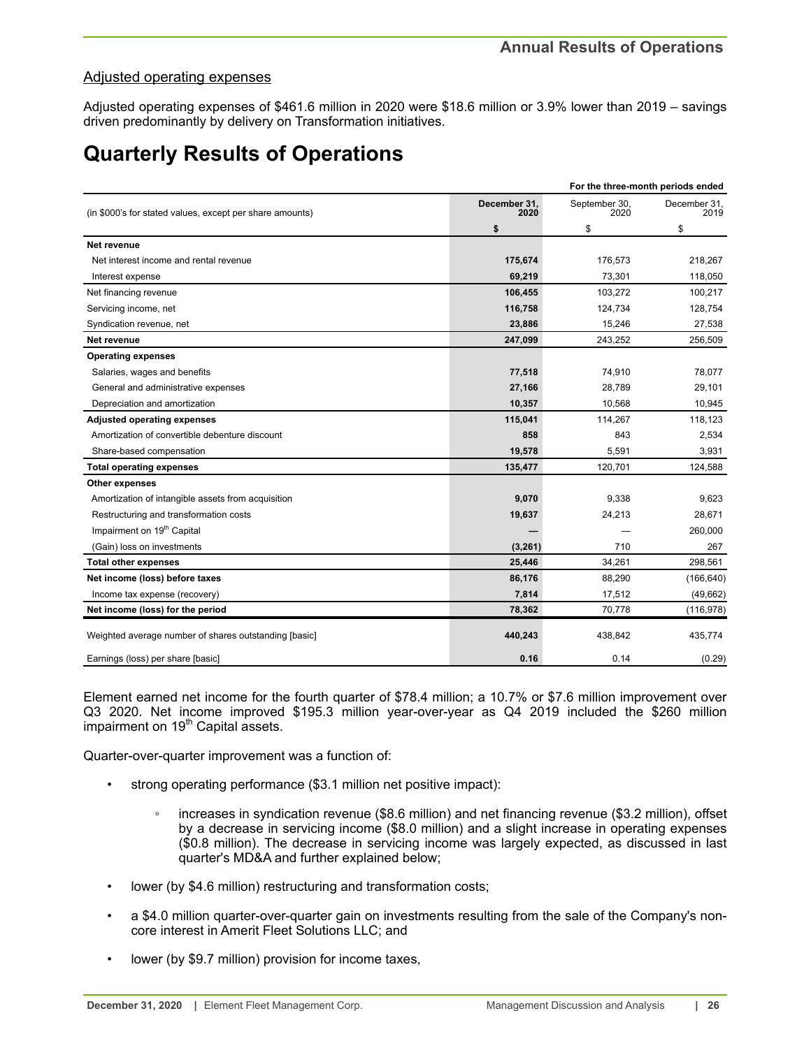## Adjusted operating expenses

Adjusted operating expenses of $461.6 million in 2020 were $18.6 million or 3.9% lower than 2019 – savings driven predominantly by delivery on Transformation initiatives.

# Quarterly Results of Operations

| | For the three-month periods ended | | |
|---|---|---|---|
| (in $000's for stated values, except per share amounts) | **December 31, 2020** | September 30, 2020 | December 31, 2019 |
| | **$** | $ | $ |
| **Net revenue** | | | |
| Net interest income and rental revenue | **175,674** | 176,573 | 218,267 |
| Interest expense | **69,219** | 73,301 | 118,050 |
| Net financing revenue | **106,455** | 103,272 | 100,217 |
| Servicing income, net | **116,758** | 124,734 | 128,754 |
| Syndication revenue, net | **23,886** | 15,246 | 27,538 |
| **Net revenue** | **247,099** | 243,252 | 256,509 |
| **Operating expenses** | | | |
| Salaries, wages and benefits | **77,518** | 74,910 | 78,077 |
| General and administrative expenses | **27,166** | 28,789 | 29,101 |
| Depreciation and amortization | **10,357** | 10,568 | 10,945 |
| **Adjusted operating expenses** | **115,041** | 114,267 | 118,123 |
| Amortization of convertible debenture discount | **858** | 843 | 2,534 |
| Share-based compensation | **19,578** | 5,591 | 3,931 |
| **Total operating expenses** | **135,477** | 120,701 | 124,588 |
| **Other expenses** | | | |
| Amortization of intangible assets from acquisition | **9,070** | 9,338 | 9,623 |
| Restructuring and transformation costs | **19,637** | 24,213 | 28,671 |
| Impairment on 19th Capital | **—** | — | 260,000 |
| (Gain) loss on investments | **(3,261)** | 710 | 267 |
| **Total other expenses** | **25,446** | 34,261 | 298,561 |
| **Net income (loss) before taxes** | **86,176** | 88,290 | (166,640) |
| Income tax expense (recovery) | **7,814** | 17,512 | (49,662) |
| **Net income (loss) for the period** | **78,362** | 70,778 | (116,978) |
| Weighted average number of shares outstanding [basic] | **440,243** | 438,842 | 435,774 |
| Earnings (loss) per share [basic] | **0.16** | 0.14 | (0.29) |

Element earned net income for the fourth quarter of $78.4 million; a 10.7% or $7.6 million improvement over Q3 2020. Net income improved $195.3 million year-over-year as Q4 2019 included the $260 million impairment on 19th Capital assets.

Quarter-over-quarter improvement was a function of:

- strong operating performance ($3.1 million net positive impact):
  - increases in syndication revenue ($8.6 million) and net financing revenue ($3.2 million), offset by a decrease in servicing income ($8.0 million) and a slight increase in operating expenses ($0.8 million). The decrease in servicing income was largely expected, as discussed in last quarter's MD&A and further explained below;
- lower (by $4.6 million) restructuring and transformation costs;
- a $4.0 million quarter-over-quarter gain on investments resulting from the sale of the Company's non-core interest in Amerit Fleet Solutions LLC; and
- lower (by $9.7 million) provision for income taxes,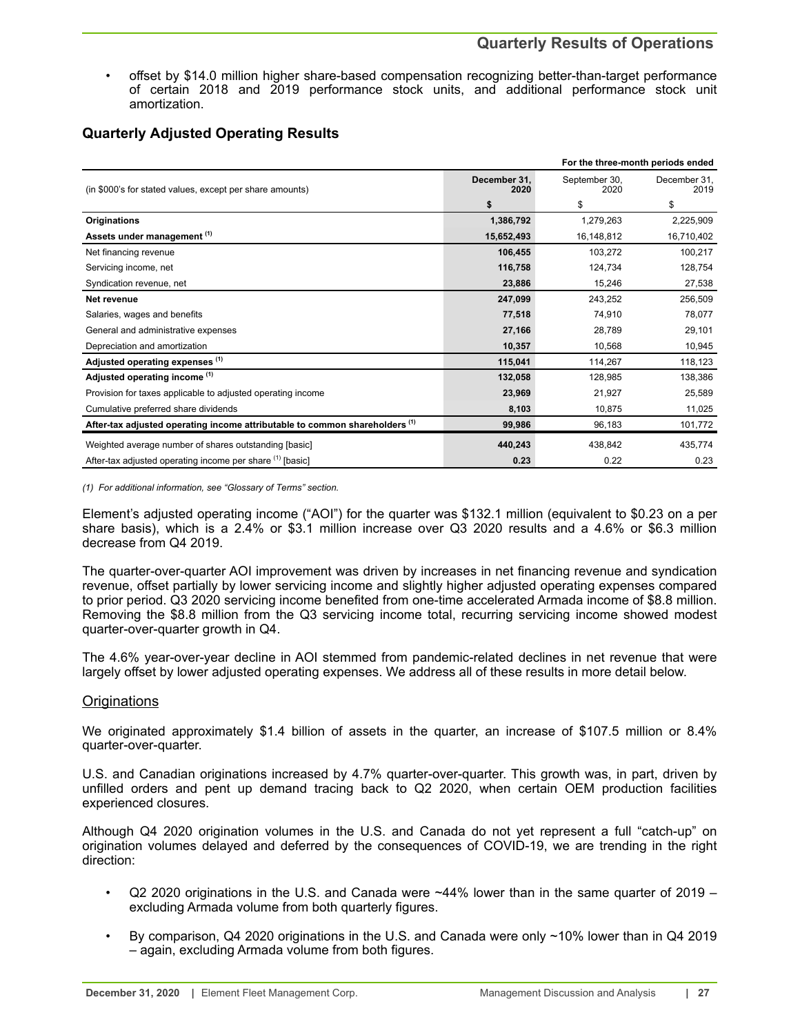- offset by $14.0 million higher share-based compensation recognizing better-than-target performance of certain 2018 and 2019 performance stock units, and additional performance stock unit amortization.

## Quarterly Adjusted Operating Results

| (in $000's for stated values, except per share amounts) | December 31, 2020 | September 30, 2020 | December 31, 2019 |
|---|---|---|---|
| | For the three-month periods ended | | |
| | **$** | $ | $ |
| **Originations** | **1,386,792** | 1,279,263 | 2,225,909 |
| **Assets under management [(1)]** | **15,652,493** | 16,148,812 | 16,710,402 |
| Net financing revenue | **106,455** | 103,272 | 100,217 |
| Servicing income, net | **116,758** | 124,734 | 128,754 |
| Syndication revenue, net | **23,886** | 15,246 | 27,538 |
| **Net revenue** | **247,099** | 243,252 | 256,509 |
| Salaries, wages and benefits | **77,518** | 74,910 | 78,077 |
| General and administrative expenses | **27,166** | 28,789 | 29,101 |
| Depreciation and amortization | **10,357** | 10,568 | 10,945 |
| **Adjusted operating expenses [(1)]** | **115,041** | 114,267 | 118,123 |
| **Adjusted operating income [(1)]** | **132,058** | 128,985 | 138,386 |
| Provision for taxes applicable to adjusted operating income | **23,969** | 21,927 | 25,589 |
| Cumulative preferred share dividends | **8,103** | 10,875 | 11,025 |
| **After-tax adjusted operating income attributable to common shareholders [(1)]** | **99,986** | 96,183 | 101,772 |
| Weighted average number of shares outstanding [basic] | **440,243** | 438,842 | 435,774 |
| After-tax adjusted operating income per share [(1)] [basic] | **0.23** | 0.22 | 0.23 |

*(1) For additional information, see "Glossary of Terms" section.*

Element's adjusted operating income ("AOI") for the quarter was $132.1 million (equivalent to $0.23 on a per share basis), which is a 2.4% or $3.1 million increase over Q3 2020 results and a 4.6% or $6.3 million decrease from Q4 2019.

The quarter-over-quarter AOI improvement was driven by increases in net financing revenue and syndication revenue, offset partially by lower servicing income and slightly higher adjusted operating expenses compared to prior period. Q3 2020 servicing income benefited from one-time accelerated Armada income of $8.8 million. Removing the $8.8 million from the Q3 servicing income total, recurring servicing income showed modest quarter-over-quarter growth in Q4.

The 4.6% year-over-year decline in AOI stemmed from pandemic-related declines in net revenue that were largely offset by lower adjusted operating expenses. We address all of these results in more detail below.

### Originations

We originated approximately $1.4 billion of assets in the quarter, an increase of $107.5 million or 8.4% quarter-over-quarter.

U.S. and Canadian originations increased by 4.7% quarter-over-quarter. This growth was, in part, driven by unfilled orders and pent up demand tracing back to Q2 2020, when certain OEM production facilities experienced closures.

Although Q4 2020 origination volumes in the U.S. and Canada do not yet represent a full "catch-up" on origination volumes delayed and deferred by the consequences of COVID-19, we are trending in the right direction:

- Q2 2020 originations in the U.S. and Canada were ~44% lower than in the same quarter of 2019 – excluding Armada volume from both quarterly figures.
- By comparison, Q4 2020 originations in the U.S. and Canada were only ~10% lower than in Q4 2019 – again, excluding Armada volume from both figures.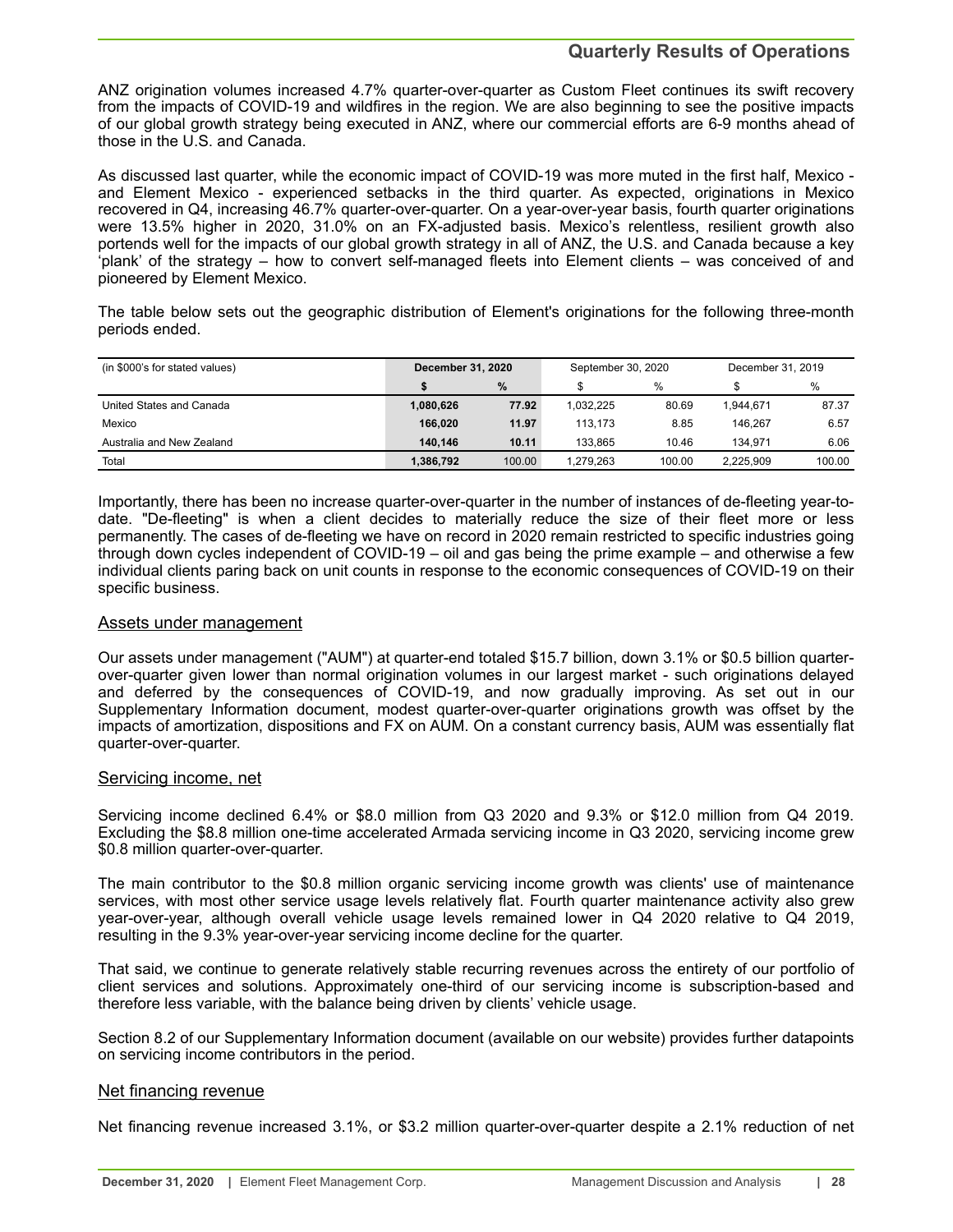## Quarterly Results of Operations

ANZ origination volumes increased 4.7% quarter-over-quarter as Custom Fleet continues its swift recovery from the impacts of COVID-19 and wildfires in the region. We are also beginning to see the positive impacts of our global growth strategy being executed in ANZ, where our commercial efforts are 6-9 months ahead of those in the U.S. and Canada.

As discussed last quarter, while the economic impact of COVID-19 was more muted in the first half, Mexico - and Element Mexico - experienced setbacks in the third quarter. As expected, originations in Mexico recovered in Q4, increasing 46.7% quarter-over-quarter. On a year-over-year basis, fourth quarter originations were 13.5% higher in 2020, 31.0% on an FX-adjusted basis. Mexico's relentless, resilient growth also portends well for the impacts of our global growth strategy in all of ANZ, the U.S. and Canada because a key 'plank' of the strategy – how to convert self-managed fleets into Element clients – was conceived of and pioneered by Element Mexico.

The table below sets out the geographic distribution of Element's originations for the following three-month periods ended.

| (in $000's for stated values) | December 31, 2020 | | September 30, 2020 | | December 31, 2019 | |
|---|---|---|---|---|---|---|
| | **$** | **%** | $ | % | $ | % |
| United States and Canada | **1,080,626** | **77.92** | 1,032,225 | 80.69 | 1,944,671 | 87.37 |
| Mexico | **166,020** | **11.97** | 113,173 | 8.85 | 146,267 | 6.57 |
| Australia and New Zealand | **140,146** | **10.11** | 133,865 | 10.46 | 134,971 | 6.06 |
| Total | **1,386,792** | 100.00 | 1,279,263 | 100.00 | 2,225,909 | 100.00 |

Importantly, there has been no increase quarter-over-quarter in the number of instances of de-fleeting year-to-date. "De-fleeting" is when a client decides to materially reduce the size of their fleet more or less permanently. The cases of de-fleeting we have on record in 2020 remain restricted to specific industries going through down cycles independent of COVID-19 – oil and gas being the prime example – and otherwise a few individual clients paring back on unit counts in response to the economic consequences of COVID-19 on their specific business.

### Assets under management

Our assets under management ("AUM") at quarter-end totaled $15.7 billion, down 3.1% or $0.5 billion quarter-over-quarter given lower than normal origination volumes in our largest market - such originations delayed and deferred by the consequences of COVID-19, and now gradually improving. As set out in our Supplementary Information document, modest quarter-over-quarter originations growth was offset by the impacts of amortization, dispositions and FX on AUM. On a constant currency basis, AUM was essentially flat quarter-over-quarter.

### Servicing income, net

Servicing income declined 6.4% or $8.0 million from Q3 2020 and 9.3% or $12.0 million from Q4 2019. Excluding the $8.8 million one-time accelerated Armada servicing income in Q3 2020, servicing income grew $0.8 million quarter-over-quarter.

The main contributor to the $0.8 million organic servicing income growth was clients' use of maintenance services, with most other service usage levels relatively flat. Fourth quarter maintenance activity also grew year-over-year, although overall vehicle usage levels remained lower in Q4 2020 relative to Q4 2019, resulting in the 9.3% year-over-year servicing income decline for the quarter.

That said, we continue to generate relatively stable recurring revenues across the entirety of our portfolio of client services and solutions. Approximately one-third of our servicing income is subscription-based and therefore less variable, with the balance being driven by clients' vehicle usage.

Section 8.2 of our Supplementary Information document (available on our website) provides further datapoints on servicing income contributors in the period.

### Net financing revenue

Net financing revenue increased 3.1%, or $3.2 million quarter-over-quarter despite a 2.1% reduction of net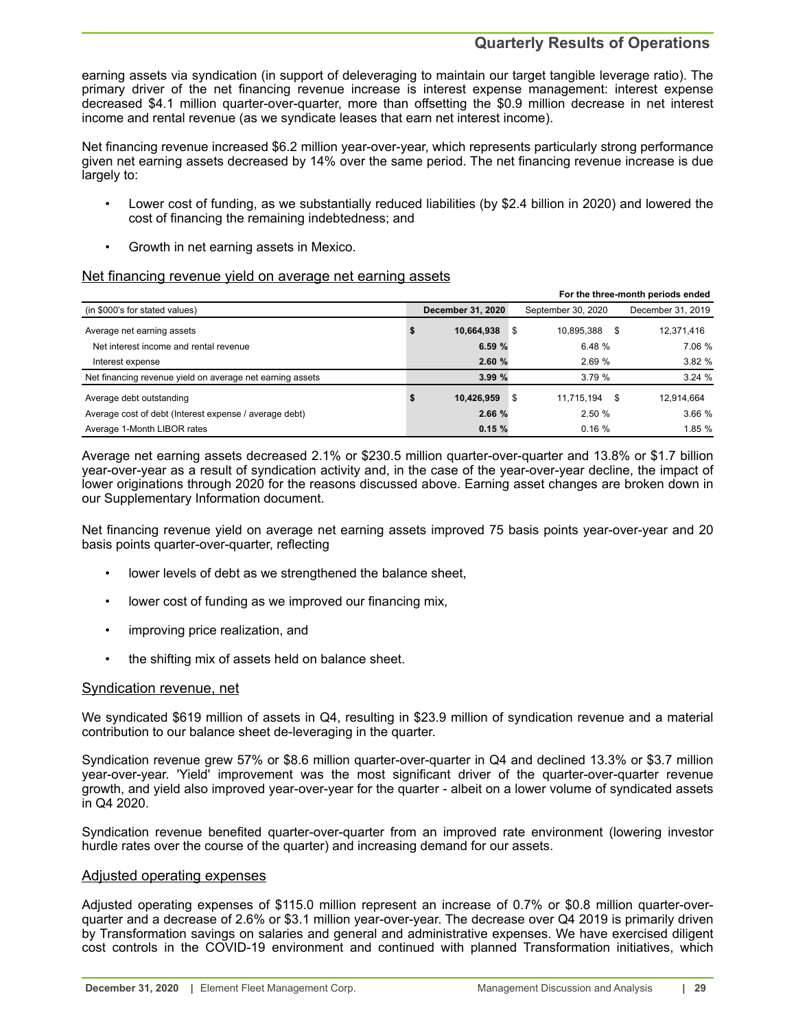earning assets via syndication (in support of deleveraging to maintain our target tangible leverage ratio). The primary driver of the net financing revenue increase is interest expense management: interest expense decreased $4.1 million quarter-over-quarter, more than offsetting the $0.9 million decrease in net interest income and rental revenue (as we syndicate leases that earn net interest income).

Net financing revenue increased $6.2 million year-over-year, which represents particularly strong performance given net earning assets decreased by 14% over the same period. The net financing revenue increase is due largely to:

- Lower cost of funding, as we substantially reduced liabilities (by $2.4 billion in 2020) and lowered the cost of financing the remaining indebtedness; and
- Growth in net earning assets in Mexico.

## Net financing revenue yield on average net earning assets

| | For the three-month periods ended | | |
|---|---|---|---|
| (in $000's for stated values) | **December 31, 2020** | September 30, 2020 | December 31, 2019 |
| Average net earning assets | **$ 10,664,938** | $ 10,895,388 | $ 12,371,416 |
| Net interest income and rental revenue | **6.59 %** | 6.48 % | 7.06 % |
| Interest expense | **2.60 %** | 2.69 % | 3.82 % |
| Net financing revenue yield on average net earning assets | **3.99 %** | 3.79 % | 3.24 % |
| Average debt outstanding | **$ 10,426,959** | $ 11,715,194 | $ 12,914,664 |
| Average cost of debt (Interest expense / average debt) | **2.66 %** | 2.50 % | 3.66 % |
| Average 1-Month LIBOR rates | **0.15 %** | 0.16 % | 1.85 % |

Average net earning assets decreased 2.1% or $230.5 million quarter-over-quarter and 13.8% or $1.7 billion year-over-year as a result of syndication activity and, in the case of the year-over-year decline, the impact of lower originations through 2020 for the reasons discussed above. Earning asset changes are broken down in our Supplementary Information document.

Net financing revenue yield on average net earning assets improved 75 basis points year-over-year and 20 basis points quarter-over-quarter, reflecting

- lower levels of debt as we strengthened the balance sheet,
- lower cost of funding as we improved our financing mix,
- improving price realization, and
- the shifting mix of assets held on balance sheet.

## Syndication revenue, net

We syndicated $619 million of assets in Q4, resulting in $23.9 million of syndication revenue and a material contribution to our balance sheet de-leveraging in the quarter.

Syndication revenue grew 57% or $8.6 million quarter-over-quarter in Q4 and declined 13.3% or $3.7 million year-over-year. 'Yield' improvement was the most significant driver of the quarter-over-quarter revenue growth, and yield also improved year-over-year for the quarter - albeit on a lower volume of syndicated assets in Q4 2020.

Syndication revenue benefited quarter-over-quarter from an improved rate environment (lowering investor hurdle rates over the course of the quarter) and increasing demand for our assets.

## Adjusted operating expenses

Adjusted operating expenses of $115.0 million represent an increase of 0.7% or $0.8 million quarter-over-quarter and a decrease of 2.6% or $3.1 million year-over-year. The decrease over Q4 2019 is primarily driven by Transformation savings on salaries and general and administrative expenses. We have exercised diligent cost controls in the COVID-19 environment and continued with planned Transformation initiatives, which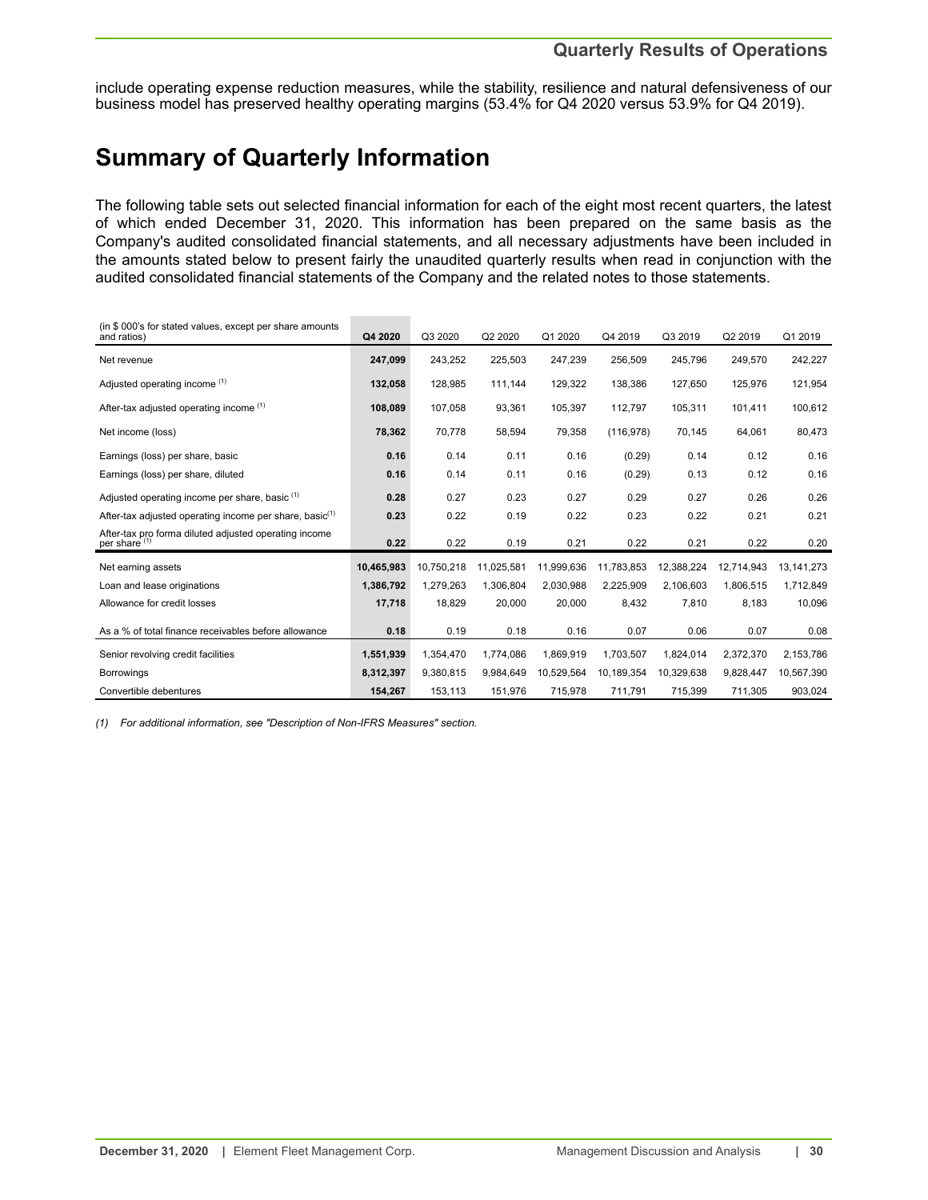include operating expense reduction measures, while the stability, resilience and natural defensiveness of our business model has preserved healthy operating margins (53.4% for Q4 2020 versus 53.9% for Q4 2019).

# Summary of Quarterly Information

The following table sets out selected financial information for each of the eight most recent quarters, the latest of which ended December 31, 2020. This information has been prepared on the same basis as the Company's audited consolidated financial statements, and all necessary adjustments have been included in the amounts stated below to present fairly the unaudited quarterly results when read in conjunction with the audited consolidated financial statements of the Company and the related notes to those statements.

| (in $ 000's for stated values, except per share amounts and ratios) | **Q4 2020** | Q3 2020 | Q2 2020 | Q1 2020 | Q4 2019 | Q3 2019 | Q2 2019 | Q1 2019 |
|---|---|---|---|---|---|---|---|---|
| Net revenue | **247,099** | 243,252 | 225,503 | 247,239 | 256,509 | 245,796 | 249,570 | 242,227 |
| Adjusted operating income [1] | **132,058** | 128,985 | 111,144 | 129,322 | 138,386 | 127,650 | 125,976 | 121,954 |
| After-tax adjusted operating income [1] | **108,089** | 107,058 | 93,361 | 105,397 | 112,797 | 105,311 | 101,411 | 100,612 |
| Net income (loss) | **78,362** | 70,778 | 58,594 | 79,358 | (116,978) | 70,145 | 64,061 | 80,473 |
| Earnings (loss) per share, basic | **0.16** | 0.14 | 0.11 | 0.16 | (0.29) | 0.14 | 0.12 | 0.16 |
| Earnings (loss) per share, diluted | **0.16** | 0.14 | 0.11 | 0.16 | (0.29) | 0.13 | 0.12 | 0.16 |
| Adjusted operating income per share, basic [1] | **0.28** | 0.27 | 0.23 | 0.27 | 0.29 | 0.27 | 0.26 | 0.26 |
| After-tax adjusted operating income per share, basic[1] | **0.23** | 0.22 | 0.19 | 0.22 | 0.23 | 0.22 | 0.21 | 0.21 |
| After-tax pro forma diluted adjusted operating income per share [1] | **0.22** | 0.22 | 0.19 | 0.21 | 0.22 | 0.21 | 0.22 | 0.20 |
| Net earning assets | **10,465,983** | 10,750,218 | 11,025,581 | 11,999,636 | 11,783,853 | 12,388,224 | 12,714,943 | 13,141,273 |
| Loan and lease originations | **1,386,792** | 1,279,263 | 1,306,804 | 2,030,988 | 2,225,909 | 2,106,603 | 1,806,515 | 1,712,849 |
| Allowance for credit losses | **17,718** | 18,829 | 20,000 | 20,000 | 8,432 | 7,810 | 8,183 | 10,096 |
| As a % of total finance receivables before allowance | **0.18** | 0.19 | 0.18 | 0.16 | 0.07 | 0.06 | 0.07 | 0.08 |
| Senior revolving credit facilities | **1,551,939** | 1,354,470 | 1,774,086 | 1,869,919 | 1,703,507 | 1,824,014 | 2,372,370 | 2,153,786 |
| Borrowings | **8,312,397** | 9,380,815 | 9,984,649 | 10,529,564 | 10,189,354 | 10,329,638 | 9,828,447 | 10,567,390 |
| Convertible debentures | **154,267** | 153,113 | 151,976 | 715,978 | 711,791 | 715,399 | 711,305 | 903,024 |

*(1) For additional information, see "Description of Non-IFRS Measures" section.*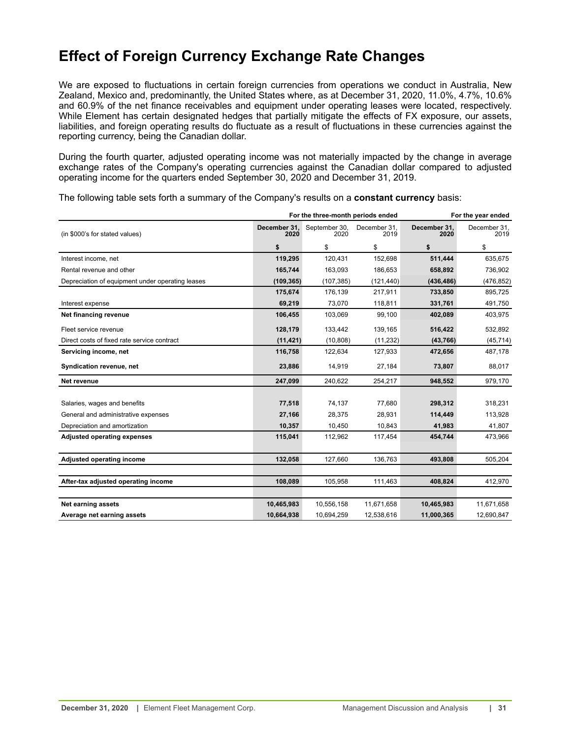# Effect of Foreign Currency Exchange Rate Changes

We are exposed to fluctuations in certain foreign currencies from operations we conduct in Australia, New Zealand, Mexico and, predominantly, the United States where, as at December 31, 2020, 11.0%, 4.7%, 10.6% and 60.9% of the net finance receivables and equipment under operating leases were located, respectively. While Element has certain designated hedges that partially mitigate the effects of FX exposure, our assets, liabilities, and foreign operating results do fluctuate as a result of fluctuations in these currencies against the reporting currency, being the Canadian dollar.

During the fourth quarter, adjusted operating income was not materially impacted by the change in average exchange rates of the Company's operating currencies against the Canadian dollar compared to adjusted operating income for the quarters ended September 30, 2020 and December 31, 2019.

The following table sets forth a summary of the Company's results on a **constant currency** basis:

| | For the three-month periods ended | | | For the year ended | |
|---|---|---|---|---|---|
| (in $000's for stated values) | **December 31, 2020** | September 30, 2020 | December 31, 2019 | **December 31, 2020** | December 31, 2019 |
| | **$** | $ | $ | **$** | $ |
| Interest income, net | **119,295** | 120,431 | 152,698 | **511,444** | 635,675 |
| Rental revenue and other | **165,744** | 163,093 | 186,653 | **658,892** | 736,902 |
| Depreciation of equipment under operating leases | **(109,365)** | (107,385) | (121,440) | **(436,486)** | (476,852) |
| | **175,674** | 176,139 | 217,911 | **733,850** | 895,725 |
| Interest expense | **69,219** | 73,070 | 118,811 | **331,761** | 491,750 |
| **Net financing revenue** | **106,455** | 103,069 | 99,100 | **402,089** | 403,975 |
| Fleet service revenue | **128,179** | 133,442 | 139,165 | **516,422** | 532,892 |
| Direct costs of fixed rate service contract | **(11,421)** | (10,808) | (11,232) | **(43,766)** | (45,714) |
| **Servicing income, net** | **116,758** | 122,634 | 127,933 | **472,656** | 487,178 |
| **Syndication revenue, net** | **23,886** | 14,919 | 27,184 | **73,807** | 88,017 |
| **Net revenue** | **247,099** | 240,622 | 254,217 | **948,552** | 979,170 |
| Salaries, wages and benefits | **77,518** | 74,137 | 77,680 | **298,312** | 318,231 |
| General and administrative expenses | **27,166** | 28,375 | 28,931 | **114,449** | 113,928 |
| Depreciation and amortization | **10,357** | 10,450 | 10,843 | **41,983** | 41,807 |
| **Adjusted operating expenses** | **115,041** | 112,962 | 117,454 | **454,744** | 473,966 |
| **Adjusted operating income** | **132,058** | 127,660 | 136,763 | **493,808** | 505,204 |
| **After-tax adjusted operating income** | **108,089** | 105,958 | 111,463 | **408,824** | 412,970 |
| **Net earning assets** | **10,465,983** | 10,556,158 | 11,671,658 | **10,465,983** | 11,671,658 |
| **Average net earning assets** | **10,664,938** | 10,694,259 | 12,538,616 | **11,000,365** | 12,690,847 |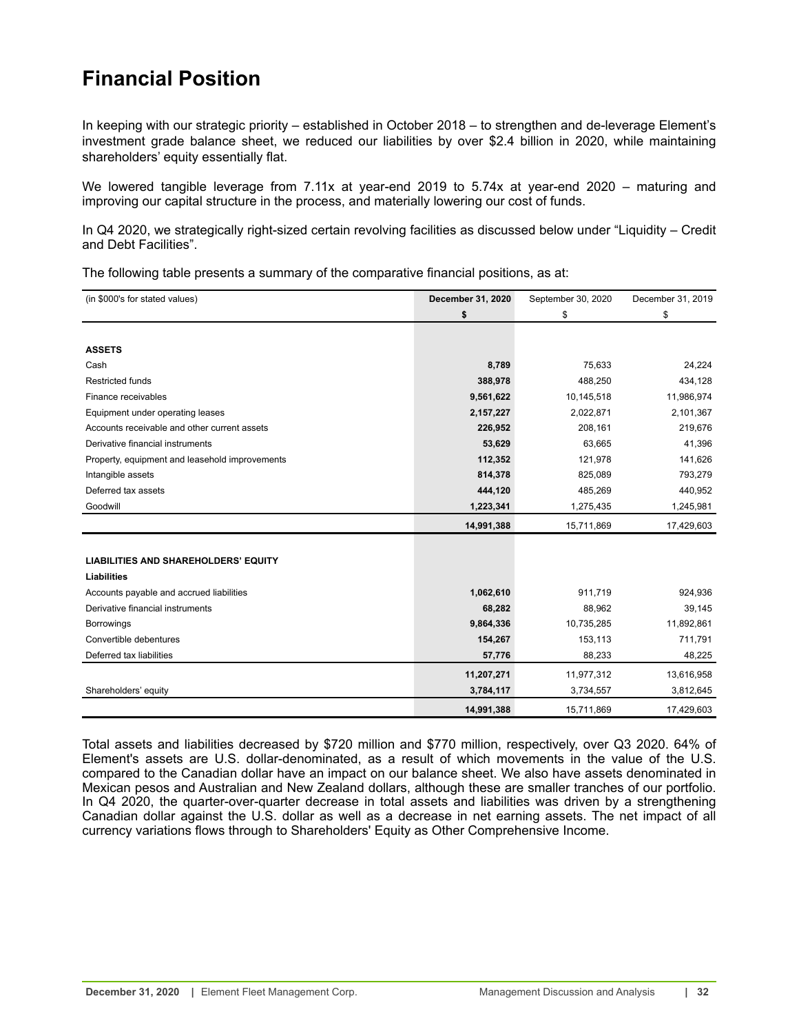# Financial Position

In keeping with our strategic priority – established in October 2018 – to strengthen and de-leverage Element's investment grade balance sheet, we reduced our liabilities by over $2.4 billion in 2020, while maintaining shareholders' equity essentially flat.

We lowered tangible leverage from 7.11x at year-end 2019 to 5.74x at year-end 2020 – maturing and improving our capital structure in the process, and materially lowering our cost of funds.

In Q4 2020, we strategically right-sized certain revolving facilities as discussed below under "Liquidity – Credit and Debt Facilities".

The following table presents a summary of the comparative financial positions, as at:

| (in $000's for stated values) | **December 31, 2020** | September 30, 2020 | December 31, 2019 |
|---|---|---|---|
| | **$** | $ | $ |
| **ASSETS** | | | |
| Cash | **8,789** | 75,633 | 24,224 |
| Restricted funds | **388,978** | 488,250 | 434,128 |
| Finance receivables | **9,561,622** | 10,145,518 | 11,986,974 |
| Equipment under operating leases | **2,157,227** | 2,022,871 | 2,101,367 |
| Accounts receivable and other current assets | **226,952** | 208,161 | 219,676 |
| Derivative financial instruments | **53,629** | 63,665 | 41,396 |
| Property, equipment and leasehold improvements | **112,352** | 121,978 | 141,626 |
| Intangible assets | **814,378** | 825,089 | 793,279 |
| Deferred tax assets | **444,120** | 485,269 | 440,952 |
| Goodwill | **1,223,341** | 1,275,435 | 1,245,981 |
| | **14,991,388** | 15,711,869 | 17,429,603 |
| **LIABILITIES AND SHAREHOLDERS' EQUITY** | | | |
| **Liabilities** | | | |
| Accounts payable and accrued liabilities | **1,062,610** | 911,719 | 924,936 |
| Derivative financial instruments | **68,282** | 88,962 | 39,145 |
| Borrowings | **9,864,336** | 10,735,285 | 11,892,861 |
| Convertible debentures | **154,267** | 153,113 | 711,791 |
| Deferred tax liabilities | **57,776** | 88,233 | 48,225 |
| | **11,207,271** | 11,977,312 | 13,616,958 |
| Shareholders' equity | **3,784,117** | 3,734,557 | 3,812,645 |
| | **14,991,388** | 15,711,869 | 17,429,603 |

Total assets and liabilities decreased by $720 million and $770 million, respectively, over Q3 2020. 64% of Element's assets are U.S. dollar-denominated, as a result of which movements in the value of the U.S. compared to the Canadian dollar have an impact on our balance sheet. We also have assets denominated in Mexican pesos and Australian and New Zealand dollars, although these are smaller tranches of our portfolio. In Q4 2020, the quarter-over-quarter decrease in total assets and liabilities was driven by a strengthening Canadian dollar against the U.S. dollar as well as a decrease in net earning assets. The net impact of all currency variations flows through to Shareholders' Equity as Other Comprehensive Income.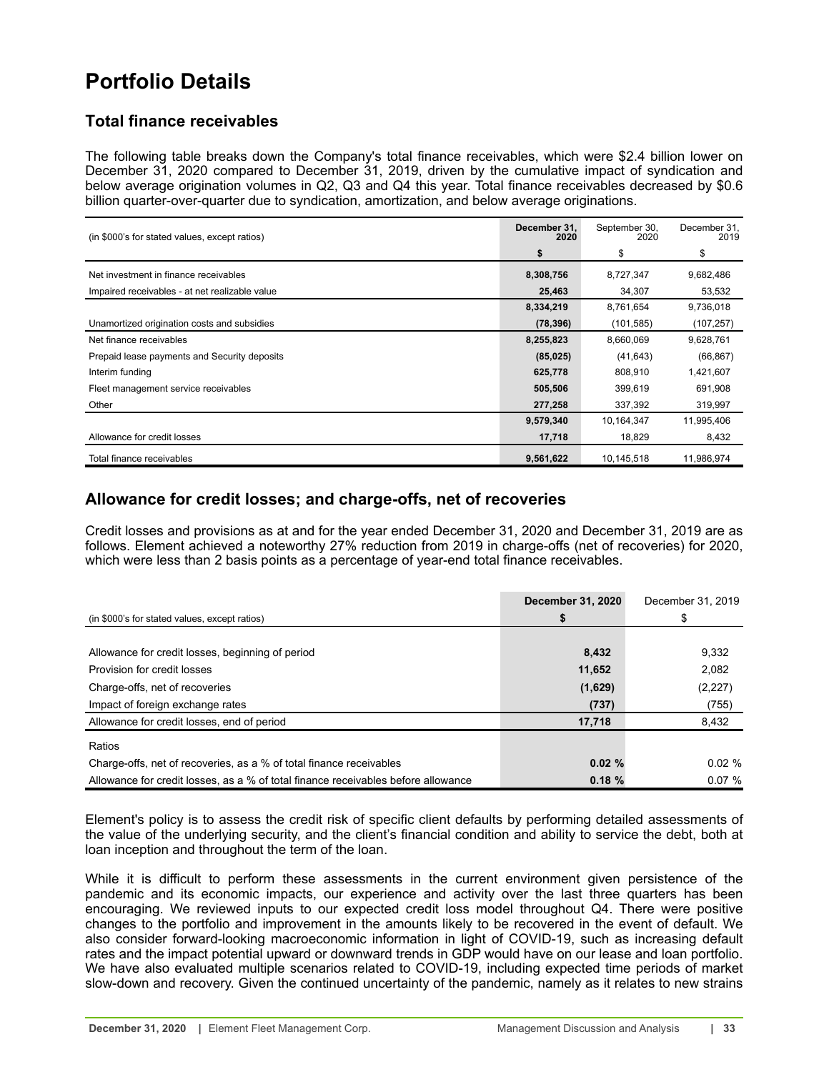# Portfolio Details

## Total finance receivables

The following table breaks down the Company's total finance receivables, which were $2.4 billion lower on December 31, 2020 compared to December 31, 2019, driven by the cumulative impact of syndication and below average origination volumes in Q2, Q3 and Q4 this year. Total finance receivables decreased by $0.6 billion quarter-over-quarter due to syndication, amortization, and below average originations.

| (in $000's for stated values, except ratios) | **December 31, 2020** | September 30, 2020 | December 31, 2019 |
|---|---|---|---|
| | **$** | $ | $ |
| Net investment in finance receivables | **8,308,756** | 8,727,347 | 9,682,486 |
| Impaired receivables - at net realizable value | **25,463** | 34,307 | 53,532 |
| | **8,334,219** | 8,761,654 | 9,736,018 |
| Unamortized origination costs and subsidies | **(78,396)** | (101,585) | (107,257) |
| Net finance receivables | **8,255,823** | 8,660,069 | 9,628,761 |
| Prepaid lease payments and Security deposits | **(85,025)** | (41,643) | (66,867) |
| Interim funding | **625,778** | 808,910 | 1,421,607 |
| Fleet management service receivables | **505,506** | 399,619 | 691,908 |
| Other | **277,258** | 337,392 | 319,997 |
| | **9,579,340** | 10,164,347 | 11,995,406 |
| Allowance for credit losses | **17,718** | 18,829 | 8,432 |
| Total finance receivables | **9,561,622** | 10,145,518 | 11,986,974 |

## Allowance for credit losses; and charge-offs, net of recoveries

Credit losses and provisions as at and for the year ended December 31, 2020 and December 31, 2019 are as follows. Element achieved a noteworthy 27% reduction from 2019 in charge-offs (net of recoveries) for 2020, which were less than 2 basis points as a percentage of year-end total finance receivables.

| (in $000's for stated values, except ratios) | **December 31, 2020** | December 31, 2019 |
|---|---|---|
| | **$** | $ |
| Allowance for credit losses, beginning of period | **8,432** | 9,332 |
| Provision for credit losses | **11,652** | 2,082 |
| Charge-offs, net of recoveries | **(1,629)** | (2,227) |
| Impact of foreign exchange rates | **(737)** | (755) |
| Allowance for credit losses, end of period | **17,718** | 8,432 |
| Ratios | | |
| Charge-offs, net of recoveries, as a % of total finance receivables | **0.02 %** | 0.02 % |
| Allowance for credit losses, as a % of total finance receivables before allowance | **0.18 %** | 0.07 % |

Element's policy is to assess the credit risk of specific client defaults by performing detailed assessments of the value of the underlying security, and the client's financial condition and ability to service the debt, both at loan inception and throughout the term of the loan.

While it is difficult to perform these assessments in the current environment given persistence of the pandemic and its economic impacts, our experience and activity over the last three quarters has been encouraging. We reviewed inputs to our expected credit loss model throughout Q4. There were positive changes to the portfolio and improvement in the amounts likely to be recovered in the event of default. We also consider forward-looking macroeconomic information in light of COVID-19, such as increasing default rates and the impact potential upward or downward trends in GDP would have on our lease and loan portfolio. We have also evaluated multiple scenarios related to COVID-19, including expected time periods of market slow-down and recovery. Given the continued uncertainty of the pandemic, namely as it relates to new strains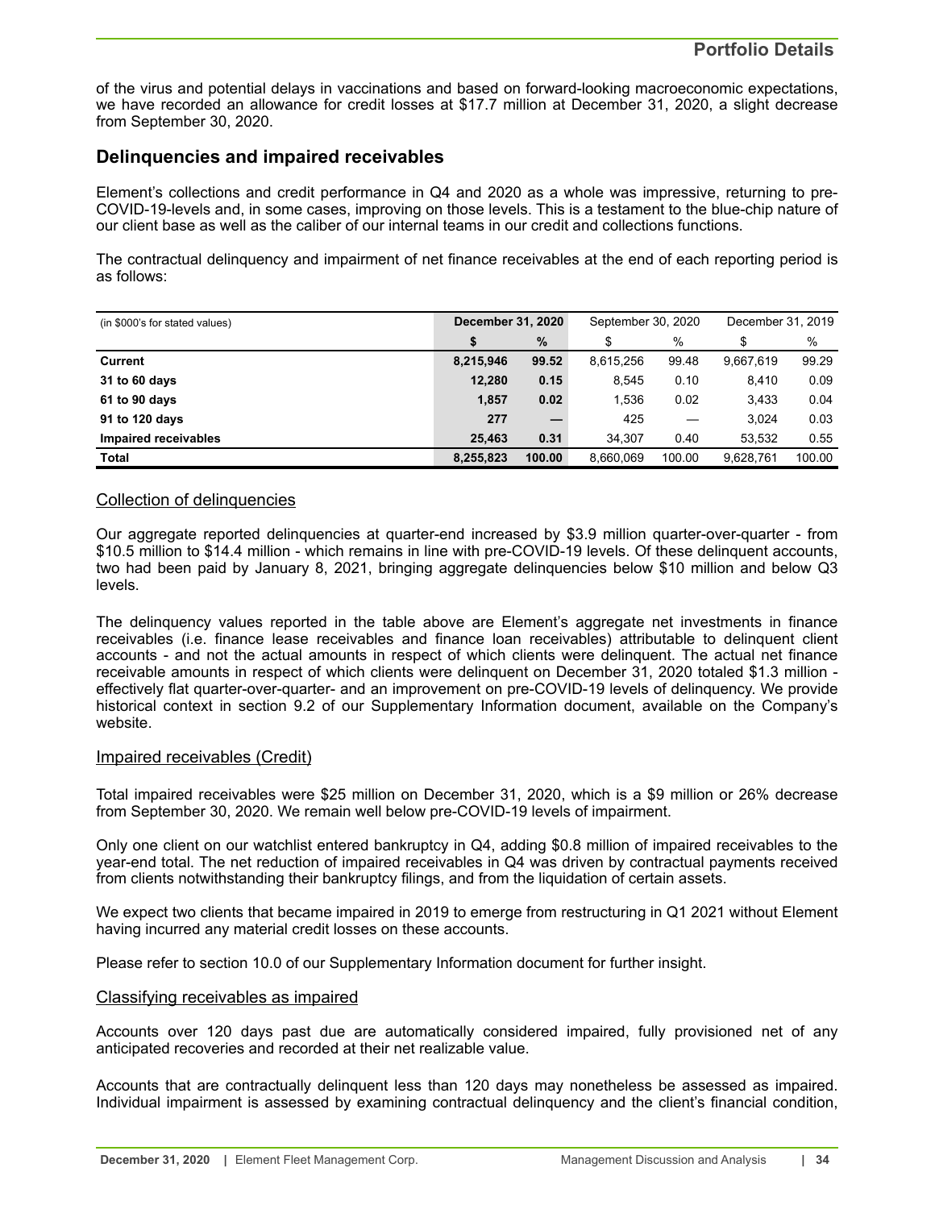of the virus and potential delays in vaccinations and based on forward-looking macroeconomic expectations, we have recorded an allowance for credit losses at $17.7 million at December 31, 2020, a slight decrease from September 30, 2020.

## Delinquencies and impaired receivables

Element's collections and credit performance in Q4 and 2020 as a whole was impressive, returning to pre-COVID-19-levels and, in some cases, improving on those levels. This is a testament to the blue-chip nature of our client base as well as the caliber of our internal teams in our credit and collections functions.

The contractual delinquency and impairment of net finance receivables at the end of each reporting period is as follows:

| (in $000's for stated values) | **December 31, 2020** | | September 30, 2020 | | December 31, 2019 | |
|---|---|---|---|---|---|---|
| | **$** | **%** | $ | % | $ | % |
| **Current** | **8,215,946** | **99.52** | 8,615,256 | 99.48 | 9,667,619 | 99.29 |
| **31 to 60 days** | **12,280** | **0.15** | 8,545 | 0.10 | 8,410 | 0.09 |
| **61 to 90 days** | **1,857** | **0.02** | 1,536 | 0.02 | 3,433 | 0.04 |
| **91 to 120 days** | **277** | **—** | 425 | — | 3,024 | 0.03 |
| **Impaired receivables** | **25,463** | **0.31** | 34,307 | 0.40 | 53,532 | 0.55 |
| **Total** | **8,255,823** | **100.00** | 8,660,069 | 100.00 | 9,628,761 | 100.00 |

### Collection of delinquencies

Our aggregate reported delinquencies at quarter-end increased by $3.9 million quarter-over-quarter - from $10.5 million to $14.4 million - which remains in line with pre-COVID-19 levels. Of these delinquent accounts, two had been paid by January 8, 2021, bringing aggregate delinquencies below $10 million and below Q3 levels.

The delinquency values reported in the table above are Element's aggregate net investments in finance receivables (i.e. finance lease receivables and finance loan receivables) attributable to delinquent client accounts - and not the actual amounts in respect of which clients were delinquent. The actual net finance receivable amounts in respect of which clients were delinquent on December 31, 2020 totaled $1.3 million - effectively flat quarter-over-quarter- and an improvement on pre-COVID-19 levels of delinquency. We provide historical context in section 9.2 of our Supplementary Information document, available on the Company's website.

### Impaired receivables (Credit)

Total impaired receivables were $25 million on December 31, 2020, which is a $9 million or 26% decrease from September 30, 2020. We remain well below pre-COVID-19 levels of impairment.

Only one client on our watchlist entered bankruptcy in Q4, adding $0.8 million of impaired receivables to the year-end total. The net reduction of impaired receivables in Q4 was driven by contractual payments received from clients notwithstanding their bankruptcy filings, and from the liquidation of certain assets.

We expect two clients that became impaired in 2019 to emerge from restructuring in Q1 2021 without Element having incurred any material credit losses on these accounts.

Please refer to section 10.0 of our Supplementary Information document for further insight.

### Classifying receivables as impaired

Accounts over 120 days past due are automatically considered impaired, fully provisioned net of any anticipated recoveries and recorded at their net realizable value.

Accounts that are contractually delinquent less than 120 days may nonetheless be assessed as impaired. Individual impairment is assessed by examining contractual delinquency and the client's financial condition,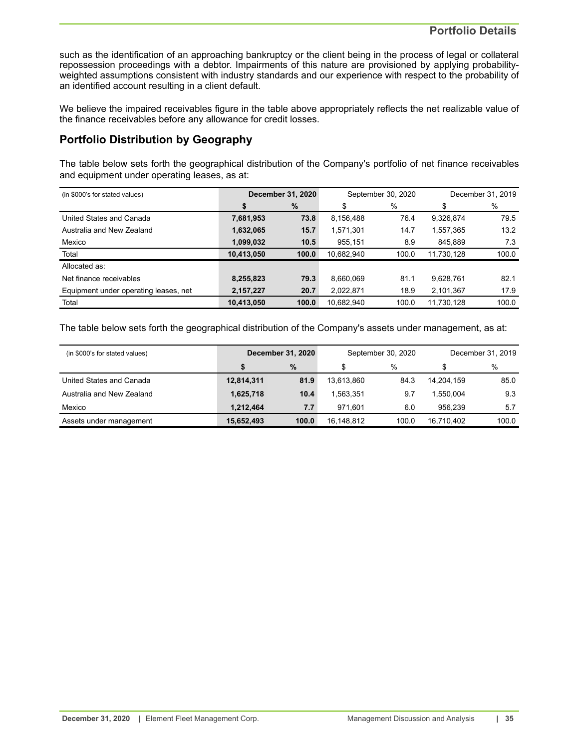such as the identification of an approaching bankruptcy or the client being in the process of legal or collateral repossession proceedings with a debtor. Impairments of this nature are provisioned by applying probability-weighted assumptions consistent with industry standards and our experience with respect to the probability of an identified account resulting in a client default.

We believe the impaired receivables figure in the table above appropriately reflects the net realizable value of the finance receivables before any allowance for credit losses.

## Portfolio Distribution by Geography

The table below sets forth the geographical distribution of the Company's portfolio of net finance receivables and equipment under operating leases, as at:

| (in $000's for stated values) | **December 31, 2020** | | September 30, 2020 | | December 31, 2019 | |
|---|---|---|---|---|---|---|
| | **$** | **%** | $ | % | $ | % |
| United States and Canada | **7,681,953** | **73.8** | 8,156,488 | 76.4 | 9,326,874 | 79.5 |
| Australia and New Zealand | **1,632,065** | **15.7** | 1,571,301 | 14.7 | 1,557,365 | 13.2 |
| Mexico | **1,099,032** | **10.5** | 955,151 | 8.9 | 845,889 | 7.3 |
| Total | **10,413,050** | **100.0** | 10,682,940 | 100.0 | 11,730,128 | 100.0 |
| Allocated as: | | | | | | |
| Net finance receivables | **8,255,823** | **79.3** | 8,660,069 | 81.1 | 9,628,761 | 82.1 |
| Equipment under operating leases, net | **2,157,227** | **20.7** | 2,022,871 | 18.9 | 2,101,367 | 17.9 |
| Total | **10,413,050** | **100.0** | 10,682,940 | 100.0 | 11,730,128 | 100.0 |

The table below sets forth the geographical distribution of the Company's assets under management, as at:

| (in $000's for stated values) | **December 31, 2020** | | September 30, 2020 | | December 31, 2019 | |
|---|---|---|---|---|---|---|
| | **$** | **%** | $ | % | $ | % |
| United States and Canada | **12,814,311** | **81.9** | 13,613,860 | 84.3 | 14,204,159 | 85.0 |
| Australia and New Zealand | **1,625,718** | **10.4** | 1,563,351 | 9.7 | 1,550,004 | 9.3 |
| Mexico | **1,212,464** | **7.7** | 971,601 | 6.0 | 956,239 | 5.7 |
| Assets under management | **15,652,493** | **100.0** | 16,148,812 | 100.0 | 16,710,402 | 100.0 |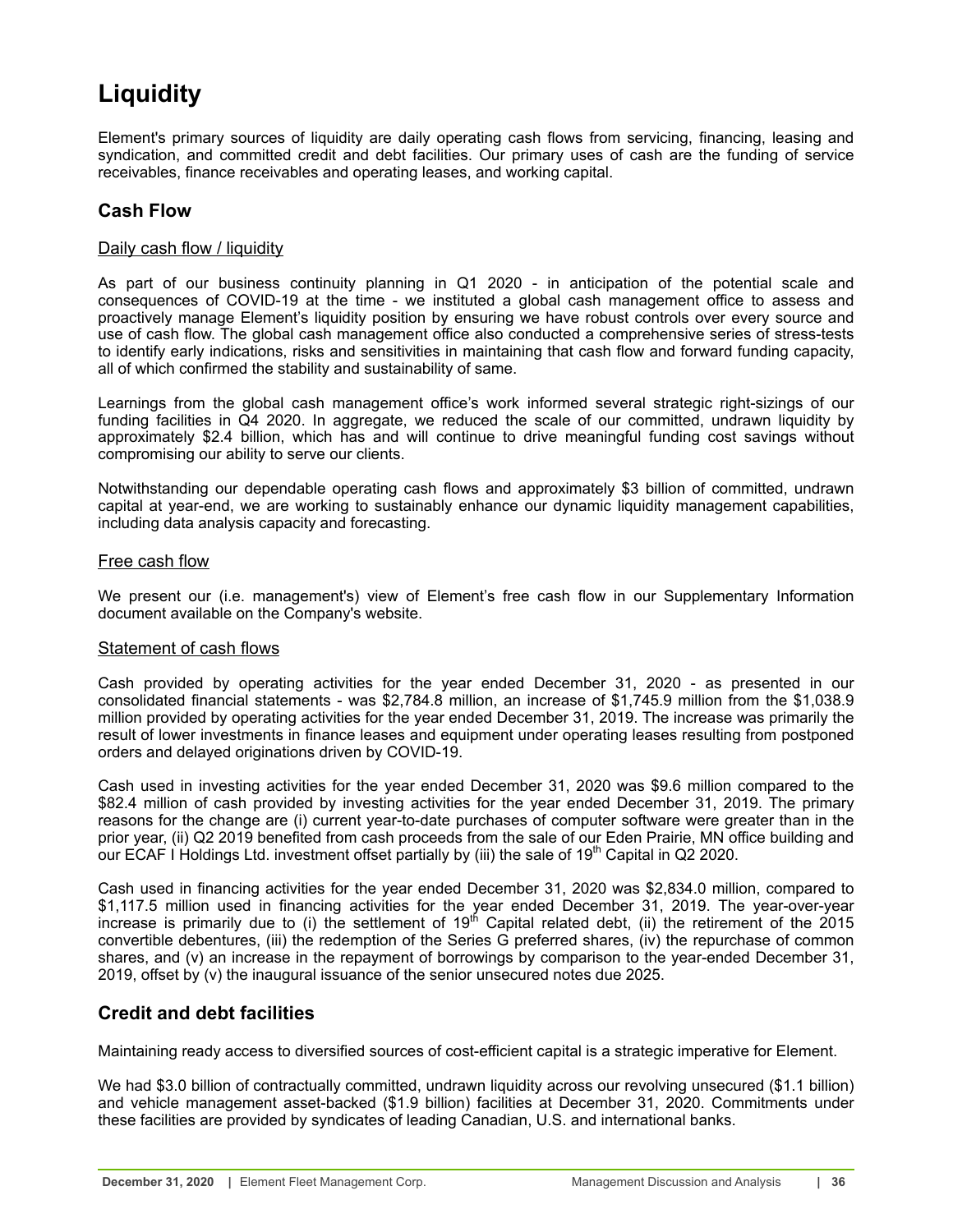# Liquidity

Element's primary sources of liquidity are daily operating cash flows from servicing, financing, leasing and syndication, and committed credit and debt facilities. Our primary uses of cash are the funding of service receivables, finance receivables and operating leases, and working capital.

## Cash Flow

### Daily cash flow / liquidity

As part of our business continuity planning in Q1 2020 - in anticipation of the potential scale and consequences of COVID-19 at the time - we instituted a global cash management office to assess and proactively manage Element's liquidity position by ensuring we have robust controls over every source and use of cash flow. The global cash management office also conducted a comprehensive series of stress-tests to identify early indications, risks and sensitivities in maintaining that cash flow and forward funding capacity, all of which confirmed the stability and sustainability of same.

Learnings from the global cash management office's work informed several strategic right-sizings of our funding facilities in Q4 2020. In aggregate, we reduced the scale of our committed, undrawn liquidity by approximately $2.4 billion, which has and will continue to drive meaningful funding cost savings without compromising our ability to serve our clients.

Notwithstanding our dependable operating cash flows and approximately $3 billion of committed, undrawn capital at year-end, we are working to sustainably enhance our dynamic liquidity management capabilities, including data analysis capacity and forecasting.

### Free cash flow

We present our (i.e. management's) view of Element's free cash flow in our Supplementary Information document available on the Company's website.

### Statement of cash flows

Cash provided by operating activities for the year ended December 31, 2020 - as presented in our consolidated financial statements - was $2,784.8 million, an increase of $1,745.9 million from the $1,038.9 million provided by operating activities for the year ended December 31, 2019. The increase was primarily the result of lower investments in finance leases and equipment under operating leases resulting from postponed orders and delayed originations driven by COVID-19.

Cash used in investing activities for the year ended December 31, 2020 was $9.6 million compared to the $82.4 million of cash provided by investing activities for the year ended December 31, 2019. The primary reasons for the change are (i) current year-to-date purchases of computer software were greater than in the prior year, (ii) Q2 2019 benefited from cash proceeds from the sale of our Eden Prairie, MN office building and our ECAF I Holdings Ltd. investment offset partially by (iii) the sale of 19th Capital in Q2 2020.

Cash used in financing activities for the year ended December 31, 2020 was $2,834.0 million, compared to $1,117.5 million used in financing activities for the year ended December 31, 2019. The year-over-year increase is primarily due to (i) the settlement of 19th Capital related debt, (ii) the retirement of the 2015 convertible debentures, (iii) the redemption of the Series G preferred shares, (iv) the repurchase of common shares, and (v) an increase in the repayment of borrowings by comparison to the year-ended December 31, 2019, offset by (v) the inaugural issuance of the senior unsecured notes due 2025.

## Credit and debt facilities

Maintaining ready access to diversified sources of cost-efficient capital is a strategic imperative for Element.

We had $3.0 billion of contractually committed, undrawn liquidity across our revolving unsecured ($1.1 billion) and vehicle management asset-backed ($1.9 billion) facilities at December 31, 2020. Commitments under these facilities are provided by syndicates of leading Canadian, U.S. and international banks.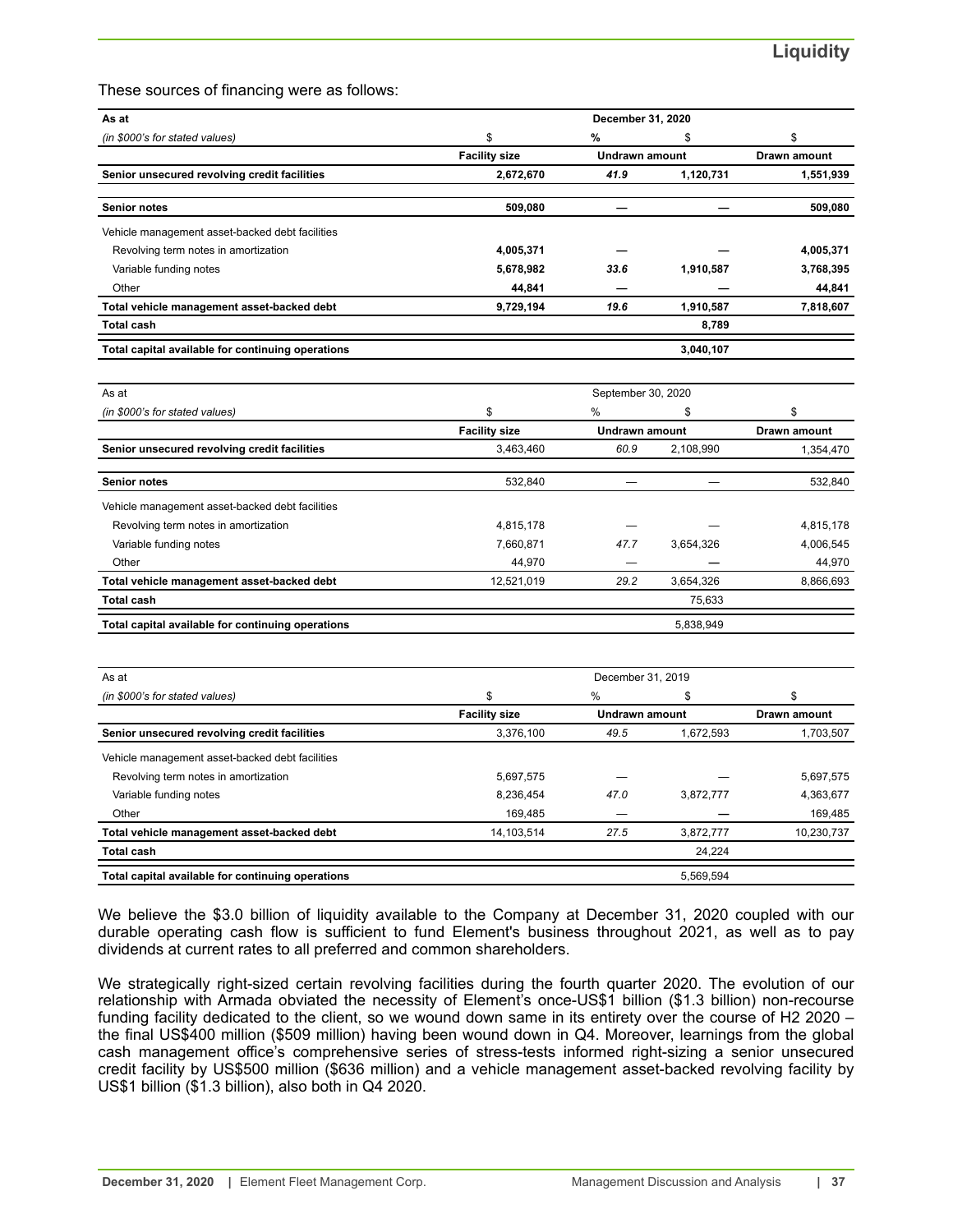These sources of financing were as follows:

| As at | December 31, 2020 | | | |
|---|---|---|---|---|
| *(in $000's for stated values)* | $ | % | $ | $ |
| | **Facility size** | **Undrawn amount** | | **Drawn amount** |
| **Senior unsecured revolving credit facilities** | **2,672,670** | ***41.9*** | **1,120,731** | **1,551,939** |
| **Senior notes** | **509,080** | **—** | **—** | **509,080** |
| Vehicle management asset-backed debt facilities | | | | |
| Revolving term notes in amortization | **4,005,371** | **—** | **—** | **4,005,371** |
| Variable funding notes | **5,678,982** | ***33.6*** | **1,910,587** | **3,768,395** |
| Other | **44,841** | **—** | **—** | **44,841** |
| **Total vehicle management asset-backed debt** | **9,729,194** | ***19.6*** | **1,910,587** | **7,818,607** |
| **Total cash** | | | **8,789** | |
| **Total capital available for continuing operations** | | | **3,040,107** | |

| As at | September 30, 2020 | | | |
|---|---|---|---|---|
| *(in $000's for stated values)* | $ | % | $ | $ |
| | **Facility size** | **Undrawn amount** | | **Drawn amount** |
| **Senior unsecured revolving credit facilities** | 3,463,460 | *60.9* | 2,108,990 | 1,354,470 |
| **Senior notes** | 532,840 | — | — | 532,840 |
| Vehicle management asset-backed debt facilities | | | | |
| Revolving term notes in amortization | 4,815,178 | — | — | 4,815,178 |
| Variable funding notes | 7,660,871 | *47.7* | 3,654,326 | 4,006,545 |
| Other | 44,970 | — | — | 44,970 |
| **Total vehicle management asset-backed debt** | 12,521,019 | *29.2* | 3,654,326 | 8,866,693 |
| **Total cash** | | | 75,633 | |
| **Total capital available for continuing operations** | | | 5,838,949 | |

| As at | December 31, 2019 | | | |
|---|---|---|---|---|
| *(in $000's for stated values)* | $ | % | $ | $ |
| | **Facility size** | **Undrawn amount** | | **Drawn amount** |
| **Senior unsecured revolving credit facilities** | 3,376,100 | *49.5* | 1,672,593 | 1,703,507 |
| Vehicle management asset-backed debt facilities | | | | |
| Revolving term notes in amortization | 5,697,575 | — | — | 5,697,575 |
| Variable funding notes | 8,236,454 | *47.0* | 3,872,777 | 4,363,677 |
| Other | 169,485 | — | — | 169,485 |
| **Total vehicle management asset-backed debt** | 14,103,514 | *27.5* | 3,872,777 | 10,230,737 |
| **Total cash** | | | 24,224 | |
| **Total capital available for continuing operations** | | | 5,569,594 | |

We believe the $3.0 billion of liquidity available to the Company at December 31, 2020 coupled with our durable operating cash flow is sufficient to fund Element's business throughout 2021, as well as to pay dividends at current rates to all preferred and common shareholders.

We strategically right-sized certain revolving facilities during the fourth quarter 2020. The evolution of our relationship with Armada obviated the necessity of Element's once-US$1 billion ($1.3 billion) non-recourse funding facility dedicated to the client, so we wound down same in its entirety over the course of H2 2020 – the final US$400 million ($509 million) having been wound down in Q4. Moreover, learnings from the global cash management office's comprehensive series of stress-tests informed right-sizing a senior unsecured credit facility by US$500 million ($636 million) and a vehicle management asset-backed revolving facility by US$1 billion ($1.3 billion), also both in Q4 2020.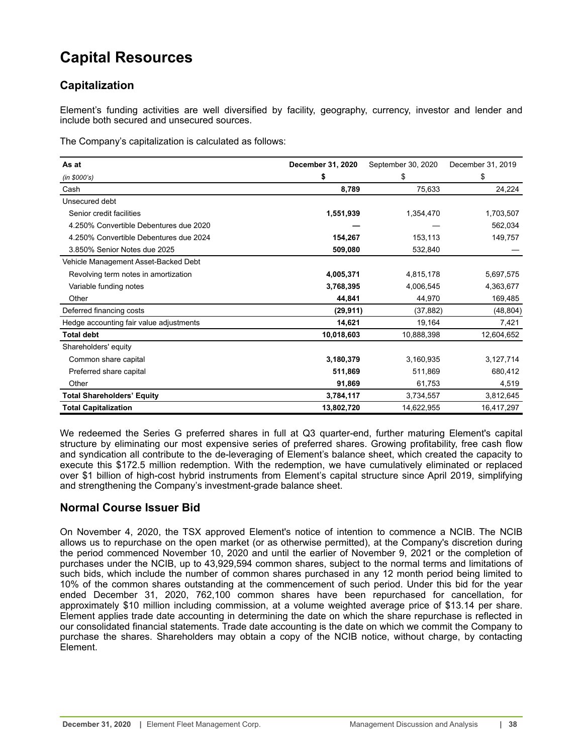# Capital Resources

## Capitalization

Element's funding activities are well diversified by facility, geography, currency, investor and lender and include both secured and unsecured sources.

The Company's capitalization is calculated as follows:

| As at | December 31, 2020 | September 30, 2020 | December 31, 2019 |
|---|---|---|---|
| *(in $000's)* | $ | $ | $ |
| Cash | **8,789** | 75,633 | 24,224 |
| Unsecured debt | | | |
| Senior credit facilities | **1,551,939** | 1,354,470 | 1,703,507 |
| 4.250% Convertible Debentures due 2020 | **—** | — | 562,034 |
| 4.250% Convertible Debentures due 2024 | **154,267** | 153,113 | 149,757 |
| 3.850% Senior Notes due 2025 | **509,080** | 532,840 | — |
| Vehicle Management Asset-Backed Debt | | | |
| Revolving term notes in amortization | **4,005,371** | 4,815,178 | 5,697,575 |
| Variable funding notes | **3,768,395** | 4,006,545 | 4,363,677 |
| Other | **44,841** | 44,970 | 169,485 |
| Deferred financing costs | **(29,911)** | (37,882) | (48,804) |
| Hedge accounting fair value adjustments | **14,621** | 19,164 | 7,421 |
| **Total debt** | **10,018,603** | 10,888,398 | 12,604,652 |
| Shareholders' equity | | | |
| Common share capital | **3,180,379** | 3,160,935 | 3,127,714 |
| Preferred share capital | **511,869** | 511,869 | 680,412 |
| Other | **91,869** | 61,753 | 4,519 |
| **Total Shareholders' Equity** | **3,784,117** | 3,734,557 | 3,812,645 |
| **Total Capitalization** | **13,802,720** | 14,622,955 | 16,417,297 |

We redeemed the Series G preferred shares in full at Q3 quarter-end, further maturing Element's capital structure by eliminating our most expensive series of preferred shares. Growing profitability, free cash flow and syndication all contribute to the de-leveraging of Element's balance sheet, which created the capacity to execute this $172.5 million redemption. With the redemption, we have cumulatively eliminated or replaced over $1 billion of high-cost hybrid instruments from Element's capital structure since April 2019, simplifying and strengthening the Company's investment-grade balance sheet.

## Normal Course Issuer Bid

On November 4, 2020, the TSX approved Element's notice of intention to commence a NCIB. The NCIB allows us to repurchase on the open market (or as otherwise permitted), at the Company's discretion during the period commenced November 10, 2020 and until the earlier of November 9, 2021 or the completion of purchases under the NCIB, up to 43,929,594 common shares, subject to the normal terms and limitations of such bids, which include the number of common shares purchased in any 12 month period being limited to 10% of the common shares outstanding at the commencement of such period. Under this bid for the year ended December 31, 2020, 762,100 common shares have been repurchased for cancellation, for approximately $10 million including commission, at a volume weighted average price of $13.14 per share. Element applies trade date accounting in determining the date on which the share repurchase is reflected in our consolidated financial statements. Trade date accounting is the date on which we commit the Company to purchase the shares. Shareholders may obtain a copy of the NCIB notice, without charge, by contacting Element.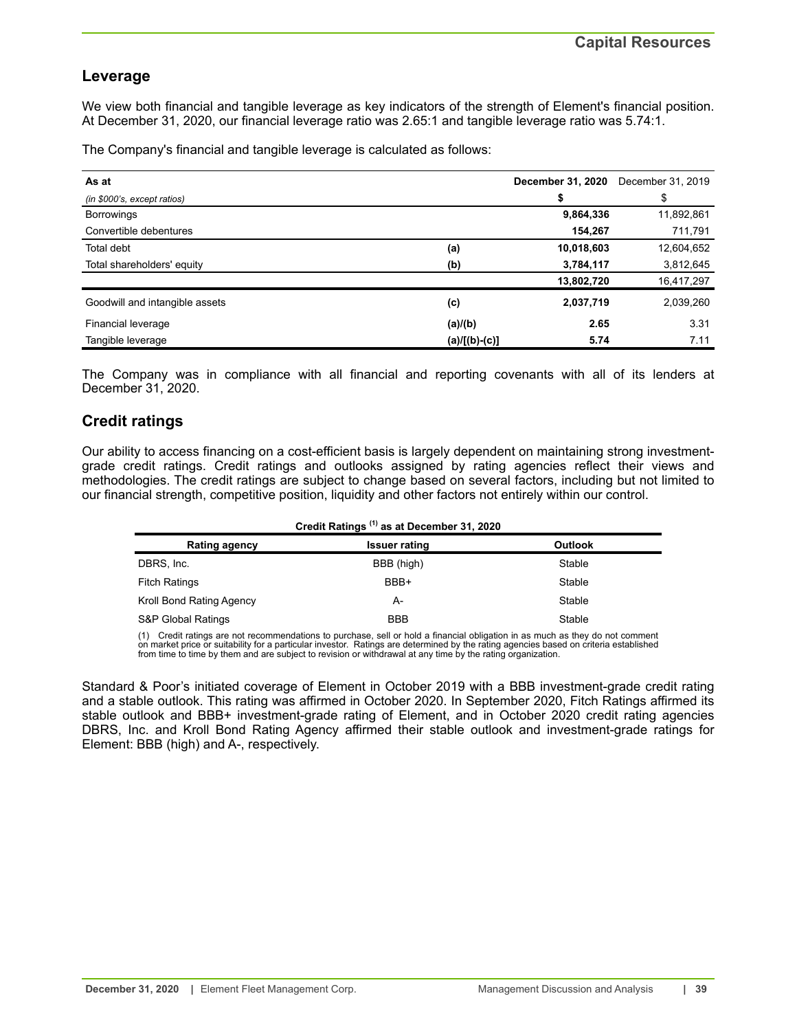## Leverage

We view both financial and tangible leverage as key indicators of the strength of Element's financial position. At December 31, 2020, our financial leverage ratio was 2.65:1 and tangible leverage ratio was 5.74:1.

The Company's financial and tangible leverage is calculated as follows:

| As at | | December 31, 2020 | December 31, 2019 |
|---|---|---|---|
| *(in $000's, except ratios)* | | **$** | $ |
| Borrowings | | **9,864,336** | 11,892,861 |
| Convertible debentures | | **154,267** | 711,791 |
| Total debt | **(a)** | **10,018,603** | 12,604,652 |
| Total shareholders' equity | **(b)** | **3,784,117** | 3,812,645 |
| | | **13,802,720** | 16,417,297 |
| Goodwill and intangible assets | **(c)** | **2,037,719** | 2,039,260 |
| Financial leverage | **(a)/(b)** | **2.65** | 3.31 |
| Tangible leverage | **(a)/[(b)-(c)]** | **5.74** | 7.11 |

The Company was in compliance with all financial and reporting covenants with all of its lenders at December 31, 2020.

## Credit ratings

Our ability to access financing on a cost-efficient basis is largely dependent on maintaining strong investment-grade credit ratings. Credit ratings and outlooks assigned by rating agencies reflect their views and methodologies. The credit ratings are subject to change based on several factors, including but not limited to our financial strength, competitive position, liquidity and other factors not entirely within our control.

**Credit Ratings [(1)] as at December 31, 2020**

| Rating agency | Issuer rating | Outlook |
|---|---|---|
| DBRS, Inc. | BBB (high) | Stable |
| Fitch Ratings | BBB+ | Stable |
| Kroll Bond Rating Agency | A- | Stable |
| S&P Global Ratings | BBB | Stable |

(1) Credit ratings are not recommendations to purchase, sell or hold a financial obligation in as much as they do not comment on market price or suitability for a particular investor. Ratings are determined by the rating agencies based on criteria established from time to time by them and are subject to revision or withdrawal at any time by the rating organization.

Standard & Poor's initiated coverage of Element in October 2019 with a BBB investment-grade credit rating and a stable outlook. This rating was affirmed in October 2020. In September 2020, Fitch Ratings affirmed its stable outlook and BBB+ investment-grade rating of Element, and in October 2020 credit rating agencies DBRS, Inc. and Kroll Bond Rating Agency affirmed their stable outlook and investment-grade ratings for Element: BBB (high) and A-, respectively.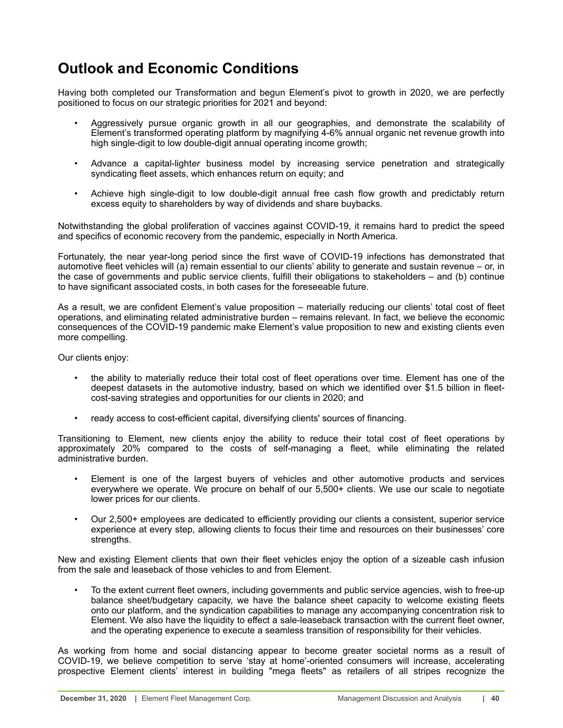# Outlook and Economic Conditions

Having both completed our Transformation and begun Element's pivot to growth in 2020, we are perfectly positioned to focus on our strategic priorities for 2021 and beyond:

- Aggressively pursue organic growth in all our geographies, and demonstrate the scalability of Element's transformed operating platform by magnifying 4-6% annual organic net revenue growth into high single-digit to low double-digit annual operating income growth;
- Advance a capital-light*er* business model by increasing service penetration and strategically syndicating fleet assets, which enhances return on equity; and
- Achieve high single-digit to low double-digit annual free cash flow growth and predictably return excess equity to shareholders by way of dividends and share buybacks.

Notwithstanding the global proliferation of vaccines against COVID-19, it remains hard to predict the speed and specifics of economic recovery from the pandemic, especially in North America.

Fortunately, the near year-long period since the first wave of COVID-19 infections has demonstrated that automotive fleet vehicles will (a) remain essential to our clients' ability to generate and sustain revenue – or, in the case of governments and public service clients, fulfill their obligations to stakeholders – and (b) continue to have significant associated costs, in both cases for the foreseeable future.

As a result, we are confident Element's value proposition – materially reducing our clients' total cost of fleet operations, and eliminating related administrative burden – remains relevant. In fact, we believe the economic consequences of the COVID-19 pandemic make Element's value proposition to new and existing clients even more compelling.

Our clients enjoy:

- the ability to materially reduce their total cost of fleet operations over time. Element has one of the deepest datasets in the automotive industry, based on which we identified over $1.5 billion in fleet-cost-saving strategies and opportunities for our clients in 2020; and
- ready access to cost-efficient capital, diversifying clients' sources of financing.

Transitioning to Element, new clients enjoy the ability to reduce their total cost of fleet operations by approximately 20% compared to the costs of self-managing a fleet, while eliminating the related administrative burden.

- Element is one of the largest buyers of vehicles and other automotive products and services everywhere we operate. We procure on behalf of our 5,500+ clients. We use our scale to negotiate lower prices for our clients.
- Our 2,500+ employees are dedicated to efficiently providing our clients a consistent, superior service experience at every step, allowing clients to focus their time and resources on their businesses' core strengths.

New and existing Element clients that own their fleet vehicles enjoy the option of a sizeable cash infusion from the sale and leaseback of those vehicles to and from Element.

- To the extent current fleet owners, including governments and public service agencies, wish to free-up balance sheet/budgetary capacity, we have the balance sheet capacity to welcome existing fleets onto our platform, and the syndication capabilities to manage any accompanying concentration risk to Element. We also have the liquidity to effect a sale-leaseback transaction with the current fleet owner, and the operating experience to execute a seamless transition of responsibility for their vehicles.

As working from home and social distancing appear to become greater societal norms as a result of COVID-19, we believe competition to serve 'stay at home'-oriented consumers will increase, accelerating prospective Element clients' interest in building "mega fleets" as retailers of all stripes recognize the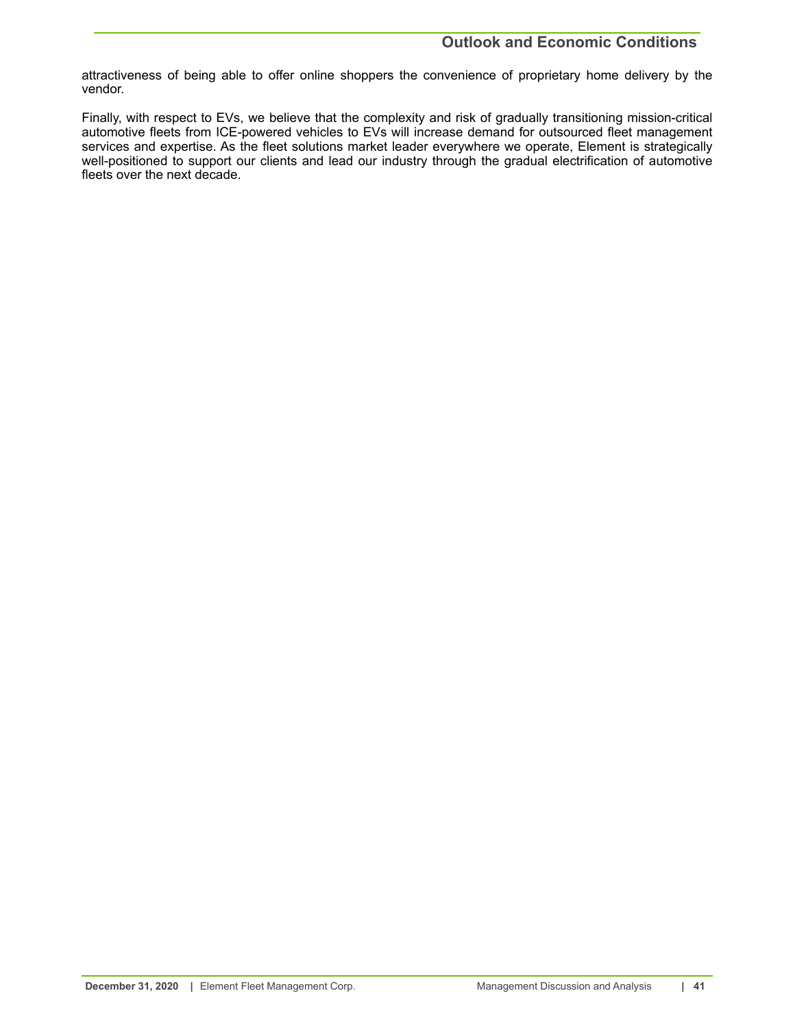attractiveness of being able to offer online shoppers the convenience of proprietary home delivery by the vendor.

Finally, with respect to EVs, we believe that the complexity and risk of gradually transitioning mission-critical automotive fleets from ICE-powered vehicles to EVs will increase demand for outsourced fleet management services and expertise. As the fleet solutions market leader everywhere we operate, Element is strategically well-positioned to support our clients and lead our industry through the gradual electrification of automotive fleets over the next decade.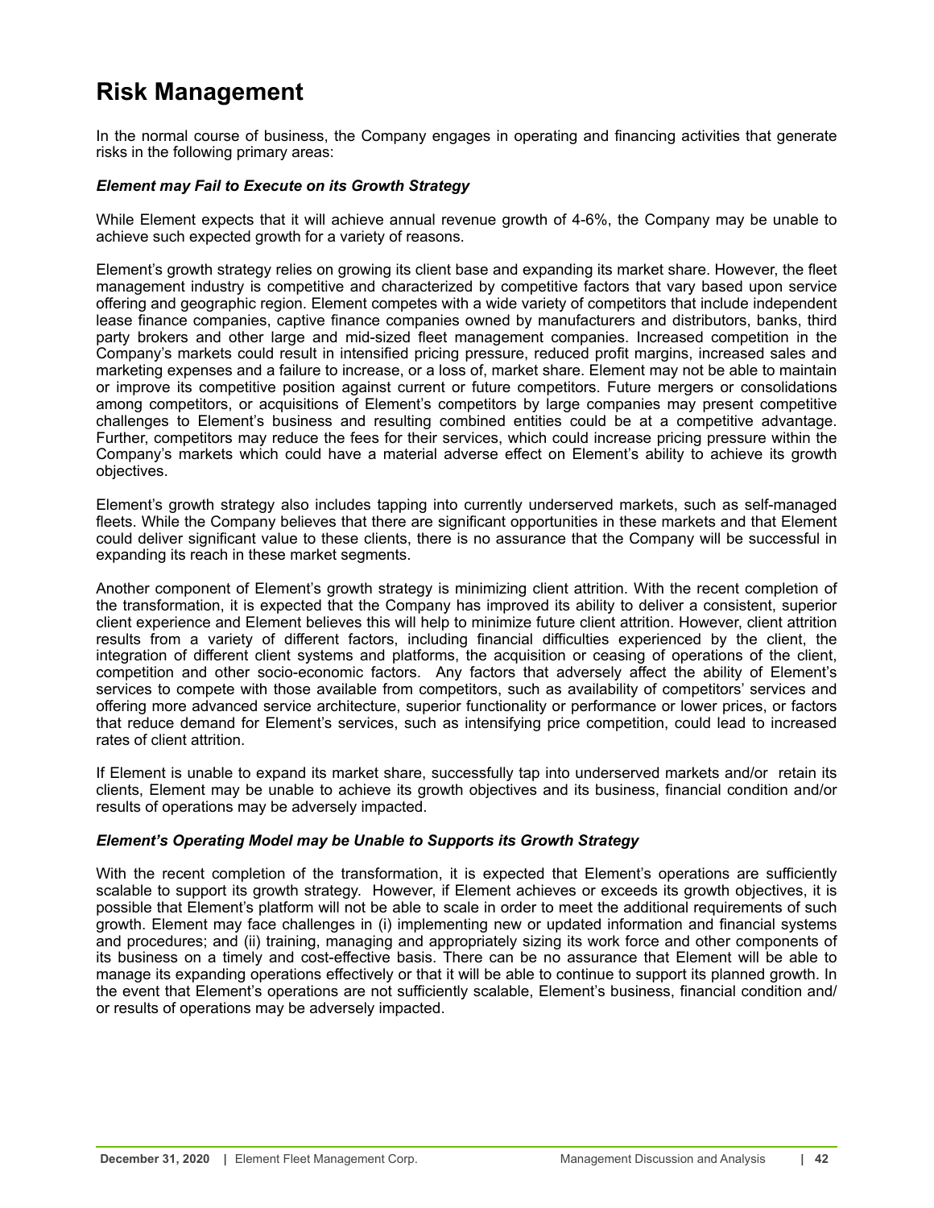# Risk Management

In the normal course of business, the Company engages in operating and financing activities that generate risks in the following primary areas:

### *Element may Fail to Execute on its Growth Strategy*

While Element expects that it will achieve annual revenue growth of 4-6%, the Company may be unable to achieve such expected growth for a variety of reasons.

Element's growth strategy relies on growing its client base and expanding its market share. However, the fleet management industry is competitive and characterized by competitive factors that vary based upon service offering and geographic region. Element competes with a wide variety of competitors that include independent lease finance companies, captive finance companies owned by manufacturers and distributors, banks, third party brokers and other large and mid-sized fleet management companies. Increased competition in the Company's markets could result in intensified pricing pressure, reduced profit margins, increased sales and marketing expenses and a failure to increase, or a loss of, market share. Element may not be able to maintain or improve its competitive position against current or future competitors. Future mergers or consolidations among competitors, or acquisitions of Element's competitors by large companies may present competitive challenges to Element's business and resulting combined entities could be at a competitive advantage. Further, competitors may reduce the fees for their services, which could increase pricing pressure within the Company's markets which could have a material adverse effect on Element's ability to achieve its growth objectives.

Element's growth strategy also includes tapping into currently underserved markets, such as self-managed fleets. While the Company believes that there are significant opportunities in these markets and that Element could deliver significant value to these clients, there is no assurance that the Company will be successful in expanding its reach in these market segments.

Another component of Element's growth strategy is minimizing client attrition. With the recent completion of the transformation, it is expected that the Company has improved its ability to deliver a consistent, superior client experience and Element believes this will help to minimize future client attrition. However, client attrition results from a variety of different factors, including financial difficulties experienced by the client, the integration of different client systems and platforms, the acquisition or ceasing of operations of the client, competition and other socio-economic factors. Any factors that adversely affect the ability of Element's services to compete with those available from competitors, such as availability of competitors' services and offering more advanced service architecture, superior functionality or performance or lower prices, or factors that reduce demand for Element's services, such as intensifying price competition, could lead to increased rates of client attrition.

If Element is unable to expand its market share, successfully tap into underserved markets and/or retain its clients, Element may be unable to achieve its growth objectives and its business, financial condition and/or results of operations may be adversely impacted.

### *Element's Operating Model may be Unable to Supports its Growth Strategy*

With the recent completion of the transformation, it is expected that Element's operations are sufficiently scalable to support its growth strategy. However, if Element achieves or exceeds its growth objectives, it is possible that Element's platform will not be able to scale in order to meet the additional requirements of such growth. Element may face challenges in (i) implementing new or updated information and financial systems and procedures; and (ii) training, managing and appropriately sizing its work force and other components of its business on a timely and cost-effective basis. There can be no assurance that Element will be able to manage its expanding operations effectively or that it will be able to continue to support its planned growth. In the event that Element's operations are not sufficiently scalable, Element's business, financial condition and/or results of operations may be adversely impacted.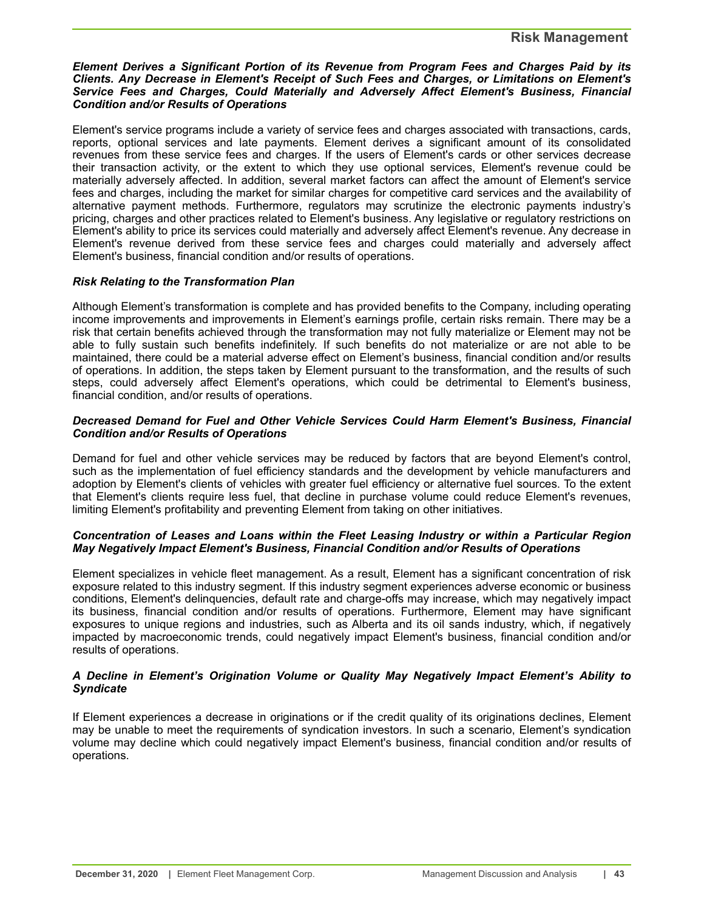***Element Derives a Significant Portion of its Revenue from Program Fees and Charges Paid by its Clients. Any Decrease in Element's Receipt of Such Fees and Charges, or Limitations on Element's Service Fees and Charges, Could Materially and Adversely Affect Element's Business, Financial Condition and/or Results of Operations***

Element's service programs include a variety of service fees and charges associated with transactions, cards, reports, optional services and late payments. Element derives a significant amount of its consolidated revenues from these service fees and charges. If the users of Element's cards or other services decrease their transaction activity, or the extent to which they use optional services, Element's revenue could be materially adversely affected. In addition, several market factors can affect the amount of Element's service fees and charges, including the market for similar charges for competitive card services and the availability of alternative payment methods. Furthermore, regulators may scrutinize the electronic payments industry's pricing, charges and other practices related to Element's business. Any legislative or regulatory restrictions on Element's ability to price its services could materially and adversely affect Element's revenue. Any decrease in Element's revenue derived from these service fees and charges could materially and adversely affect Element's business, financial condition and/or results of operations.

***Risk Relating to the Transformation Plan***

Although Element's transformation is complete and has provided benefits to the Company, including operating income improvements and improvements in Element's earnings profile, certain risks remain. There may be a risk that certain benefits achieved through the transformation may not fully materialize or Element may not be able to fully sustain such benefits indefinitely. If such benefits do not materialize or are not able to be maintained, there could be a material adverse effect on Element's business, financial condition and/or results of operations. In addition, the steps taken by Element pursuant to the transformation, and the results of such steps, could adversely affect Element's operations, which could be detrimental to Element's business, financial condition, and/or results of operations.

***Decreased Demand for Fuel and Other Vehicle Services Could Harm Element's Business, Financial Condition and/or Results of Operations***

Demand for fuel and other vehicle services may be reduced by factors that are beyond Element's control, such as the implementation of fuel efficiency standards and the development by vehicle manufacturers and adoption by Element's clients of vehicles with greater fuel efficiency or alternative fuel sources. To the extent that Element's clients require less fuel, that decline in purchase volume could reduce Element's revenues, limiting Element's profitability and preventing Element from taking on other initiatives.

***Concentration of Leases and Loans within the Fleet Leasing Industry or within a Particular Region May Negatively Impact Element's Business, Financial Condition and/or Results of Operations***

Element specializes in vehicle fleet management. As a result, Element has a significant concentration of risk exposure related to this industry segment. If this industry segment experiences adverse economic or business conditions, Element's delinquencies, default rate and charge-offs may increase, which may negatively impact its business, financial condition and/or results of operations. Furthermore, Element may have significant exposures to unique regions and industries, such as Alberta and its oil sands industry, which, if negatively impacted by macroeconomic trends, could negatively impact Element's business, financial condition and/or results of operations.

***A Decline in Element's Origination Volume or Quality May Negatively Impact Element's Ability to Syndicate***

If Element experiences a decrease in originations or if the credit quality of its originations declines, Element may be unable to meet the requirements of syndication investors. In such a scenario, Element's syndication volume may decline which could negatively impact Element's business, financial condition and/or results of operations.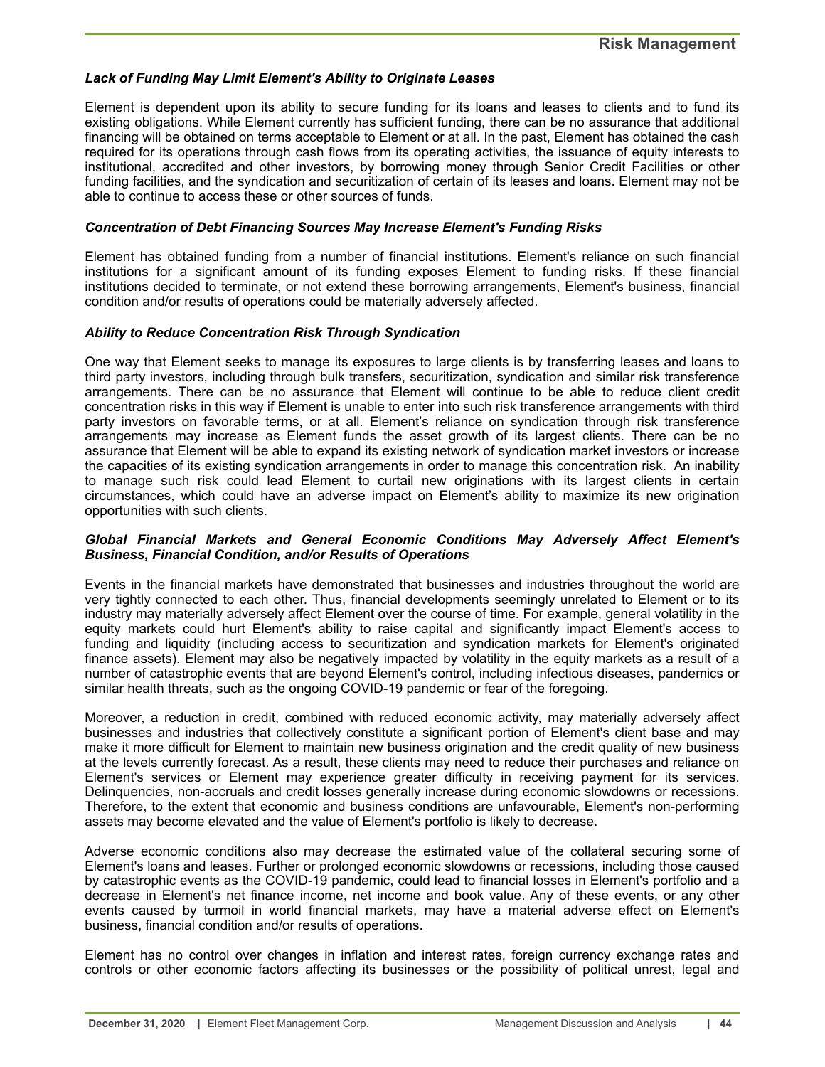### *Lack of Funding May Limit Element's Ability to Originate Leases*

Element is dependent upon its ability to secure funding for its loans and leases to clients and to fund its existing obligations. While Element currently has sufficient funding, there can be no assurance that additional financing will be obtained on terms acceptable to Element or at all. In the past, Element has obtained the cash required for its operations through cash flows from its operating activities, the issuance of equity interests to institutional, accredited and other investors, by borrowing money through Senior Credit Facilities or other funding facilities, and the syndication and securitization of certain of its leases and loans. Element may not be able to continue to access these or other sources of funds.

### *Concentration of Debt Financing Sources May Increase Element's Funding Risks*

Element has obtained funding from a number of financial institutions. Element's reliance on such financial institutions for a significant amount of its funding exposes Element to funding risks. If these financial institutions decided to terminate, or not extend these borrowing arrangements, Element's business, financial condition and/or results of operations could be materially adversely affected.

### *Ability to Reduce Concentration Risk Through Syndication*

One way that Element seeks to manage its exposures to large clients is by transferring leases and loans to third party investors, including through bulk transfers, securitization, syndication and similar risk transference arrangements. There can be no assurance that Element will continue to be able to reduce client credit concentration risks in this way if Element is unable to enter into such risk transference arrangements with third party investors on favorable terms, or at all. Element's reliance on syndication through risk transference arrangements may increase as Element funds the asset growth of its largest clients. There can be no assurance that Element will be able to expand its existing network of syndication market investors or increase the capacities of its existing syndication arrangements in order to manage this concentration risk. An inability to manage such risk could lead Element to curtail new originations with its largest clients in certain circumstances, which could have an adverse impact on Element's ability to maximize its new origination opportunities with such clients.

### *Global Financial Markets and General Economic Conditions May Adversely Affect Element's Business, Financial Condition, and/or Results of Operations*

Events in the financial markets have demonstrated that businesses and industries throughout the world are very tightly connected to each other. Thus, financial developments seemingly unrelated to Element or to its industry may materially adversely affect Element over the course of time. For example, general volatility in the equity markets could hurt Element's ability to raise capital and significantly impact Element's access to funding and liquidity (including access to securitization and syndication markets for Element's originated finance assets). Element may also be negatively impacted by volatility in the equity markets as a result of a number of catastrophic events that are beyond Element's control, including infectious diseases, pandemics or similar health threats, such as the ongoing COVID-19 pandemic or fear of the foregoing.

Moreover, a reduction in credit, combined with reduced economic activity, may materially adversely affect businesses and industries that collectively constitute a significant portion of Element's client base and may make it more difficult for Element to maintain new business origination and the credit quality of new business at the levels currently forecast. As a result, these clients may need to reduce their purchases and reliance on Element's services or Element may experience greater difficulty in receiving payment for its services. Delinquencies, non-accruals and credit losses generally increase during economic slowdowns or recessions. Therefore, to the extent that economic and business conditions are unfavourable, Element's non-performing assets may become elevated and the value of Element's portfolio is likely to decrease.

Adverse economic conditions also may decrease the estimated value of the collateral securing some of Element's loans and leases. Further or prolonged economic slowdowns or recessions, including those caused by catastrophic events as the COVID-19 pandemic, could lead to financial losses in Element's portfolio and a decrease in Element's net finance income, net income and book value. Any of these events, or any other events caused by turmoil in world financial markets, may have a material adverse effect on Element's business, financial condition and/or results of operations.

Element has no control over changes in inflation and interest rates, foreign currency exchange rates and controls or other economic factors affecting its businesses or the possibility of political unrest, legal and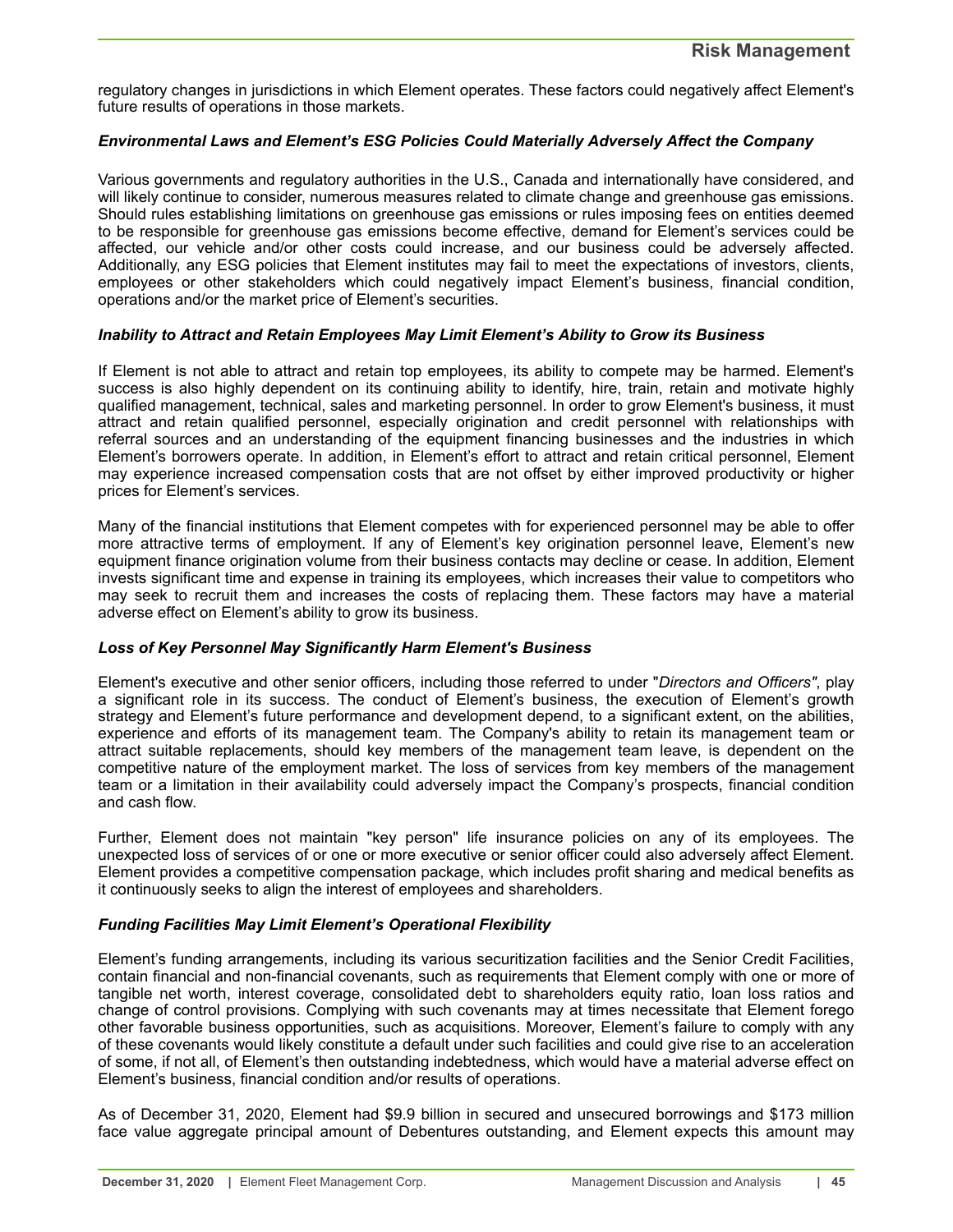regulatory changes in jurisdictions in which Element operates. These factors could negatively affect Element's future results of operations in those markets.

### *Environmental Laws and Element's ESG Policies Could Materially Adversely Affect the Company*

Various governments and regulatory authorities in the U.S., Canada and internationally have considered, and will likely continue to consider, numerous measures related to climate change and greenhouse gas emissions. Should rules establishing limitations on greenhouse gas emissions or rules imposing fees on entities deemed to be responsible for greenhouse gas emissions become effective, demand for Element's services could be affected, our vehicle and/or other costs could increase, and our business could be adversely affected. Additionally, any ESG policies that Element institutes may fail to meet the expectations of investors, clients, employees or other stakeholders which could negatively impact Element's business, financial condition, operations and/or the market price of Element's securities.

### *Inability to Attract and Retain Employees May Limit Element's Ability to Grow its Business*

If Element is not able to attract and retain top employees, its ability to compete may be harmed. Element's success is also highly dependent on its continuing ability to identify, hire, train, retain and motivate highly qualified management, technical, sales and marketing personnel. In order to grow Element's business, it must attract and retain qualified personnel, especially origination and credit personnel with relationships with referral sources and an understanding of the equipment financing businesses and the industries in which Element's borrowers operate. In addition, in Element's effort to attract and retain critical personnel, Element may experience increased compensation costs that are not offset by either improved productivity or higher prices for Element's services.

Many of the financial institutions that Element competes with for experienced personnel may be able to offer more attractive terms of employment. If any of Element's key origination personnel leave, Element's new equipment finance origination volume from their business contacts may decline or cease. In addition, Element invests significant time and expense in training its employees, which increases their value to competitors who may seek to recruit them and increases the costs of replacing them. These factors may have a material adverse effect on Element's ability to grow its business.

### *Loss of Key Personnel May Significantly Harm Element's Business*

Element's executive and other senior officers, including those referred to under "*Directors and Officers"*, play a significant role in its success. The conduct of Element's business, the execution of Element's growth strategy and Element's future performance and development depend, to a significant extent, on the abilities, experience and efforts of its management team. The Company's ability to retain its management team or attract suitable replacements, should key members of the management team leave, is dependent on the competitive nature of the employment market. The loss of services from key members of the management team or a limitation in their availability could adversely impact the Company's prospects, financial condition and cash flow.

Further, Element does not maintain "key person" life insurance policies on any of its employees. The unexpected loss of services of or one or more executive or senior officer could also adversely affect Element. Element provides a competitive compensation package, which includes profit sharing and medical benefits as it continuously seeks to align the interest of employees and shareholders.

### *Funding Facilities May Limit Element's Operational Flexibility*

Element's funding arrangements, including its various securitization facilities and the Senior Credit Facilities, contain financial and non-financial covenants, such as requirements that Element comply with one or more of tangible net worth, interest coverage, consolidated debt to shareholders equity ratio, loan loss ratios and change of control provisions. Complying with such covenants may at times necessitate that Element forego other favorable business opportunities, such as acquisitions. Moreover, Element's failure to comply with any of these covenants would likely constitute a default under such facilities and could give rise to an acceleration of some, if not all, of Element's then outstanding indebtedness, which would have a material adverse effect on Element's business, financial condition and/or results of operations.

As of December 31, 2020, Element had $9.9 billion in secured and unsecured borrowings and $173 million face value aggregate principal amount of Debentures outstanding, and Element expects this amount may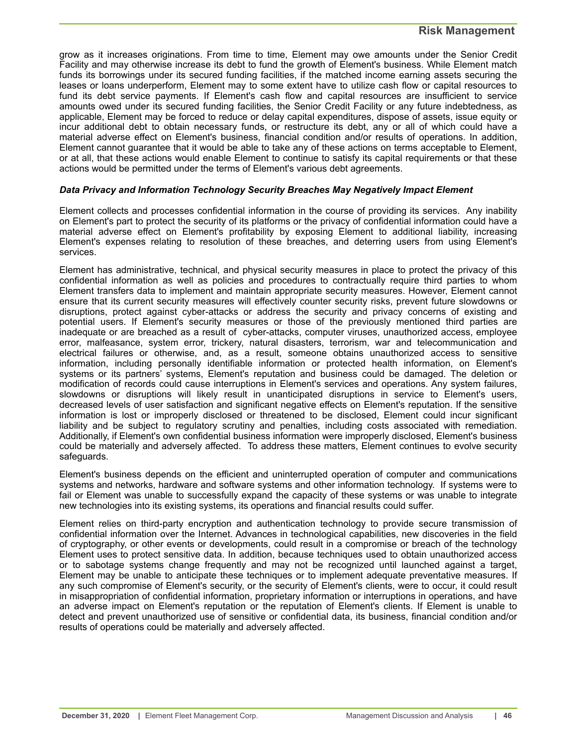grow as it increases originations. From time to time, Element may owe amounts under the Senior Credit Facility and may otherwise increase its debt to fund the growth of Element's business. While Element match funds its borrowings under its secured funding facilities, if the matched income earning assets securing the leases or loans underperform, Element may to some extent have to utilize cash flow or capital resources to fund its debt service payments. If Element's cash flow and capital resources are insufficient to service amounts owed under its secured funding facilities, the Senior Credit Facility or any future indebtedness, as applicable, Element may be forced to reduce or delay capital expenditures, dispose of assets, issue equity or incur additional debt to obtain necessary funds, or restructure its debt, any or all of which could have a material adverse effect on Element's business, financial condition and/or results of operations. In addition, Element cannot guarantee that it would be able to take any of these actions on terms acceptable to Element, or at all, that these actions would enable Element to continue to satisfy its capital requirements or that these actions would be permitted under the terms of Element's various debt agreements.

***Data Privacy and Information Technology Security Breaches May Negatively Impact Element***

Element collects and processes confidential information in the course of providing its services. Any inability on Element's part to protect the security of its platforms or the privacy of confidential information could have a material adverse effect on Element's profitability by exposing Element to additional liability, increasing Element's expenses relating to resolution of these breaches, and deterring users from using Element's services.

Element has administrative, technical, and physical security measures in place to protect the privacy of this confidential information as well as policies and procedures to contractually require third parties to whom Element transfers data to implement and maintain appropriate security measures. However, Element cannot ensure that its current security measures will effectively counter security risks, prevent future slowdowns or disruptions, protect against cyber-attacks or address the security and privacy concerns of existing and potential users. If Element's security measures or those of the previously mentioned third parties are inadequate or are breached as a result of cyber-attacks, computer viruses, unauthorized access, employee error, malfeasance, system error, trickery, natural disasters, terrorism, war and telecommunication and electrical failures or otherwise, and, as a result, someone obtains unauthorized access to sensitive information, including personally identifiable information or protected health information, on Element's systems or its partners' systems, Element's reputation and business could be damaged. The deletion or modification of records could cause interruptions in Element's services and operations. Any system failures, slowdowns or disruptions will likely result in unanticipated disruptions in service to Element's users, decreased levels of user satisfaction and significant negative effects on Element's reputation. If the sensitive information is lost or improperly disclosed or threatened to be disclosed, Element could incur significant liability and be subject to regulatory scrutiny and penalties, including costs associated with remediation. Additionally, if Element's own confidential business information were improperly disclosed, Element's business could be materially and adversely affected. To address these matters, Element continues to evolve security safeguards.

Element's business depends on the efficient and uninterrupted operation of computer and communications systems and networks, hardware and software systems and other information technology. If systems were to fail or Element was unable to successfully expand the capacity of these systems or was unable to integrate new technologies into its existing systems, its operations and financial results could suffer.

Element relies on third-party encryption and authentication technology to provide secure transmission of confidential information over the Internet. Advances in technological capabilities, new discoveries in the field of cryptography, or other events or developments, could result in a compromise or breach of the technology Element uses to protect sensitive data. In addition, because techniques used to obtain unauthorized access or to sabotage systems change frequently and may not be recognized until launched against a target, Element may be unable to anticipate these techniques or to implement adequate preventative measures. If any such compromise of Element's security, or the security of Element's clients, were to occur, it could result in misappropriation of confidential information, proprietary information or interruptions in operations, and have an adverse impact on Element's reputation or the reputation of Element's clients. If Element is unable to detect and prevent unauthorized use of sensitive or confidential data, its business, financial condition and/or results of operations could be materially and adversely affected.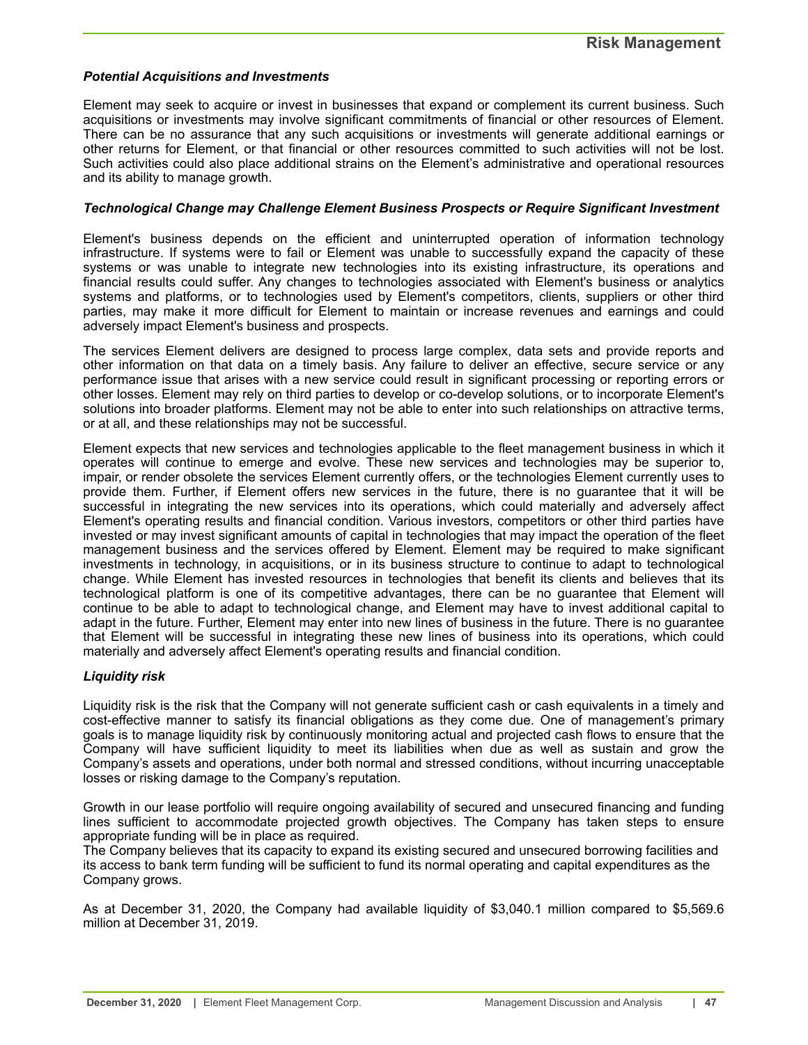### *Potential Acquisitions and Investments*

Element may seek to acquire or invest in businesses that expand or complement its current business. Such acquisitions or investments may involve significant commitments of financial or other resources of Element. There can be no assurance that any such acquisitions or investments will generate additional earnings or other returns for Element, or that financial or other resources committed to such activities will not be lost. Such activities could also place additional strains on the Element's administrative and operational resources and its ability to manage growth.

### *Technological Change may Challenge Element Business Prospects or Require Significant Investment*

Element's business depends on the efficient and uninterrupted operation of information technology infrastructure. If systems were to fail or Element was unable to successfully expand the capacity of these systems or was unable to integrate new technologies into its existing infrastructure, its operations and financial results could suffer. Any changes to technologies associated with Element's business or analytics systems and platforms, or to technologies used by Element's competitors, clients, suppliers or other third parties, may make it more difficult for Element to maintain or increase revenues and earnings and could adversely impact Element's business and prospects.

The services Element delivers are designed to process large complex, data sets and provide reports and other information on that data on a timely basis. Any failure to deliver an effective, secure service or any performance issue that arises with a new service could result in significant processing or reporting errors or other losses. Element may rely on third parties to develop or co-develop solutions, or to incorporate Element's solutions into broader platforms. Element may not be able to enter into such relationships on attractive terms, or at all, and these relationships may not be successful.

Element expects that new services and technologies applicable to the fleet management business in which it operates will continue to emerge and evolve. These new services and technologies may be superior to, impair, or render obsolete the services Element currently offers, or the technologies Element currently uses to provide them. Further, if Element offers new services in the future, there is no guarantee that it will be successful in integrating the new services into its operations, which could materially and adversely affect Element's operating results and financial condition. Various investors, competitors or other third parties have invested or may invest significant amounts of capital in technologies that may impact the operation of the fleet management business and the services offered by Element. Element may be required to make significant investments in technology, in acquisitions, or in its business structure to continue to adapt to technological change. While Element has invested resources in technologies that benefit its clients and believes that its technological platform is one of its competitive advantages, there can be no guarantee that Element will continue to be able to adapt to technological change, and Element may have to invest additional capital to adapt in the future. Further, Element may enter into new lines of business in the future. There is no guarantee that Element will be successful in integrating these new lines of business into its operations, which could materially and adversely affect Element's operating results and financial condition.

### *Liquidity risk*

Liquidity risk is the risk that the Company will not generate sufficient cash or cash equivalents in a timely and cost-effective manner to satisfy its financial obligations as they come due. One of management's primary goals is to manage liquidity risk by continuously monitoring actual and projected cash flows to ensure that the Company will have sufficient liquidity to meet its liabilities when due as well as sustain and grow the Company's assets and operations, under both normal and stressed conditions, without incurring unacceptable losses or risking damage to the Company's reputation.

Growth in our lease portfolio will require ongoing availability of secured and unsecured financing and funding lines sufficient to accommodate projected growth objectives. The Company has taken steps to ensure appropriate funding will be in place as required.
The Company believes that its capacity to expand its existing secured and unsecured borrowing facilities and its access to bank term funding will be sufficient to fund its normal operating and capital expenditures as the Company grows.

As at December 31, 2020, the Company had available liquidity of $3,040.1 million compared to $5,569.6 million at December 31, 2019.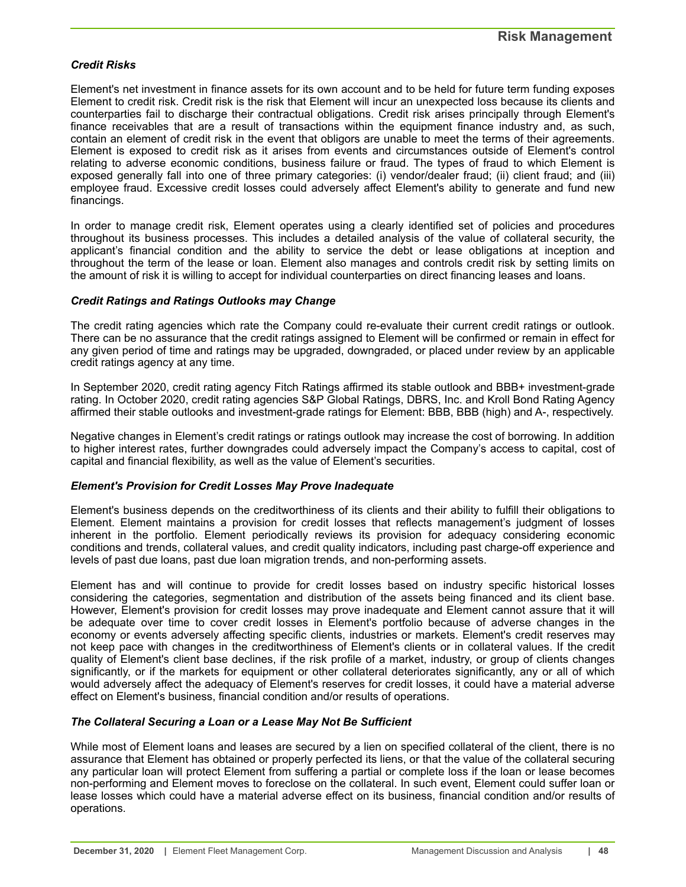### *Credit Risks*

Element's net investment in finance assets for its own account and to be held for future term funding exposes Element to credit risk. Credit risk is the risk that Element will incur an unexpected loss because its clients and counterparties fail to discharge their contractual obligations. Credit risk arises principally through Element's finance receivables that are a result of transactions within the equipment finance industry and, as such, contain an element of credit risk in the event that obligors are unable to meet the terms of their agreements. Element is exposed to credit risk as it arises from events and circumstances outside of Element's control relating to adverse economic conditions, business failure or fraud. The types of fraud to which Element is exposed generally fall into one of three primary categories: (i) vendor/dealer fraud; (ii) client fraud; and (iii) employee fraud. Excessive credit losses could adversely affect Element's ability to generate and fund new financings.

In order to manage credit risk, Element operates using a clearly identified set of policies and procedures throughout its business processes. This includes a detailed analysis of the value of collateral security, the applicant's financial condition and the ability to service the debt or lease obligations at inception and throughout the term of the lease or loan. Element also manages and controls credit risk by setting limits on the amount of risk it is willing to accept for individual counterparties on direct financing leases and loans.

### *Credit Ratings and Ratings Outlooks may Change*

The credit rating agencies which rate the Company could re-evaluate their current credit ratings or outlook. There can be no assurance that the credit ratings assigned to Element will be confirmed or remain in effect for any given period of time and ratings may be upgraded, downgraded, or placed under review by an applicable credit ratings agency at any time.

In September 2020, credit rating agency Fitch Ratings affirmed its stable outlook and BBB+ investment-grade rating. In October 2020, credit rating agencies S&P Global Ratings, DBRS, Inc. and Kroll Bond Rating Agency affirmed their stable outlooks and investment-grade ratings for Element: BBB, BBB (high) and A-, respectively.

Negative changes in Element's credit ratings or ratings outlook may increase the cost of borrowing. In addition to higher interest rates, further downgrades could adversely impact the Company's access to capital, cost of capital and financial flexibility, as well as the value of Element's securities.

### *Element's Provision for Credit Losses May Prove Inadequate*

Element's business depends on the creditworthiness of its clients and their ability to fulfill their obligations to Element. Element maintains a provision for credit losses that reflects management's judgment of losses inherent in the portfolio. Element periodically reviews its provision for adequacy considering economic conditions and trends, collateral values, and credit quality indicators, including past charge-off experience and levels of past due loans, past due loan migration trends, and non-performing assets.

Element has and will continue to provide for credit losses based on industry specific historical losses considering the categories, segmentation and distribution of the assets being financed and its client base. However, Element's provision for credit losses may prove inadequate and Element cannot assure that it will be adequate over time to cover credit losses in Element's portfolio because of adverse changes in the economy or events adversely affecting specific clients, industries or markets. Element's credit reserves may not keep pace with changes in the creditworthiness of Element's clients or in collateral values. If the credit quality of Element's client base declines, if the risk profile of a market, industry, or group of clients changes significantly, or if the markets for equipment or other collateral deteriorates significantly, any or all of which would adversely affect the adequacy of Element's reserves for credit losses, it could have a material adverse effect on Element's business, financial condition and/or results of operations.

### *The Collateral Securing a Loan or a Lease May Not Be Sufficient*

While most of Element loans and leases are secured by a lien on specified collateral of the client, there is no assurance that Element has obtained or properly perfected its liens, or that the value of the collateral securing any particular loan will protect Element from suffering a partial or complete loss if the loan or lease becomes non-performing and Element moves to foreclose on the collateral. In such event, Element could suffer loan or lease losses which could have a material adverse effect on its business, financial condition and/or results of operations.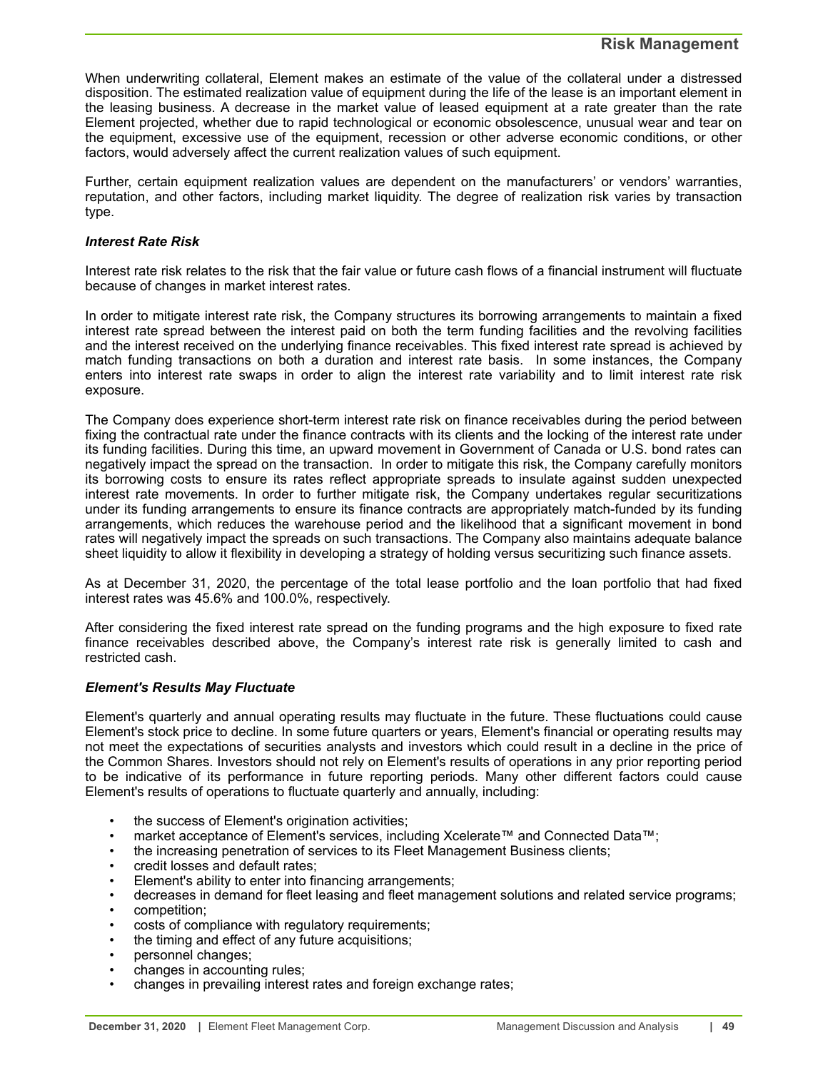When underwriting collateral, Element makes an estimate of the value of the collateral under a distressed disposition. The estimated realization value of equipment during the life of the lease is an important element in the leasing business. A decrease in the market value of leased equipment at a rate greater than the rate Element projected, whether due to rapid technological or economic obsolescence, unusual wear and tear on the equipment, excessive use of the equipment, recession or other adverse economic conditions, or other factors, would adversely affect the current realization values of such equipment.

Further, certain equipment realization values are dependent on the manufacturers' or vendors' warranties, reputation, and other factors, including market liquidity. The degree of realization risk varies by transaction type.

***Interest Rate Risk***

Interest rate risk relates to the risk that the fair value or future cash flows of a financial instrument will fluctuate because of changes in market interest rates.

In order to mitigate interest rate risk, the Company structures its borrowing arrangements to maintain a fixed interest rate spread between the interest paid on both the term funding facilities and the revolving facilities and the interest received on the underlying finance receivables. This fixed interest rate spread is achieved by match funding transactions on both a duration and interest rate basis. In some instances, the Company enters into interest rate swaps in order to align the interest rate variability and to limit interest rate risk exposure.

The Company does experience short-term interest rate risk on finance receivables during the period between fixing the contractual rate under the finance contracts with its clients and the locking of the interest rate under its funding facilities. During this time, an upward movement in Government of Canada or U.S. bond rates can negatively impact the spread on the transaction. In order to mitigate this risk, the Company carefully monitors its borrowing costs to ensure its rates reflect appropriate spreads to insulate against sudden unexpected interest rate movements. In order to further mitigate risk, the Company undertakes regular securitizations under its funding arrangements to ensure its finance contracts are appropriately match-funded by its funding arrangements, which reduces the warehouse period and the likelihood that a significant movement in bond rates will negatively impact the spreads on such transactions. The Company also maintains adequate balance sheet liquidity to allow it flexibility in developing a strategy of holding versus securitizing such finance assets.

As at December 31, 2020, the percentage of the total lease portfolio and the loan portfolio that had fixed interest rates was 45.6% and 100.0%, respectively.

After considering the fixed interest rate spread on the funding programs and the high exposure to fixed rate finance receivables described above, the Company's interest rate risk is generally limited to cash and restricted cash.

***Element's Results May Fluctuate***

Element's quarterly and annual operating results may fluctuate in the future. These fluctuations could cause Element's stock price to decline. In some future quarters or years, Element's financial or operating results may not meet the expectations of securities analysts and investors which could result in a decline in the price of the Common Shares. Investors should not rely on Element's results of operations in any prior reporting period to be indicative of its performance in future reporting periods. Many other different factors could cause Element's results of operations to fluctuate quarterly and annually, including:

- the success of Element's origination activities;
- market acceptance of Element's services, including Xcelerate™ and Connected Data™;
- the increasing penetration of services to its Fleet Management Business clients;
- credit losses and default rates;
- Element's ability to enter into financing arrangements;
- decreases in demand for fleet leasing and fleet management solutions and related service programs;
- competition;
- costs of compliance with regulatory requirements;
- the timing and effect of any future acquisitions;
- personnel changes;
- changes in accounting rules;
- changes in prevailing interest rates and foreign exchange rates;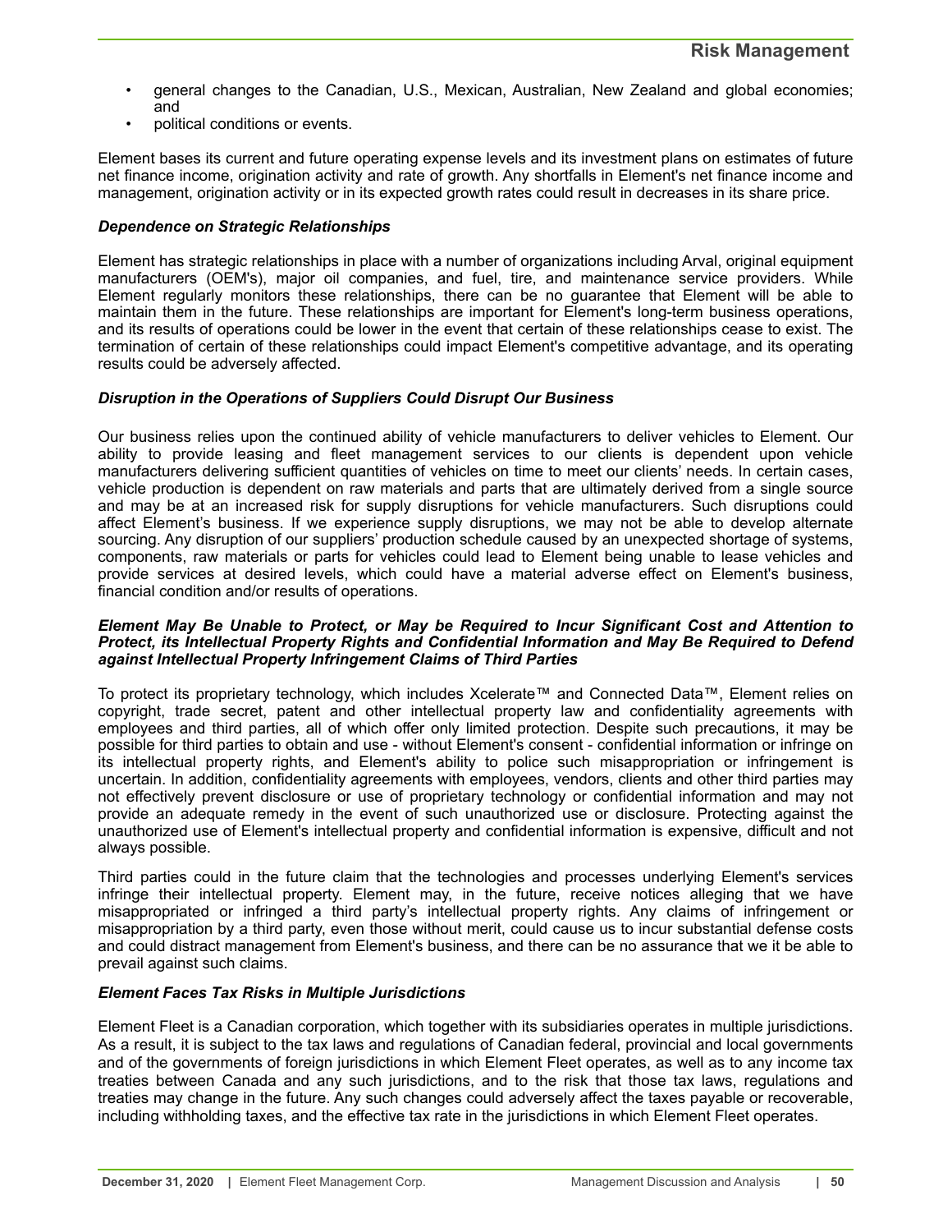- general changes to the Canadian, U.S., Mexican, Australian, New Zealand and global economies; and
- political conditions or events.

Element bases its current and future operating expense levels and its investment plans on estimates of future net finance income, origination activity and rate of growth. Any shortfalls in Element's net finance income and management, origination activity or in its expected growth rates could result in decreases in its share price.

### *Dependence on Strategic Relationships*

Element has strategic relationships in place with a number of organizations including Arval, original equipment manufacturers (OEM's), major oil companies, and fuel, tire, and maintenance service providers. While Element regularly monitors these relationships, there can be no guarantee that Element will be able to maintain them in the future. These relationships are important for Element's long-term business operations, and its results of operations could be lower in the event that certain of these relationships cease to exist. The termination of certain of these relationships could impact Element's competitive advantage, and its operating results could be adversely affected.

### *Disruption in the Operations of Suppliers Could Disrupt Our Business*

Our business relies upon the continued ability of vehicle manufacturers to deliver vehicles to Element. Our ability to provide leasing and fleet management services to our clients is dependent upon vehicle manufacturers delivering sufficient quantities of vehicles on time to meet our clients' needs. In certain cases, vehicle production is dependent on raw materials and parts that are ultimately derived from a single source and may be at an increased risk for supply disruptions for vehicle manufacturers. Such disruptions could affect Element's business. If we experience supply disruptions, we may not be able to develop alternate sourcing. Any disruption of our suppliers' production schedule caused by an unexpected shortage of systems, components, raw materials or parts for vehicles could lead to Element being unable to lease vehicles and provide services at desired levels, which could have a material adverse effect on Element's business, financial condition and/or results of operations.

### *Element May Be Unable to Protect, or May be Required to Incur Significant Cost and Attention to Protect, its Intellectual Property Rights and Confidential Information and May Be Required to Defend against Intellectual Property Infringement Claims of Third Parties*

To protect its proprietary technology, which includes Xcelerate™ and Connected Data™, Element relies on copyright, trade secret, patent and other intellectual property law and confidentiality agreements with employees and third parties, all of which offer only limited protection. Despite such precautions, it may be possible for third parties to obtain and use - without Element's consent - confidential information or infringe on its intellectual property rights, and Element's ability to police such misappropriation or infringement is uncertain. In addition, confidentiality agreements with employees, vendors, clients and other third parties may not effectively prevent disclosure or use of proprietary technology or confidential information and may not provide an adequate remedy in the event of such unauthorized use or disclosure. Protecting against the unauthorized use of Element's intellectual property and confidential information is expensive, difficult and not always possible.

Third parties could in the future claim that the technologies and processes underlying Element's services infringe their intellectual property. Element may, in the future, receive notices alleging that we have misappropriated or infringed a third party's intellectual property rights. Any claims of infringement or misappropriation by a third party, even those without merit, could cause us to incur substantial defense costs and could distract management from Element's business, and there can be no assurance that we it be able to prevail against such claims.

### *Element Faces Tax Risks in Multiple Jurisdictions*

Element Fleet is a Canadian corporation, which together with its subsidiaries operates in multiple jurisdictions. As a result, it is subject to the tax laws and regulations of Canadian federal, provincial and local governments and of the governments of foreign jurisdictions in which Element Fleet operates, as well as to any income tax treaties between Canada and any such jurisdictions, and to the risk that those tax laws, regulations and treaties may change in the future. Any such changes could adversely affect the taxes payable or recoverable, including withholding taxes, and the effective tax rate in the jurisdictions in which Element Fleet operates.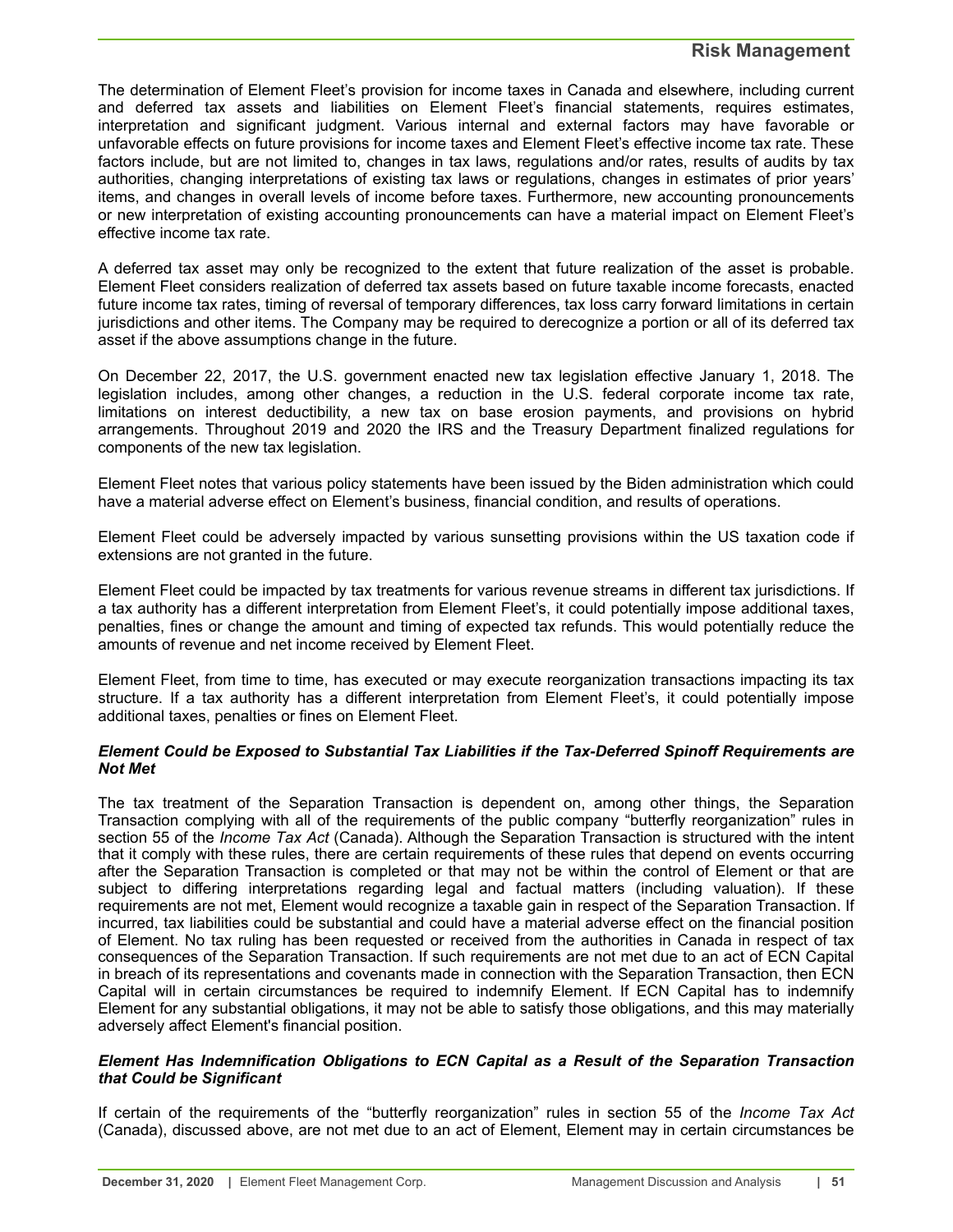The determination of Element Fleet's provision for income taxes in Canada and elsewhere, including current and deferred tax assets and liabilities on Element Fleet's financial statements, requires estimates, interpretation and significant judgment. Various internal and external factors may have favorable or unfavorable effects on future provisions for income taxes and Element Fleet's effective income tax rate. These factors include, but are not limited to, changes in tax laws, regulations and/or rates, results of audits by tax authorities, changing interpretations of existing tax laws or regulations, changes in estimates of prior years' items, and changes in overall levels of income before taxes. Furthermore, new accounting pronouncements or new interpretation of existing accounting pronouncements can have a material impact on Element Fleet's effective income tax rate.

A deferred tax asset may only be recognized to the extent that future realization of the asset is probable. Element Fleet considers realization of deferred tax assets based on future taxable income forecasts, enacted future income tax rates, timing of reversal of temporary differences, tax loss carry forward limitations in certain jurisdictions and other items. The Company may be required to derecognize a portion or all of its deferred tax asset if the above assumptions change in the future.

On December 22, 2017, the U.S. government enacted new tax legislation effective January 1, 2018. The legislation includes, among other changes, a reduction in the U.S. federal corporate income tax rate, limitations on interest deductibility, a new tax on base erosion payments, and provisions on hybrid arrangements. Throughout 2019 and 2020 the IRS and the Treasury Department finalized regulations for components of the new tax legislation.

Element Fleet notes that various policy statements have been issued by the Biden administration which could have a material adverse effect on Element's business, financial condition, and results of operations.

Element Fleet could be adversely impacted by various sunsetting provisions within the US taxation code if extensions are not granted in the future.

Element Fleet could be impacted by tax treatments for various revenue streams in different tax jurisdictions. If a tax authority has a different interpretation from Element Fleet's, it could potentially impose additional taxes, penalties, fines or change the amount and timing of expected tax refunds. This would potentially reduce the amounts of revenue and net income received by Element Fleet.

Element Fleet, from time to time, has executed or may execute reorganization transactions impacting its tax structure. If a tax authority has a different interpretation from Element Fleet's, it could potentially impose additional taxes, penalties or fines on Element Fleet.

***Element Could be Exposed to Substantial Tax Liabilities if the Tax-Deferred Spinoff Requirements are Not Met***

The tax treatment of the Separation Transaction is dependent on, among other things, the Separation Transaction complying with all of the requirements of the public company "butterfly reorganization" rules in section 55 of the *Income Tax Act* (Canada). Although the Separation Transaction is structured with the intent that it comply with these rules, there are certain requirements of these rules that depend on events occurring after the Separation Transaction is completed or that may not be within the control of Element or that are subject to differing interpretations regarding legal and factual matters (including valuation). If these requirements are not met, Element would recognize a taxable gain in respect of the Separation Transaction. If incurred, tax liabilities could be substantial and could have a material adverse effect on the financial position of Element. No tax ruling has been requested or received from the authorities in Canada in respect of tax consequences of the Separation Transaction. If such requirements are not met due to an act of ECN Capital in breach of its representations and covenants made in connection with the Separation Transaction, then ECN Capital will in certain circumstances be required to indemnify Element. If ECN Capital has to indemnify Element for any substantial obligations, it may not be able to satisfy those obligations, and this may materially adversely affect Element's financial position.

***Element Has Indemnification Obligations to ECN Capital as a Result of the Separation Transaction that Could be Significant***

If certain of the requirements of the "butterfly reorganization" rules in section 55 of the *Income Tax Act* (Canada), discussed above, are not met due to an act of Element, Element may in certain circumstances be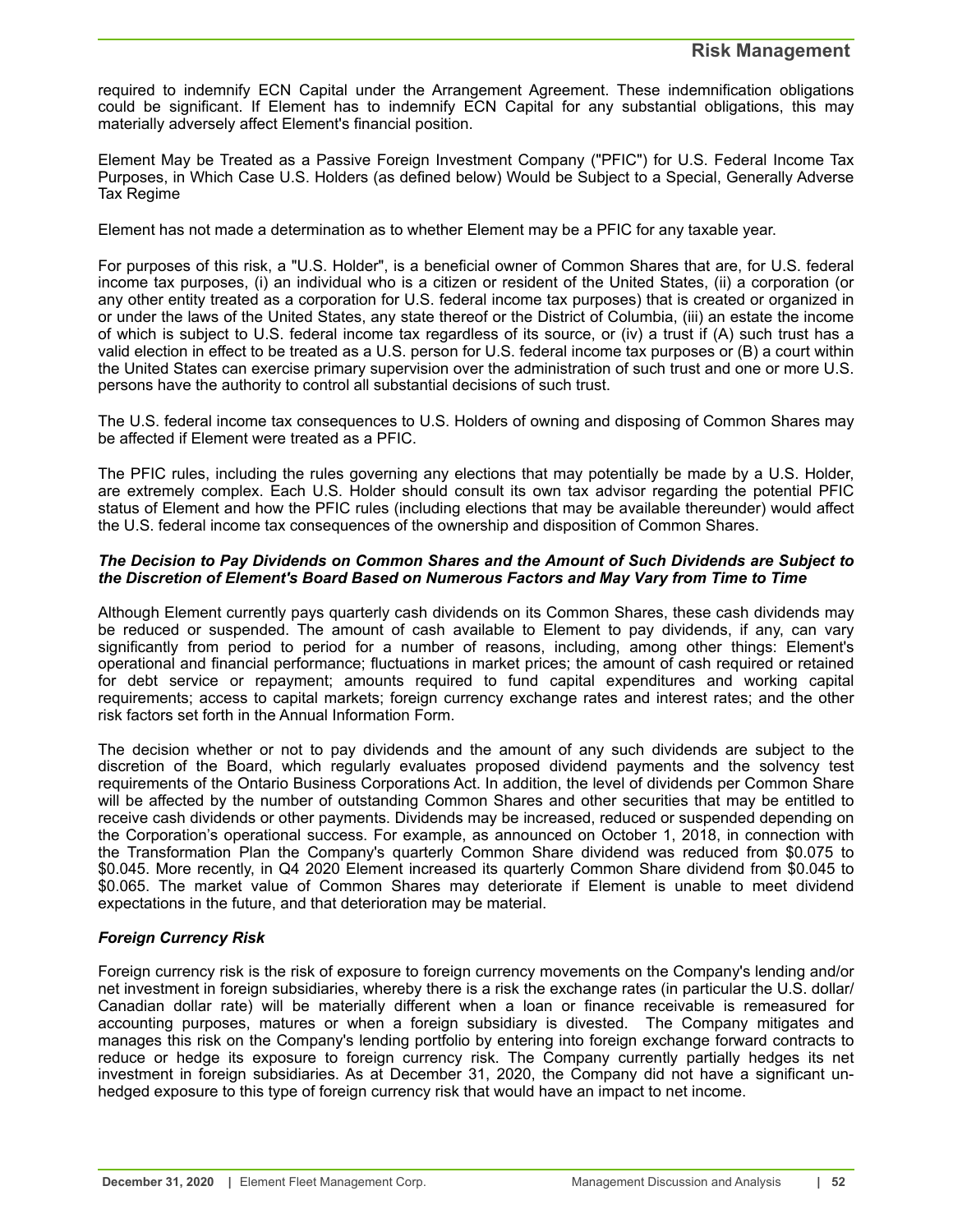required to indemnify ECN Capital under the Arrangement Agreement. These indemnification obligations could be significant. If Element has to indemnify ECN Capital for any substantial obligations, this may materially adversely affect Element's financial position.

Element May be Treated as a Passive Foreign Investment Company ("PFIC") for U.S. Federal Income Tax Purposes, in Which Case U.S. Holders (as defined below) Would be Subject to a Special, Generally Adverse Tax Regime

Element has not made a determination as to whether Element may be a PFIC for any taxable year.

For purposes of this risk, a "U.S. Holder", is a beneficial owner of Common Shares that are, for U.S. federal income tax purposes, (i) an individual who is a citizen or resident of the United States, (ii) a corporation (or any other entity treated as a corporation for U.S. federal income tax purposes) that is created or organized in or under the laws of the United States, any state thereof or the District of Columbia, (iii) an estate the income of which is subject to U.S. federal income tax regardless of its source, or (iv) a trust if (A) such trust has a valid election in effect to be treated as a U.S. person for U.S. federal income tax purposes or (B) a court within the United States can exercise primary supervision over the administration of such trust and one or more U.S. persons have the authority to control all substantial decisions of such trust.

The U.S. federal income tax consequences to U.S. Holders of owning and disposing of Common Shares may be affected if Element were treated as a PFIC.

The PFIC rules, including the rules governing any elections that may potentially be made by a U.S. Holder, are extremely complex. Each U.S. Holder should consult its own tax advisor regarding the potential PFIC status of Element and how the PFIC rules (including elections that may be available thereunder) would affect the U.S. federal income tax consequences of the ownership and disposition of Common Shares.

***The Decision to Pay Dividends on Common Shares and the Amount of Such Dividends are Subject to the Discretion of Element's Board Based on Numerous Factors and May Vary from Time to Time***

Although Element currently pays quarterly cash dividends on its Common Shares, these cash dividends may be reduced or suspended. The amount of cash available to Element to pay dividends, if any, can vary significantly from period to period for a number of reasons, including, among other things: Element's operational and financial performance; fluctuations in market prices; the amount of cash required or retained for debt service or repayment; amounts required to fund capital expenditures and working capital requirements; access to capital markets; foreign currency exchange rates and interest rates; and the other risk factors set forth in the Annual Information Form.

The decision whether or not to pay dividends and the amount of any such dividends are subject to the discretion of the Board, which regularly evaluates proposed dividend payments and the solvency test requirements of the Ontario Business Corporations Act. In addition, the level of dividends per Common Share will be affected by the number of outstanding Common Shares and other securities that may be entitled to receive cash dividends or other payments. Dividends may be increased, reduced or suspended depending on the Corporation's operational success. For example, as announced on October 1, 2018, in connection with the Transformation Plan the Company's quarterly Common Share dividend was reduced from $0.075 to $0.045. More recently, in Q4 2020 Element increased its quarterly Common Share dividend from $0.045 to $0.065. The market value of Common Shares may deteriorate if Element is unable to meet dividend expectations in the future, and that deterioration may be material.

***Foreign Currency Risk***

Foreign currency risk is the risk of exposure to foreign currency movements on the Company's lending and/or net investment in foreign subsidiaries, whereby there is a risk the exchange rates (in particular the U.S. dollar/ Canadian dollar rate) will be materially different when a loan or finance receivable is remeasured for accounting purposes, matures or when a foreign subsidiary is divested. The Company mitigates and manages this risk on the Company's lending portfolio by entering into foreign exchange forward contracts to reduce or hedge its exposure to foreign currency risk. The Company currently partially hedges its net investment in foreign subsidiaries. As at December 31, 2020, the Company did not have a significant un-hedged exposure to this type of foreign currency risk that would have an impact to net income.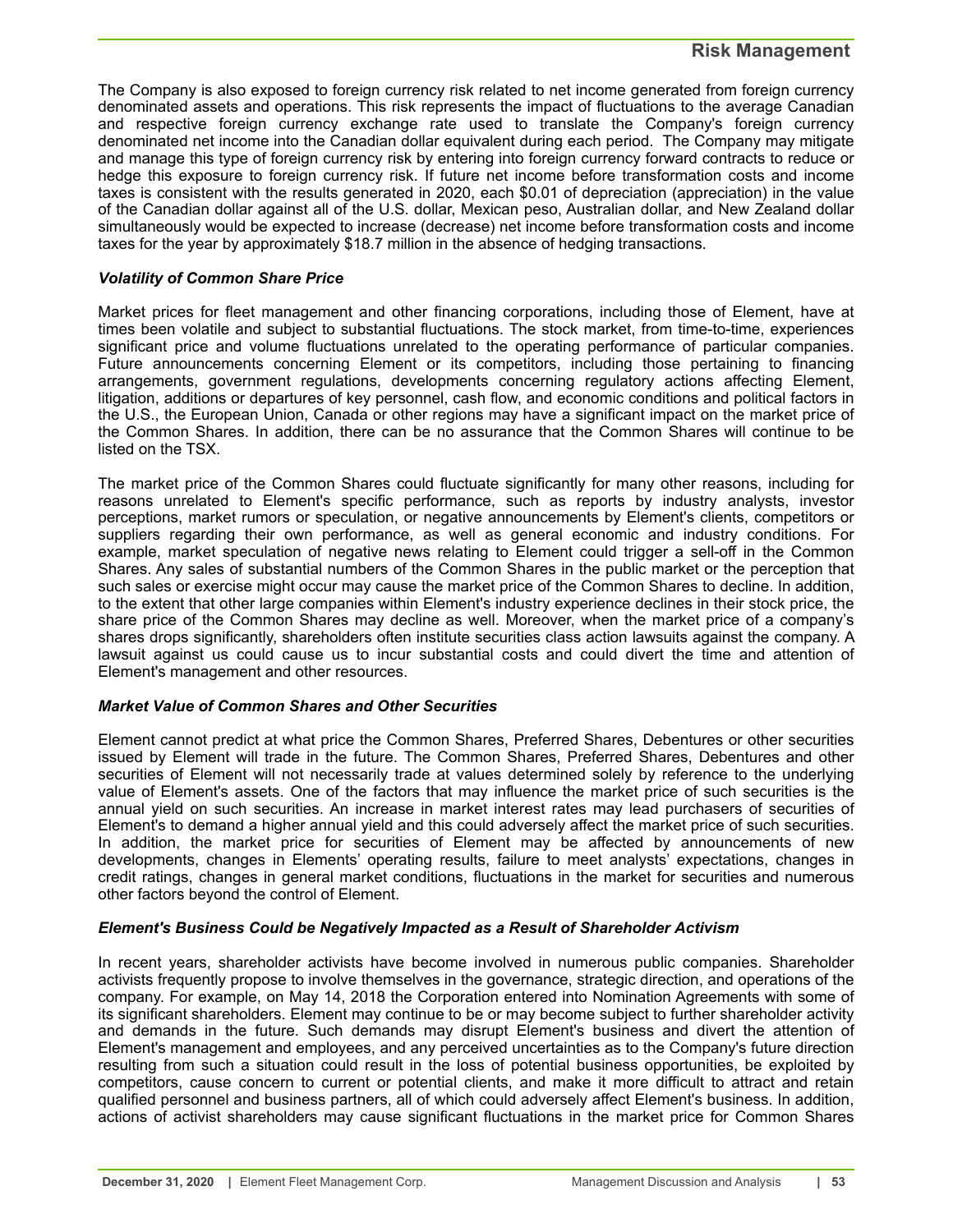The Company is also exposed to foreign currency risk related to net income generated from foreign currency denominated assets and operations. This risk represents the impact of fluctuations to the average Canadian and respective foreign currency exchange rate used to translate the Company's foreign currency denominated net income into the Canadian dollar equivalent during each period. The Company may mitigate and manage this type of foreign currency risk by entering into foreign currency forward contracts to reduce or hedge this exposure to foreign currency risk. If future net income before transformation costs and income taxes is consistent with the results generated in 2020, each $0.01 of depreciation (appreciation) in the value of the Canadian dollar against all of the U.S. dollar, Mexican peso, Australian dollar, and New Zealand dollar simultaneously would be expected to increase (decrease) net income before transformation costs and income taxes for the year by approximately $18.7 million in the absence of hedging transactions.

### *Volatility of Common Share Price*

Market prices for fleet management and other financing corporations, including those of Element, have at times been volatile and subject to substantial fluctuations. The stock market, from time-to-time, experiences significant price and volume fluctuations unrelated to the operating performance of particular companies. Future announcements concerning Element or its competitors, including those pertaining to financing arrangements, government regulations, developments concerning regulatory actions affecting Element, litigation, additions or departures of key personnel, cash flow, and economic conditions and political factors in the U.S., the European Union, Canada or other regions may have a significant impact on the market price of the Common Shares. In addition, there can be no assurance that the Common Shares will continue to be listed on the TSX.

The market price of the Common Shares could fluctuate significantly for many other reasons, including for reasons unrelated to Element's specific performance, such as reports by industry analysts, investor perceptions, market rumors or speculation, or negative announcements by Element's clients, competitors or suppliers regarding their own performance, as well as general economic and industry conditions. For example, market speculation of negative news relating to Element could trigger a sell-off in the Common Shares. Any sales of substantial numbers of the Common Shares in the public market or the perception that such sales or exercise might occur may cause the market price of the Common Shares to decline. In addition, to the extent that other large companies within Element's industry experience declines in their stock price, the share price of the Common Shares may decline as well. Moreover, when the market price of a company's shares drops significantly, shareholders often institute securities class action lawsuits against the company. A lawsuit against us could cause us to incur substantial costs and could divert the time and attention of Element's management and other resources.

### *Market Value of Common Shares and Other Securities*

Element cannot predict at what price the Common Shares, Preferred Shares, Debentures or other securities issued by Element will trade in the future. The Common Shares, Preferred Shares, Debentures and other securities of Element will not necessarily trade at values determined solely by reference to the underlying value of Element's assets. One of the factors that may influence the market price of such securities is the annual yield on such securities. An increase in market interest rates may lead purchasers of securities of Element's to demand a higher annual yield and this could adversely affect the market price of such securities. In addition, the market price for securities of Element may be affected by announcements of new developments, changes in Elements' operating results, failure to meet analysts' expectations, changes in credit ratings, changes in general market conditions, fluctuations in the market for securities and numerous other factors beyond the control of Element.

### *Element's Business Could be Negatively Impacted as a Result of Shareholder Activism*

In recent years, shareholder activists have become involved in numerous public companies. Shareholder activists frequently propose to involve themselves in the governance, strategic direction, and operations of the company. For example, on May 14, 2018 the Corporation entered into Nomination Agreements with some of its significant shareholders. Element may continue to be or may become subject to further shareholder activity and demands in the future. Such demands may disrupt Element's business and divert the attention of Element's management and employees, and any perceived uncertainties as to the Company's future direction resulting from such a situation could result in the loss of potential business opportunities, be exploited by competitors, cause concern to current or potential clients, and make it more difficult to attract and retain qualified personnel and business partners, all of which could adversely affect Element's business. In addition, actions of activist shareholders may cause significant fluctuations in the market price for Common Shares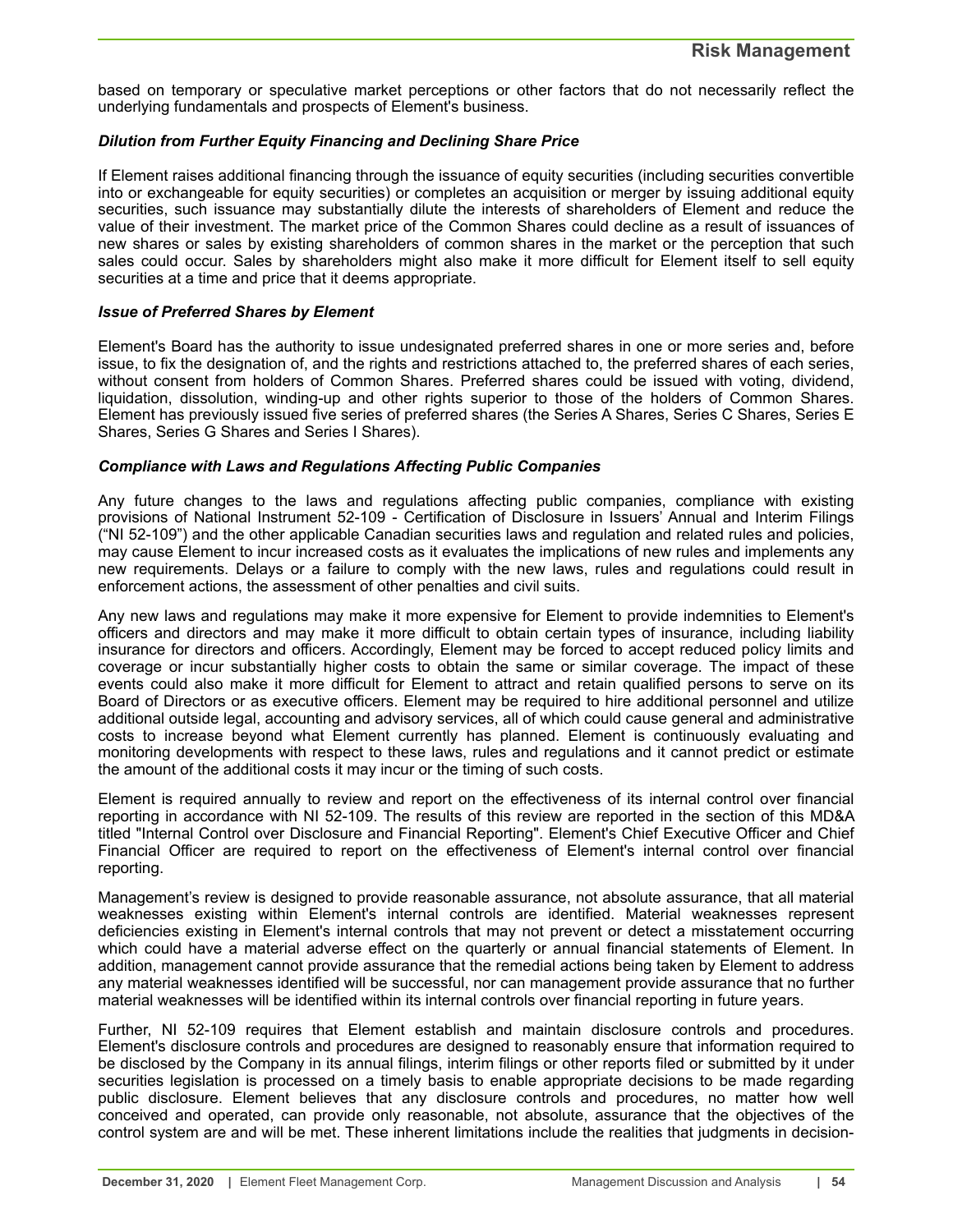based on temporary or speculative market perceptions or other factors that do not necessarily reflect the underlying fundamentals and prospects of Element's business.

### *Dilution from Further Equity Financing and Declining Share Price*

If Element raises additional financing through the issuance of equity securities (including securities convertible into or exchangeable for equity securities) or completes an acquisition or merger by issuing additional equity securities, such issuance may substantially dilute the interests of shareholders of Element and reduce the value of their investment. The market price of the Common Shares could decline as a result of issuances of new shares or sales by existing shareholders of common shares in the market or the perception that such sales could occur. Sales by shareholders might also make it more difficult for Element itself to sell equity securities at a time and price that it deems appropriate.

### *Issue of Preferred Shares by Element*

Element's Board has the authority to issue undesignated preferred shares in one or more series and, before issue, to fix the designation of, and the rights and restrictions attached to, the preferred shares of each series, without consent from holders of Common Shares. Preferred shares could be issued with voting, dividend, liquidation, dissolution, winding-up and other rights superior to those of the holders of Common Shares. Element has previously issued five series of preferred shares (the Series A Shares, Series C Shares, Series E Shares, Series G Shares and Series I Shares).

### *Compliance with Laws and Regulations Affecting Public Companies*

Any future changes to the laws and regulations affecting public companies, compliance with existing provisions of National Instrument 52-109 - Certification of Disclosure in Issuers' Annual and Interim Filings ("NI 52-109") and the other applicable Canadian securities laws and regulation and related rules and policies, may cause Element to incur increased costs as it evaluates the implications of new rules and implements any new requirements. Delays or a failure to comply with the new laws, rules and regulations could result in enforcement actions, the assessment of other penalties and civil suits.

Any new laws and regulations may make it more expensive for Element to provide indemnities to Element's officers and directors and may make it more difficult to obtain certain types of insurance, including liability insurance for directors and officers. Accordingly, Element may be forced to accept reduced policy limits and coverage or incur substantially higher costs to obtain the same or similar coverage. The impact of these events could also make it more difficult for Element to attract and retain qualified persons to serve on its Board of Directors or as executive officers. Element may be required to hire additional personnel and utilize additional outside legal, accounting and advisory services, all of which could cause general and administrative costs to increase beyond what Element currently has planned. Element is continuously evaluating and monitoring developments with respect to these laws, rules and regulations and it cannot predict or estimate the amount of the additional costs it may incur or the timing of such costs.

Element is required annually to review and report on the effectiveness of its internal control over financial reporting in accordance with NI 52-109. The results of this review are reported in the section of this MD&A titled "Internal Control over Disclosure and Financial Reporting". Element's Chief Executive Officer and Chief Financial Officer are required to report on the effectiveness of Element's internal control over financial reporting.

Management's review is designed to provide reasonable assurance, not absolute assurance, that all material weaknesses existing within Element's internal controls are identified. Material weaknesses represent deficiencies existing in Element's internal controls that may not prevent or detect a misstatement occurring which could have a material adverse effect on the quarterly or annual financial statements of Element. In addition, management cannot provide assurance that the remedial actions being taken by Element to address any material weaknesses identified will be successful, nor can management provide assurance that no further material weaknesses will be identified within its internal controls over financial reporting in future years.

Further, NI 52-109 requires that Element establish and maintain disclosure controls and procedures. Element's disclosure controls and procedures are designed to reasonably ensure that information required to be disclosed by the Company in its annual filings, interim filings or other reports filed or submitted by it under securities legislation is processed on a timely basis to enable appropriate decisions to be made regarding public disclosure. Element believes that any disclosure controls and procedures, no matter how well conceived and operated, can provide only reasonable, not absolute, assurance that the objectives of the control system are and will be met. These inherent limitations include the realities that judgments in decision-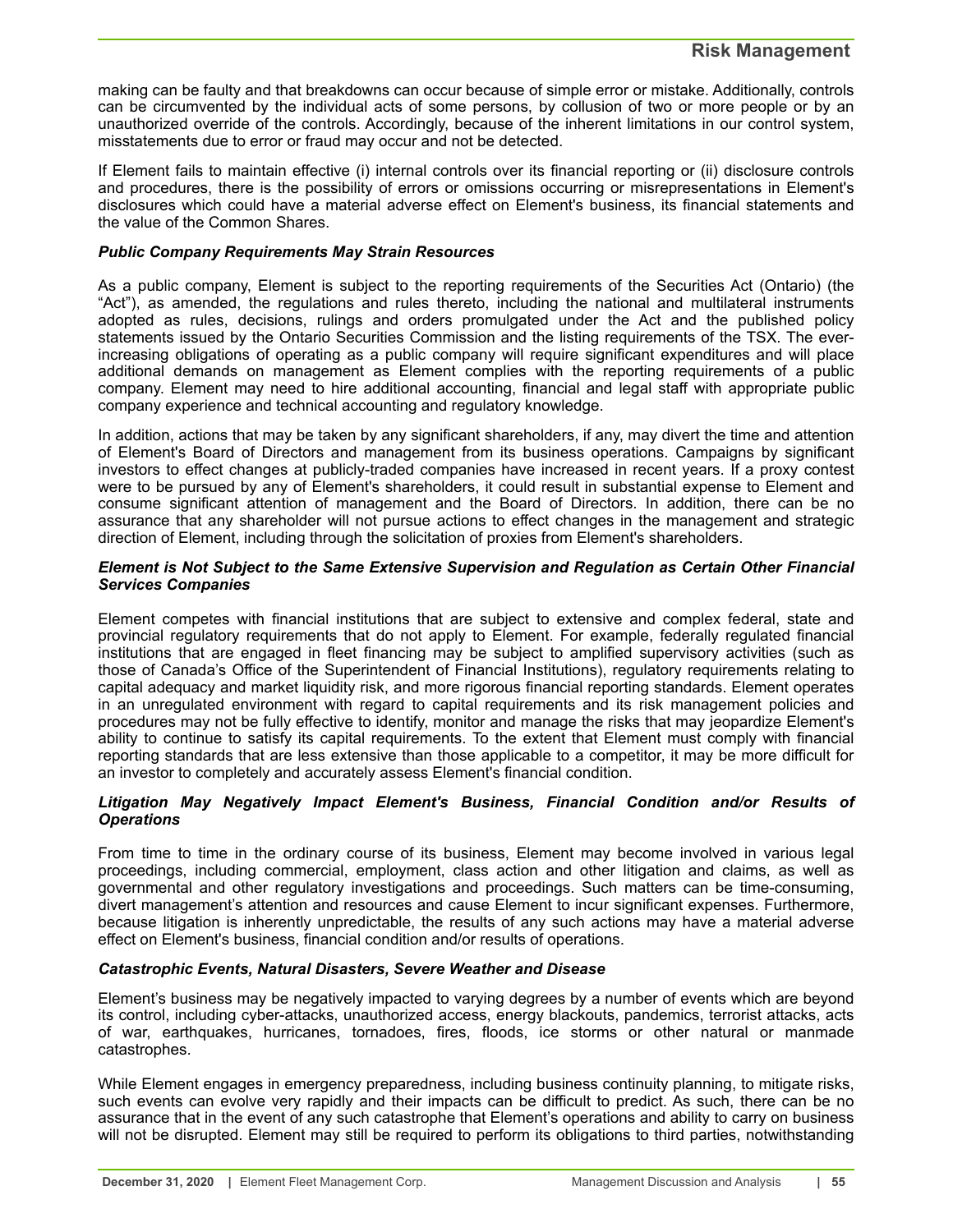making can be faulty and that breakdowns can occur because of simple error or mistake. Additionally, controls can be circumvented by the individual acts of some persons, by collusion of two or more people or by an unauthorized override of the controls. Accordingly, because of the inherent limitations in our control system, misstatements due to error or fraud may occur and not be detected.

If Element fails to maintain effective (i) internal controls over its financial reporting or (ii) disclosure controls and procedures, there is the possibility of errors or omissions occurring or misrepresentations in Element's disclosures which could have a material adverse effect on Element's business, its financial statements and the value of the Common Shares.

### *Public Company Requirements May Strain Resources*

As a public company, Element is subject to the reporting requirements of the Securities Act (Ontario) (the "Act"), as amended, the regulations and rules thereto, including the national and multilateral instruments adopted as rules, decisions, rulings and orders promulgated under the Act and the published policy statements issued by the Ontario Securities Commission and the listing requirements of the TSX. The ever-increasing obligations of operating as a public company will require significant expenditures and will place additional demands on management as Element complies with the reporting requirements of a public company. Element may need to hire additional accounting, financial and legal staff with appropriate public company experience and technical accounting and regulatory knowledge.

In addition, actions that may be taken by any significant shareholders, if any, may divert the time and attention of Element's Board of Directors and management from its business operations. Campaigns by significant investors to effect changes at publicly-traded companies have increased in recent years. If a proxy contest were to be pursued by any of Element's shareholders, it could result in substantial expense to Element and consume significant attention of management and the Board of Directors. In addition, there can be no assurance that any shareholder will not pursue actions to effect changes in the management and strategic direction of Element, including through the solicitation of proxies from Element's shareholders.

### *Element is Not Subject to the Same Extensive Supervision and Regulation as Certain Other Financial Services Companies*

Element competes with financial institutions that are subject to extensive and complex federal, state and provincial regulatory requirements that do not apply to Element. For example, federally regulated financial institutions that are engaged in fleet financing may be subject to amplified supervisory activities (such as those of Canada's Office of the Superintendent of Financial Institutions), regulatory requirements relating to capital adequacy and market liquidity risk, and more rigorous financial reporting standards. Element operates in an unregulated environment with regard to capital requirements and its risk management policies and procedures may not be fully effective to identify, monitor and manage the risks that may jeopardize Element's ability to continue to satisfy its capital requirements. To the extent that Element must comply with financial reporting standards that are less extensive than those applicable to a competitor, it may be more difficult for an investor to completely and accurately assess Element's financial condition.

### *Litigation May Negatively Impact Element's Business, Financial Condition and/or Results of Operations*

From time to time in the ordinary course of its business, Element may become involved in various legal proceedings, including commercial, employment, class action and other litigation and claims, as well as governmental and other regulatory investigations and proceedings. Such matters can be time-consuming, divert management's attention and resources and cause Element to incur significant expenses. Furthermore, because litigation is inherently unpredictable, the results of any such actions may have a material adverse effect on Element's business, financial condition and/or results of operations.

### *Catastrophic Events, Natural Disasters, Severe Weather and Disease*

Element's business may be negatively impacted to varying degrees by a number of events which are beyond its control, including cyber-attacks, unauthorized access, energy blackouts, pandemics, terrorist attacks, acts of war, earthquakes, hurricanes, tornadoes, fires, floods, ice storms or other natural or manmade catastrophes.

While Element engages in emergency preparedness, including business continuity planning, to mitigate risks, such events can evolve very rapidly and their impacts can be difficult to predict. As such, there can be no assurance that in the event of any such catastrophe that Element's operations and ability to carry on business will not be disrupted. Element may still be required to perform its obligations to third parties, notwithstanding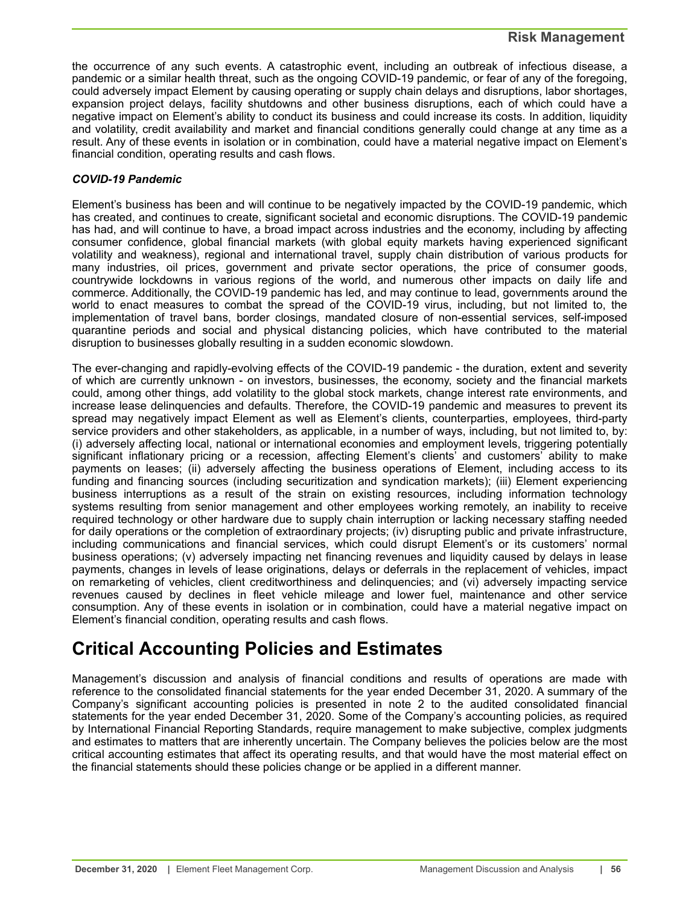the occurrence of any such events. A catastrophic event, including an outbreak of infectious disease, a pandemic or a similar health threat, such as the ongoing COVID-19 pandemic, or fear of any of the foregoing, could adversely impact Element by causing operating or supply chain delays and disruptions, labor shortages, expansion project delays, facility shutdowns and other business disruptions, each of which could have a negative impact on Element's ability to conduct its business and could increase its costs. In addition, liquidity and volatility, credit availability and market and financial conditions generally could change at any time as a result. Any of these events in isolation or in combination, could have a material negative impact on Element's financial condition, operating results and cash flows.

***COVID-19 Pandemic***

Element's business has been and will continue to be negatively impacted by the COVID-19 pandemic, which has created, and continues to create, significant societal and economic disruptions. The COVID-19 pandemic has had, and will continue to have, a broad impact across industries and the economy, including by affecting consumer confidence, global financial markets (with global equity markets having experienced significant volatility and weakness), regional and international travel, supply chain distribution of various products for many industries, oil prices, government and private sector operations, the price of consumer goods, countrywide lockdowns in various regions of the world, and numerous other impacts on daily life and commerce. Additionally, the COVID-19 pandemic has led, and may continue to lead, governments around the world to enact measures to combat the spread of the COVID-19 virus, including, but not limited to, the implementation of travel bans, border closings, mandated closure of non-essential services, self-imposed quarantine periods and social and physical distancing policies, which have contributed to the material disruption to businesses globally resulting in a sudden economic slowdown.

The ever-changing and rapidly-evolving effects of the COVID-19 pandemic - the duration, extent and severity of which are currently unknown - on investors, businesses, the economy, society and the financial markets could, among other things, add volatility to the global stock markets, change interest rate environments, and increase lease delinquencies and defaults. Therefore, the COVID-19 pandemic and measures to prevent its spread may negatively impact Element as well as Element's clients, counterparties, employees, third-party service providers and other stakeholders, as applicable, in a number of ways, including, but not limited to, by: (i) adversely affecting local, national or international economies and employment levels, triggering potentially significant inflationary pricing or a recession, affecting Element's clients' and customers' ability to make payments on leases; (ii) adversely affecting the business operations of Element, including access to its funding and financing sources (including securitization and syndication markets); (iii) Element experiencing business interruptions as a result of the strain on existing resources, including information technology systems resulting from senior management and other employees working remotely, an inability to receive required technology or other hardware due to supply chain interruption or lacking necessary staffing needed for daily operations or the completion of extraordinary projects; (iv) disrupting public and private infrastructure, including communications and financial services, which could disrupt Element's or its customers' normal business operations; (v) adversely impacting net financing revenues and liquidity caused by delays in lease payments, changes in levels of lease originations, delays or deferrals in the replacement of vehicles, impact on remarketing of vehicles, client creditworthiness and delinquencies; and (vi) adversely impacting service revenues caused by declines in fleet vehicle mileage and lower fuel, maintenance and other service consumption. Any of these events in isolation or in combination, could have a material negative impact on Element's financial condition, operating results and cash flows.

# Critical Accounting Policies and Estimates

Management's discussion and analysis of financial conditions and results of operations are made with reference to the consolidated financial statements for the year ended December 31, 2020. A summary of the Company's significant accounting policies is presented in note 2 to the audited consolidated financial statements for the year ended December 31, 2020. Some of the Company's accounting policies, as required by International Financial Reporting Standards, require management to make subjective, complex judgments and estimates to matters that are inherently uncertain. The Company believes the policies below are the most critical accounting estimates that affect its operating results, and that would have the most material effect on the financial statements should these policies change or be applied in a different manner.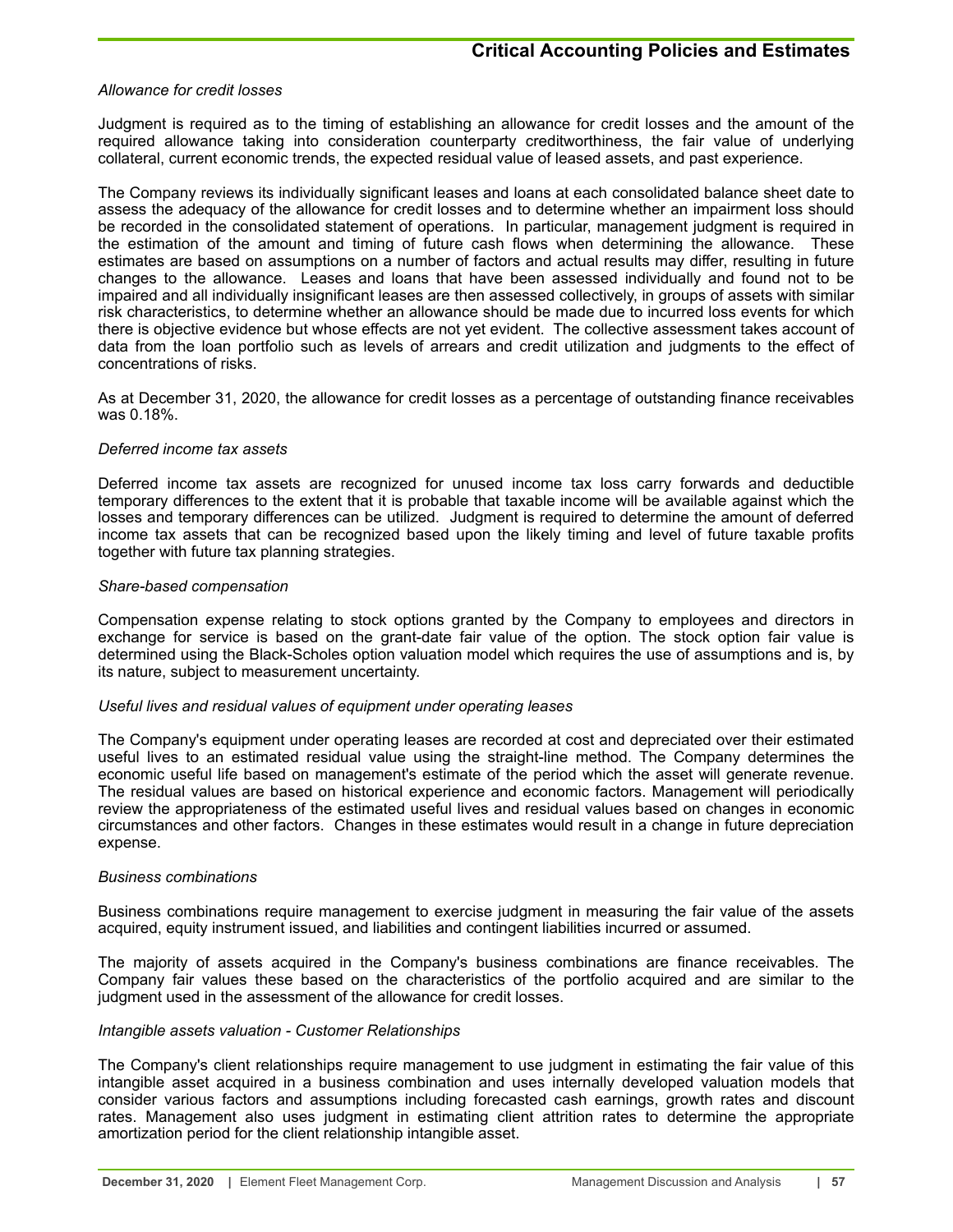## Critical Accounting Policies and Estimates

*Allowance for credit losses*

Judgment is required as to the timing of establishing an allowance for credit losses and the amount of the required allowance taking into consideration counterparty creditworthiness, the fair value of underlying collateral, current economic trends, the expected residual value of leased assets, and past experience.

The Company reviews its individually significant leases and loans at each consolidated balance sheet date to assess the adequacy of the allowance for credit losses and to determine whether an impairment loss should be recorded in the consolidated statement of operations. In particular, management judgment is required in the estimation of the amount and timing of future cash flows when determining the allowance. These estimates are based on assumptions on a number of factors and actual results may differ, resulting in future changes to the allowance. Leases and loans that have been assessed individually and found not to be impaired and all individually insignificant leases are then assessed collectively, in groups of assets with similar risk characteristics, to determine whether an allowance should be made due to incurred loss events for which there is objective evidence but whose effects are not yet evident. The collective assessment takes account of data from the loan portfolio such as levels of arrears and credit utilization and judgments to the effect of concentrations of risks.

As at December 31, 2020, the allowance for credit losses as a percentage of outstanding finance receivables was 0.18%.

*Deferred income tax assets*

Deferred income tax assets are recognized for unused income tax loss carry forwards and deductible temporary differences to the extent that it is probable that taxable income will be available against which the losses and temporary differences can be utilized. Judgment is required to determine the amount of deferred income tax assets that can be recognized based upon the likely timing and level of future taxable profits together with future tax planning strategies.

*Share-based compensation*

Compensation expense relating to stock options granted by the Company to employees and directors in exchange for service is based on the grant-date fair value of the option. The stock option fair value is determined using the Black-Scholes option valuation model which requires the use of assumptions and is, by its nature, subject to measurement uncertainty.

*Useful lives and residual values of equipment under operating leases*

The Company's equipment under operating leases are recorded at cost and depreciated over their estimated useful lives to an estimated residual value using the straight-line method. The Company determines the economic useful life based on management's estimate of the period which the asset will generate revenue. The residual values are based on historical experience and economic factors. Management will periodically review the appropriateness of the estimated useful lives and residual values based on changes in economic circumstances and other factors. Changes in these estimates would result in a change in future depreciation expense.

*Business combinations*

Business combinations require management to exercise judgment in measuring the fair value of the assets acquired, equity instrument issued, and liabilities and contingent liabilities incurred or assumed.

The majority of assets acquired in the Company's business combinations are finance receivables. The Company fair values these based on the characteristics of the portfolio acquired and are similar to the judgment used in the assessment of the allowance for credit losses.

*Intangible assets valuation - Customer Relationships*

The Company's client relationships require management to use judgment in estimating the fair value of this intangible asset acquired in a business combination and uses internally developed valuation models that consider various factors and assumptions including forecasted cash earnings, growth rates and discount rates. Management also uses judgment in estimating client attrition rates to determine the appropriate amortization period for the client relationship intangible asset.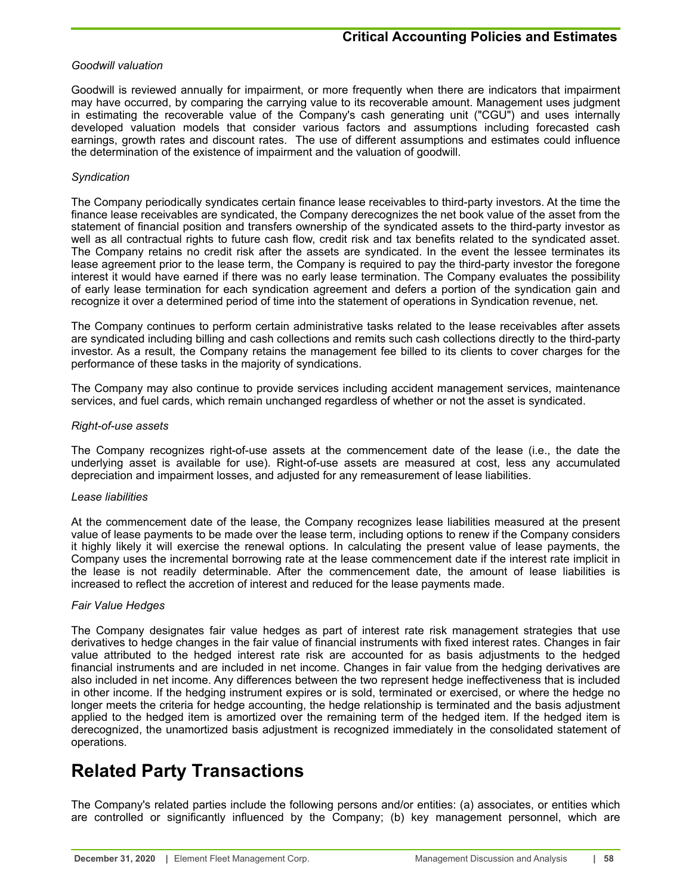*Goodwill valuation*

Goodwill is reviewed annually for impairment, or more frequently when there are indicators that impairment may have occurred, by comparing the carrying value to its recoverable amount. Management uses judgment in estimating the recoverable value of the Company's cash generating unit ("CGU") and uses internally developed valuation models that consider various factors and assumptions including forecasted cash earnings, growth rates and discount rates. The use of different assumptions and estimates could influence the determination of the existence of impairment and the valuation of goodwill.

*Syndication*

The Company periodically syndicates certain finance lease receivables to third-party investors. At the time the finance lease receivables are syndicated, the Company derecognizes the net book value of the asset from the statement of financial position and transfers ownership of the syndicated assets to the third-party investor as well as all contractual rights to future cash flow, credit risk and tax benefits related to the syndicated asset. The Company retains no credit risk after the assets are syndicated. In the event the lessee terminates its lease agreement prior to the lease term, the Company is required to pay the third-party investor the foregone interest it would have earned if there was no early lease termination. The Company evaluates the possibility of early lease termination for each syndication agreement and defers a portion of the syndication gain and recognize it over a determined period of time into the statement of operations in Syndication revenue, net.

The Company continues to perform certain administrative tasks related to the lease receivables after assets are syndicated including billing and cash collections and remits such cash collections directly to the third-party investor. As a result, the Company retains the management fee billed to its clients to cover charges for the performance of these tasks in the majority of syndications.

The Company may also continue to provide services including accident management services, maintenance services, and fuel cards, which remain unchanged regardless of whether or not the asset is syndicated.

*Right-of-use assets*

The Company recognizes right-of-use assets at the commencement date of the lease (i.e., the date the underlying asset is available for use). Right-of-use assets are measured at cost, less any accumulated depreciation and impairment losses, and adjusted for any remeasurement of lease liabilities.

*Lease liabilities*

At the commencement date of the lease, the Company recognizes lease liabilities measured at the present value of lease payments to be made over the lease term, including options to renew if the Company considers it highly likely it will exercise the renewal options. In calculating the present value of lease payments, the Company uses the incremental borrowing rate at the lease commencement date if the interest rate implicit in the lease is not readily determinable. After the commencement date, the amount of lease liabilities is increased to reflect the accretion of interest and reduced for the lease payments made.

*Fair Value Hedges*

The Company designates fair value hedges as part of interest rate risk management strategies that use derivatives to hedge changes in the fair value of financial instruments with fixed interest rates. Changes in fair value attributed to the hedged interest rate risk are accounted for as basis adjustments to the hedged financial instruments and are included in net income. Changes in fair value from the hedging derivatives are also included in net income. Any differences between the two represent hedge ineffectiveness that is included in other income. If the hedging instrument expires or is sold, terminated or exercised, or where the hedge no longer meets the criteria for hedge accounting, the hedge relationship is terminated and the basis adjustment applied to the hedged item is amortized over the remaining term of the hedged item. If the hedged item is derecognized, the unamortized basis adjustment is recognized immediately in the consolidated statement of operations.

# Related Party Transactions

The Company's related parties include the following persons and/or entities: (a) associates, or entities which are controlled or significantly influenced by the Company; (b) key management personnel, which are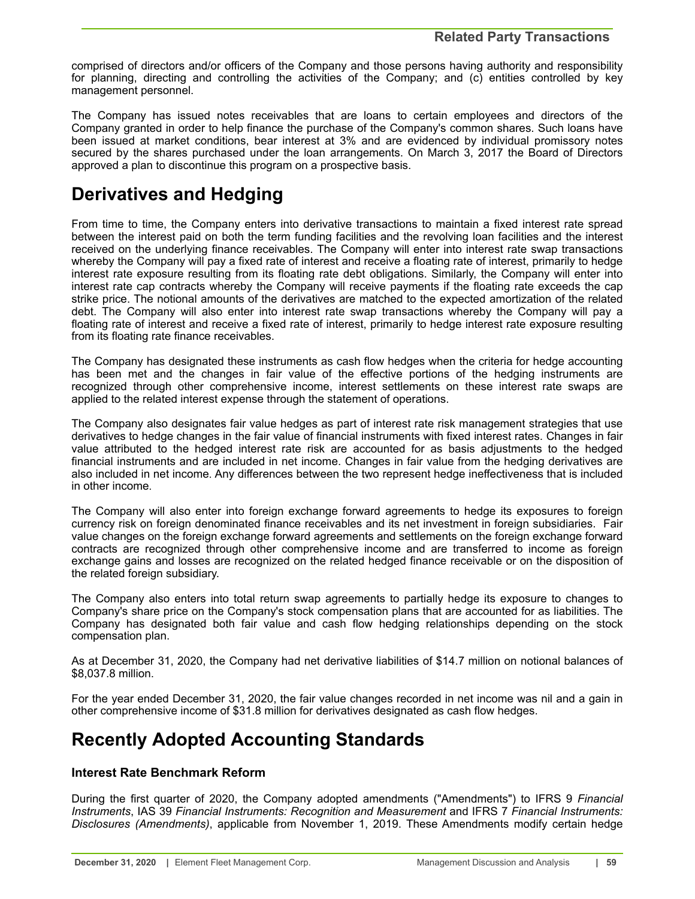comprised of directors and/or officers of the Company and those persons having authority and responsibility for planning, directing and controlling the activities of the Company; and (c) entities controlled by key management personnel.

The Company has issued notes receivables that are loans to certain employees and directors of the Company granted in order to help finance the purchase of the Company's common shares. Such loans have been issued at market conditions, bear interest at 3% and are evidenced by individual promissory notes secured by the shares purchased under the loan arrangements. On March 3, 2017 the Board of Directors approved a plan to discontinue this program on a prospective basis.

# Derivatives and Hedging

From time to time, the Company enters into derivative transactions to maintain a fixed interest rate spread between the interest paid on both the term funding facilities and the revolving loan facilities and the interest received on the underlying finance receivables. The Company will enter into interest rate swap transactions whereby the Company will pay a fixed rate of interest and receive a floating rate of interest, primarily to hedge interest rate exposure resulting from its floating rate debt obligations. Similarly, the Company will enter into interest rate cap contracts whereby the Company will receive payments if the floating rate exceeds the cap strike price. The notional amounts of the derivatives are matched to the expected amortization of the related debt. The Company will also enter into interest rate swap transactions whereby the Company will pay a floating rate of interest and receive a fixed rate of interest, primarily to hedge interest rate exposure resulting from its floating rate finance receivables.

The Company has designated these instruments as cash flow hedges when the criteria for hedge accounting has been met and the changes in fair value of the effective portions of the hedging instruments are recognized through other comprehensive income, interest settlements on these interest rate swaps are applied to the related interest expense through the statement of operations.

The Company also designates fair value hedges as part of interest rate risk management strategies that use derivatives to hedge changes in the fair value of financial instruments with fixed interest rates. Changes in fair value attributed to the hedged interest rate risk are accounted for as basis adjustments to the hedged financial instruments and are included in net income. Changes in fair value from the hedging derivatives are also included in net income. Any differences between the two represent hedge ineffectiveness that is included in other income.

The Company will also enter into foreign exchange forward agreements to hedge its exposures to foreign currency risk on foreign denominated finance receivables and its net investment in foreign subsidiaries. Fair value changes on the foreign exchange forward agreements and settlements on the foreign exchange forward contracts are recognized through other comprehensive income and are transferred to income as foreign exchange gains and losses are recognized on the related hedged finance receivable or on the disposition of the related foreign subsidiary.

The Company also enters into total return swap agreements to partially hedge its exposure to changes to Company's share price on the Company's stock compensation plans that are accounted for as liabilities. The Company has designated both fair value and cash flow hedging relationships depending on the stock compensation plan.

As at December 31, 2020, the Company had net derivative liabilities of $14.7 million on notional balances of $8,037.8 million.

For the year ended December 31, 2020, the fair value changes recorded in net income was nil and a gain in other comprehensive income of $31.8 million for derivatives designated as cash flow hedges.

# Recently Adopted Accounting Standards

### Interest Rate Benchmark Reform

During the first quarter of 2020, the Company adopted amendments ("Amendments") to IFRS 9 *Financial Instruments*, IAS 39 *Financial Instruments: Recognition and Measurement* and IFRS 7 *Financial Instruments: Disclosures (Amendments)*, applicable from November 1, 2019. These Amendments modify certain hedge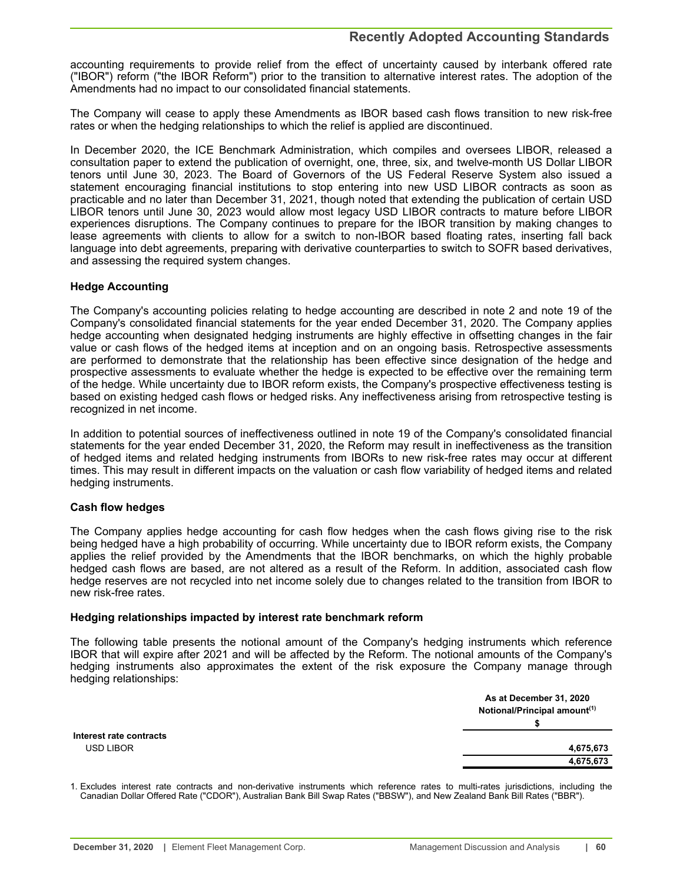accounting requirements to provide relief from the effect of uncertainty caused by interbank offered rate ("IBOR") reform ("the IBOR Reform") prior to the transition to alternative interest rates. The adoption of the Amendments had no impact to our consolidated financial statements.

The Company will cease to apply these Amendments as IBOR based cash flows transition to new risk-free rates or when the hedging relationships to which the relief is applied are discontinued.

In December 2020, the ICE Benchmark Administration, which compiles and oversees LIBOR, released a consultation paper to extend the publication of overnight, one, three, six, and twelve-month US Dollar LIBOR tenors until June 30, 2023. The Board of Governors of the US Federal Reserve System also issued a statement encouraging financial institutions to stop entering into new USD LIBOR contracts as soon as practicable and no later than December 31, 2021, though noted that extending the publication of certain USD LIBOR tenors until June 30, 2023 would allow most legacy USD LIBOR contracts to mature before LIBOR experiences disruptions. The Company continues to prepare for the IBOR transition by making changes to lease agreements with clients to allow for a switch to non-IBOR based floating rates, inserting fall back language into debt agreements, preparing with derivative counterparties to switch to SOFR based derivatives, and assessing the required system changes.

### Hedge Accounting

The Company's accounting policies relating to hedge accounting are described in note 2 and note 19 of the Company's consolidated financial statements for the year ended December 31, 2020. The Company applies hedge accounting when designated hedging instruments are highly effective in offsetting changes in the fair value or cash flows of the hedged items at inception and on an ongoing basis. Retrospective assessments are performed to demonstrate that the relationship has been effective since designation of the hedge and prospective assessments to evaluate whether the hedge is expected to be effective over the remaining term of the hedge. While uncertainty due to IBOR reform exists, the Company's prospective effectiveness testing is based on existing hedged cash flows or hedged risks. Any ineffectiveness arising from retrospective testing is recognized in net income.

In addition to potential sources of ineffectiveness outlined in note 19 of the Company's consolidated financial statements for the year ended December 31, 2020, the Reform may result in ineffectiveness as the transition of hedged items and related hedging instruments from IBORs to new risk-free rates may occur at different times. This may result in different impacts on the valuation or cash flow variability of hedged items and related hedging instruments.

### Cash flow hedges

The Company applies hedge accounting for cash flow hedges when the cash flows giving rise to the risk being hedged have a high probability of occurring. While uncertainty due to IBOR reform exists, the Company applies the relief provided by the Amendments that the IBOR benchmarks, on which the highly probable hedged cash flows are based, are not altered as a result of the Reform. In addition, associated cash flow hedge reserves are not recycled into net income solely due to changes related to the transition from IBOR to new risk-free rates.

### Hedging relationships impacted by interest rate benchmark reform

The following table presents the notional amount of the Company's hedging instruments which reference IBOR that will expire after 2021 and will be affected by the Reform. The notional amounts of the Company's hedging instruments also approximates the extent of the risk exposure the Company manage through hedging relationships:

| | As at December 31, 2020 Notional/Principal amount[1] $ |
|---|---|
| **Interest rate contracts** | |
| USD LIBOR | 4,675,673 |
| | 4,675,673 |

1. Excludes interest rate contracts and non-derivative instruments which reference rates to multi-rates jurisdictions, including the Canadian Dollar Offered Rate ("CDOR"), Australian Bank Bill Swap Rates ("BBSW"), and New Zealand Bank Bill Rates ("BBR").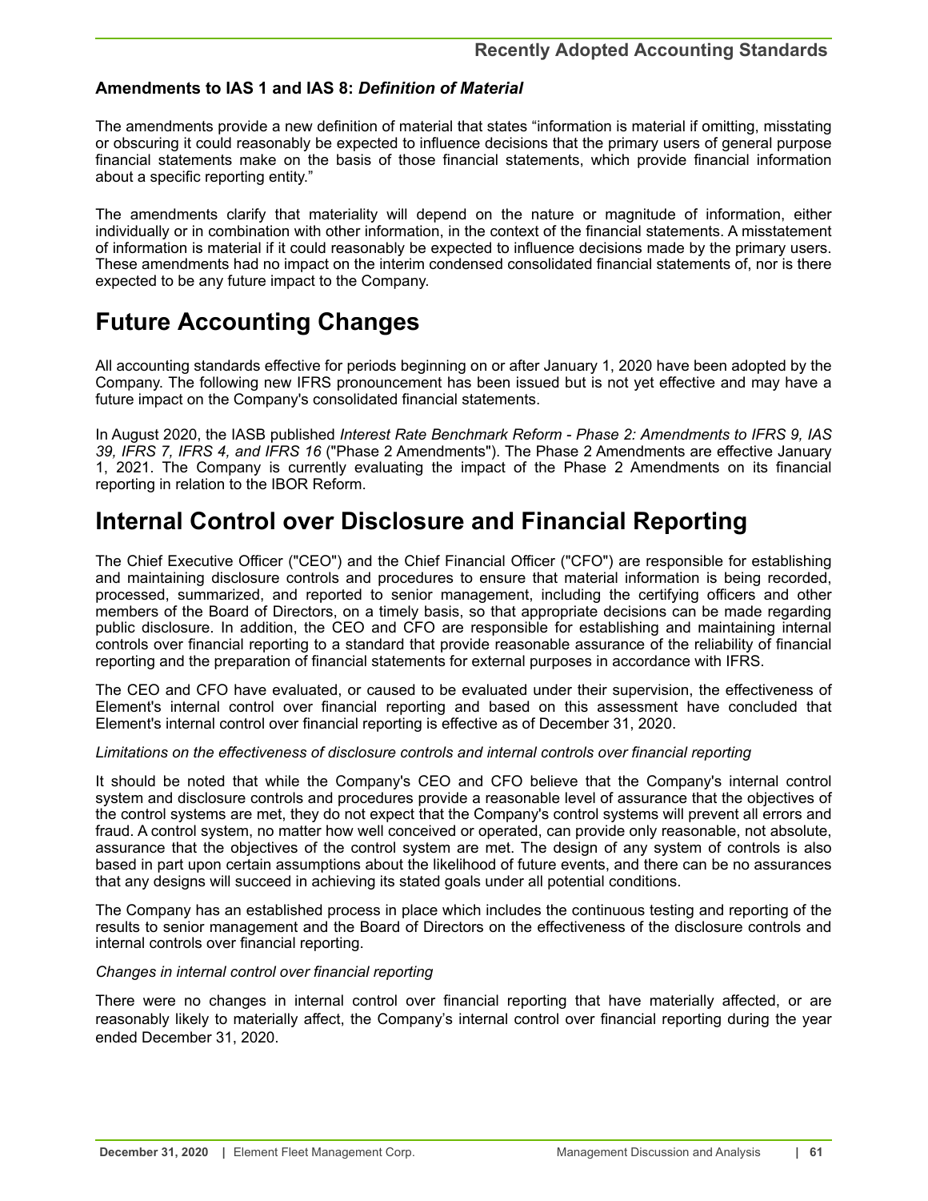## Amendments to IAS 1 and IAS 8: *Definition of Material*

The amendments provide a new definition of material that states "information is material if omitting, misstating or obscuring it could reasonably be expected to influence decisions that the primary users of general purpose financial statements make on the basis of those financial statements, which provide financial information about a specific reporting entity."

The amendments clarify that materiality will depend on the nature or magnitude of information, either individually or in combination with other information, in the context of the financial statements. A misstatement of information is material if it could reasonably be expected to influence decisions made by the primary users. These amendments had no impact on the interim condensed consolidated financial statements of, nor is there expected to be any future impact to the Company.

# Future Accounting Changes

All accounting standards effective for periods beginning on or after January 1, 2020 have been adopted by the Company. The following new IFRS pronouncement has been issued but is not yet effective and may have a future impact on the Company's consolidated financial statements.

In August 2020, the IASB published *Interest Rate Benchmark Reform - Phase 2: Amendments to IFRS 9, IAS 39, IFRS 7, IFRS 4, and IFRS 16* ("Phase 2 Amendments"). The Phase 2 Amendments are effective January 1, 2021. The Company is currently evaluating the impact of the Phase 2 Amendments on its financial reporting in relation to the IBOR Reform.

# Internal Control over Disclosure and Financial Reporting

The Chief Executive Officer ("CEO") and the Chief Financial Officer ("CFO") are responsible for establishing and maintaining disclosure controls and procedures to ensure that material information is being recorded, processed, summarized, and reported to senior management, including the certifying officers and other members of the Board of Directors, on a timely basis, so that appropriate decisions can be made regarding public disclosure. In addition, the CEO and CFO are responsible for establishing and maintaining internal controls over financial reporting to a standard that provide reasonable assurance of the reliability of financial reporting and the preparation of financial statements for external purposes in accordance with IFRS.

The CEO and CFO have evaluated, or caused to be evaluated under their supervision, the effectiveness of Element's internal control over financial reporting and based on this assessment have concluded that Element's internal control over financial reporting is effective as of December 31, 2020.

*Limitations on the effectiveness of disclosure controls and internal controls over financial reporting*

It should be noted that while the Company's CEO and CFO believe that the Company's internal control system and disclosure controls and procedures provide a reasonable level of assurance that the objectives of the control systems are met, they do not expect that the Company's control systems will prevent all errors and fraud. A control system, no matter how well conceived or operated, can provide only reasonable, not absolute, assurance that the objectives of the control system are met. The design of any system of controls is also based in part upon certain assumptions about the likelihood of future events, and there can be no assurances that any designs will succeed in achieving its stated goals under all potential conditions.

The Company has an established process in place which includes the continuous testing and reporting of the results to senior management and the Board of Directors on the effectiveness of the disclosure controls and internal controls over financial reporting.

*Changes in internal control over financial reporting*

There were no changes in internal control over financial reporting that have materially affected, or are reasonably likely to materially affect, the Company's internal control over financial reporting during the year ended December 31, 2020.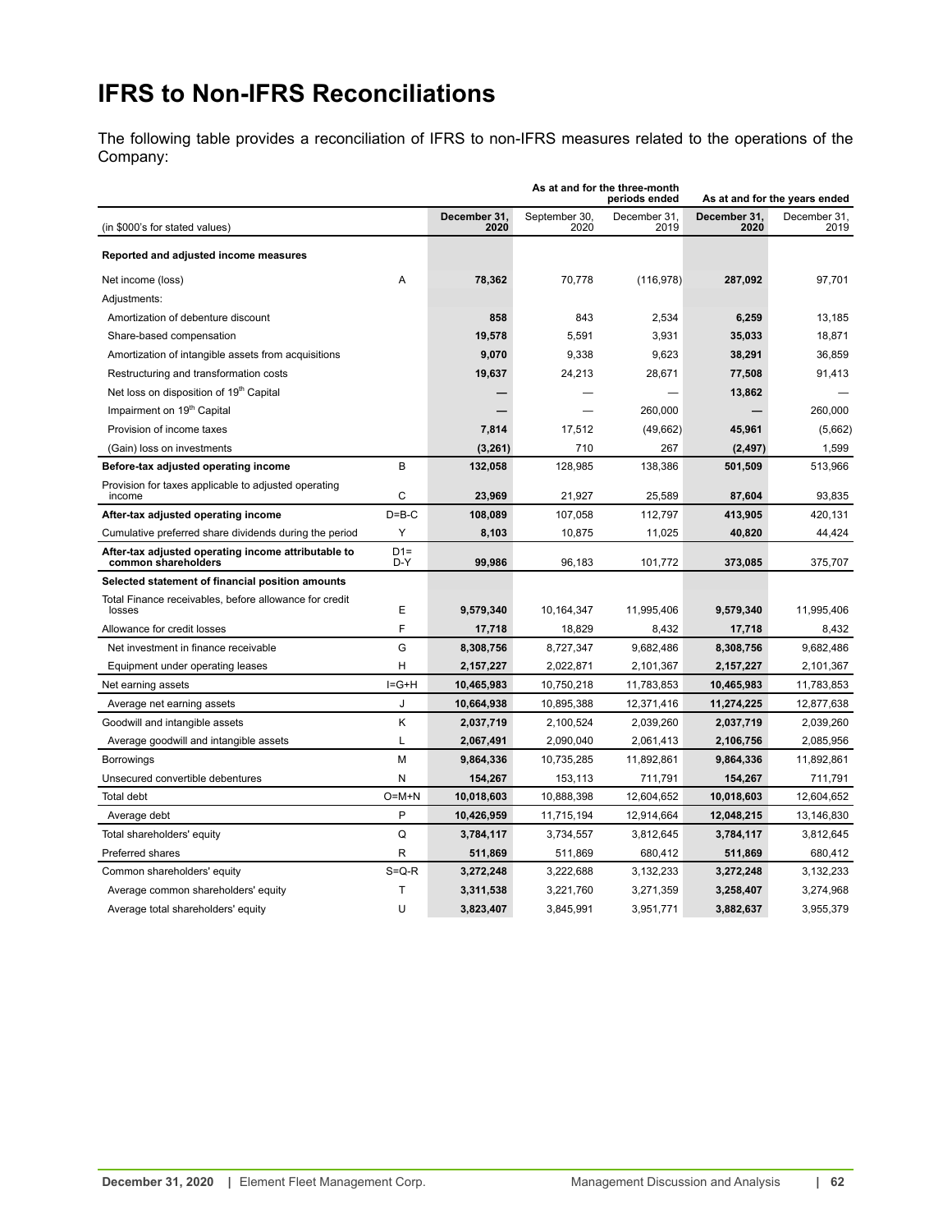# IFRS to Non-IFRS Reconciliations

The following table provides a reconciliation of IFRS to non-IFRS measures related to the operations of the Company:

| | | As at and for the three-month periods ended | | | As at and for the years ended | |
|---|---|---|---|---|---|---|
| (in $000's for stated values) | | **December 31, 2020** | September 30, 2020 | December 31, 2019 | **December 31, 2020** | December 31, 2019 |
| **Reported and adjusted income measures** | | | | | | |
| Net income (loss) | A | **78,362** | 70,778 | (116,978) | **287,092** | 97,701 |
| Adjustments: | | | | | | |
| Amortization of debenture discount | | **858** | 843 | 2,534 | **6,259** | 13,185 |
| Share-based compensation | | **19,578** | 5,591 | 3,931 | **35,033** | 18,871 |
| Amortization of intangible assets from acquisitions | | **9,070** | 9,338 | 9,623 | **38,291** | 36,859 |
| Restructuring and transformation costs | | **19,637** | 24,213 | 28,671 | **77,508** | 91,413 |
| Net loss on disposition of 19th Capital | | **—** | — | — | **13,862** | — |
| Impairment on 19th Capital | | **—** | — | 260,000 | **—** | 260,000 |
| Provision of income taxes | | **7,814** | 17,512 | (49,662) | **45,961** | (5,662) |
| (Gain) loss on investments | | **(3,261)** | 710 | 267 | **(2,497)** | 1,599 |
| **Before-tax adjusted operating income** | B | **132,058** | 128,985 | 138,386 | **501,509** | 513,966 |
| Provision for taxes applicable to adjusted operating income | C | **23,969** | 21,927 | 25,589 | **87,604** | 93,835 |
| **After-tax adjusted operating income** | D=B-C | **108,089** | 107,058 | 112,797 | **413,905** | 420,131 |
| Cumulative preferred share dividends during the period | Y | **8,103** | 10,875 | 11,025 | **40,820** | 44,424 |
| **After-tax adjusted operating income attributable to common shareholders** | D1= D-Y | **99,986** | 96,183 | 101,772 | **373,085** | 375,707 |
| **Selected statement of financial position amounts** | | | | | | |
| Total Finance receivables, before allowance for credit losses | E | **9,579,340** | 10,164,347 | 11,995,406 | **9,579,340** | 11,995,406 |
| Allowance for credit losses | F | **17,718** | 18,829 | 8,432 | **17,718** | 8,432 |
| Net investment in finance receivable | G | **8,308,756** | 8,727,347 | 9,682,486 | **8,308,756** | 9,682,486 |
| Equipment under operating leases | H | **2,157,227** | 2,022,871 | 2,101,367 | **2,157,227** | 2,101,367 |
| Net earning assets | I=G+H | **10,465,983** | 10,750,218 | 11,783,853 | **10,465,983** | 11,783,853 |
| Average net earning assets | J | **10,664,938** | 10,895,388 | 12,371,416 | **11,274,225** | 12,877,638 |
| Goodwill and intangible assets | K | **2,037,719** | 2,100,524 | 2,039,260 | **2,037,719** | 2,039,260 |
| Average goodwill and intangible assets | L | **2,067,491** | 2,090,040 | 2,061,413 | **2,106,756** | 2,085,956 |
| Borrowings | M | **9,864,336** | 10,735,285 | 11,892,861 | **9,864,336** | 11,892,861 |
| Unsecured convertible debentures | N | **154,267** | 153,113 | 711,791 | **154,267** | 711,791 |
| Total debt | O=M+N | **10,018,603** | 10,888,398 | 12,604,652 | **10,018,603** | 12,604,652 |
| Average debt | P | **10,426,959** | 11,715,194 | 12,914,664 | **12,048,215** | 13,146,830 |
| Total shareholders' equity | Q | **3,784,117** | 3,734,557 | 3,812,645 | **3,784,117** | 3,812,645 |
| Preferred shares | R | **511,869** | 511,869 | 680,412 | **511,869** | 680,412 |
| Common shareholders' equity | S=Q-R | **3,272,248** | 3,222,688 | 3,132,233 | **3,272,248** | 3,132,233 |
| Average common shareholders' equity | T | **3,311,538** | 3,221,760 | 3,271,359 | **3,258,407** | 3,274,968 |
| Average total shareholders' equity | U | **3,823,407** | 3,845,991 | 3,951,771 | **3,882,637** | 3,955,379 |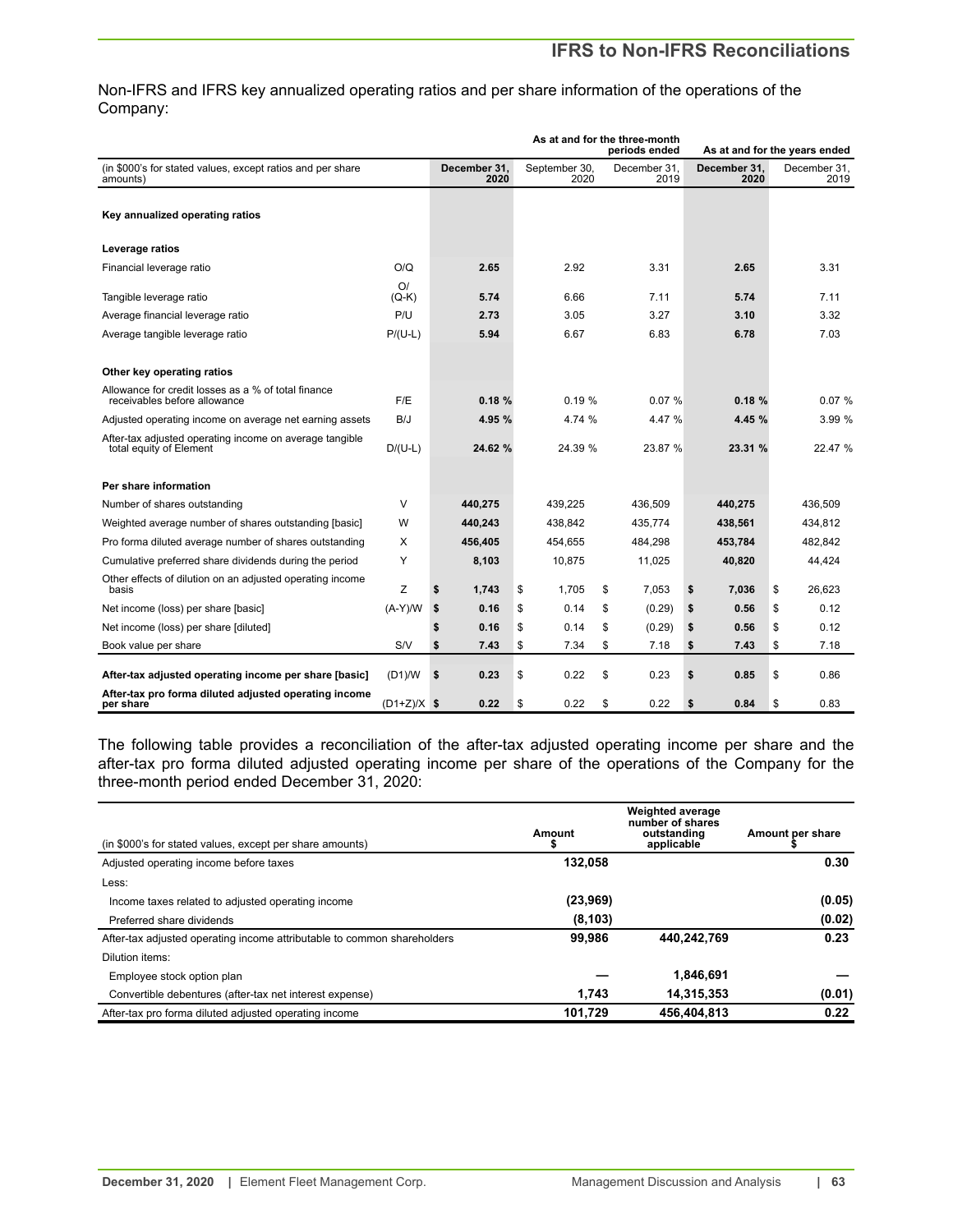## IFRS to Non-IFRS Reconciliations

Non-IFRS and IFRS key annualized operating ratios and per share information of the operations of the Company:

| (in $000's for stated values, except ratios and per share amounts) | | As at and for the three-month periods ended December 31, 2020 | September 30, 2020 | December 31, 2019 | As at and for the years ended December 31, 2020 | December 31, 2019 |
|---|---|---|---|---|---|---|
| **Key annualized operating ratios** | | | | | | |
| **Leverage ratios** | | | | | | |
| Financial leverage ratio | O/Q | **2.65** | 2.92 | 3.31 | **2.65** | 3.31 |
| Tangible leverage ratio | O/(Q-K) | **5.74** | 6.66 | 7.11 | **5.74** | 7.11 |
| Average financial leverage ratio | P/U | **2.73** | 3.05 | 3.27 | **3.10** | 3.32 |
| Average tangible leverage ratio | P/(U-L) | **5.94** | 6.67 | 6.83 | **6.78** | 7.03 |
| **Other key operating ratios** | | | | | | |
| Allowance for credit losses as a % of total finance receivables before allowance | F/E | **0.18 %** | 0.19 % | 0.07 % | **0.18 %** | 0.07 % |
| Adjusted operating income on average net earning assets | B/J | **4.95 %** | 4.74 % | 4.47 % | **4.45 %** | 3.99 % |
| After-tax adjusted operating income on average tangible total equity of Element | D/(U-L) | **24.62 %** | 24.39 % | 23.87 % | **23.31 %** | 22.47 % |
| **Per share information** | | | | | | |
| Number of shares outstanding | V | **440,275** | 439,225 | 436,509 | **440,275** | 436,509 |
| Weighted average number of shares outstanding [basic] | W | **440,243** | 438,842 | 435,774 | **438,561** | 434,812 |
| Pro forma diluted average number of shares outstanding | X | **456,405** | 454,655 | 484,298 | **453,784** | 482,842 |
| Cumulative preferred share dividends during the period | Y | **8,103** | 10,875 | 11,025 | **40,820** | 44,424 |
| Other effects of dilution on an adjusted operating income basis | Z | **$ 1,743** | $ 1,705 | $ 7,053 | **$ 7,036** | $ 26,623 |
| Net income (loss) per share [basic] | (A-Y)/W | **$ 0.16** | $ 0.14 | $ (0.29) | **$ 0.56** | $ 0.12 |
| Net income (loss) per share [diluted] | | **$ 0.16** | $ 0.14 | $ (0.29) | **$ 0.56** | $ 0.12 |
| Book value per share | S/V | **$ 7.43** | $ 7.34 | $ 7.18 | **$ 7.43** | $ 7.18 |
| **After-tax adjusted operating income per share [basic]** | (D1)/W | **$ 0.23** | $ 0.22 | $ 0.23 | **$ 0.85** | $ 0.86 |
| **After-tax pro forma diluted adjusted operating income per share** | (D1+Z)/X | **$ 0.22** | $ 0.22 | $ 0.22 | **$ 0.84** | $ 0.83 |

The following table provides a reconciliation of the after-tax adjusted operating income per share and the after-tax pro forma diluted adjusted operating income per share of the operations of the Company for the three-month period ended December 31, 2020:

| (in $000's for stated values, except per share amounts) | Amount $ | Weighted average number of shares outstanding applicable | Amount per share $ |
|---|---|---|---|
| Adjusted operating income before taxes | **132,058** | | **0.30** |
| Less: | | | |
| Income taxes related to adjusted operating income | **(23,969)** | | **(0.05)** |
| Preferred share dividends | **(8,103)** | | **(0.02)** |
| After-tax adjusted operating income attributable to common shareholders | **99,986** | **440,242,769** | **0.23** |
| Dilution items: | | | |
| Employee stock option plan | **—** | **1,846,691** | **—** |
| Convertible debentures (after-tax net interest expense) | **1,743** | **14,315,353** | **(0.01)** |
| After-tax pro forma diluted adjusted operating income | **101,729** | **456,404,813** | **0.22** |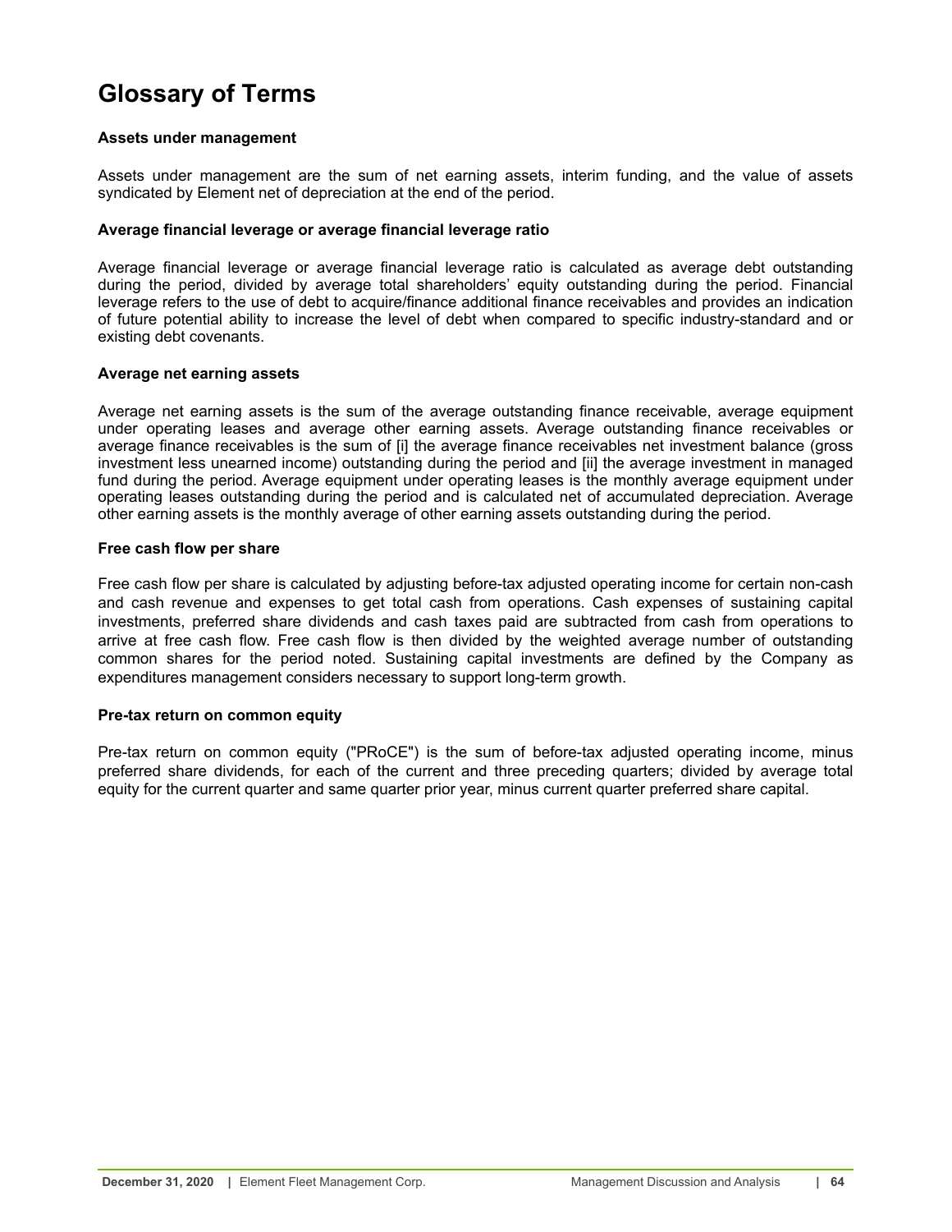# Glossary of Terms

**Assets under management**

Assets under management are the sum of net earning assets, interim funding, and the value of assets syndicated by Element net of depreciation at the end of the period.

**Average financial leverage or average financial leverage ratio**

Average financial leverage or average financial leverage ratio is calculated as average debt outstanding during the period, divided by average total shareholders' equity outstanding during the period. Financial leverage refers to the use of debt to acquire/finance additional finance receivables and provides an indication of future potential ability to increase the level of debt when compared to specific industry-standard and or existing debt covenants.

**Average net earning assets**

Average net earning assets is the sum of the average outstanding finance receivable, average equipment under operating leases and average other earning assets. Average outstanding finance receivables or average finance receivables is the sum of [i] the average finance receivables net investment balance (gross investment less unearned income) outstanding during the period and [ii] the average investment in managed fund during the period. Average equipment under operating leases is the monthly average equipment under operating leases outstanding during the period and is calculated net of accumulated depreciation. Average other earning assets is the monthly average of other earning assets outstanding during the period.

**Free cash flow per share**

Free cash flow per share is calculated by adjusting before-tax adjusted operating income for certain non-cash and cash revenue and expenses to get total cash from operations. Cash expenses of sustaining capital investments, preferred share dividends and cash taxes paid are subtracted from cash from operations to arrive at free cash flow. Free cash flow is then divided by the weighted average number of outstanding common shares for the period noted. Sustaining capital investments are defined by the Company as expenditures management considers necessary to support long-term growth.

**Pre-tax return on common equity**

Pre-tax return on common equity ("PRoCE") is the sum of before-tax adjusted operating income, minus preferred share dividends, for each of the current and three preceding quarters; divided by average total equity for the current quarter and same quarter prior year, minus current quarter preferred share capital.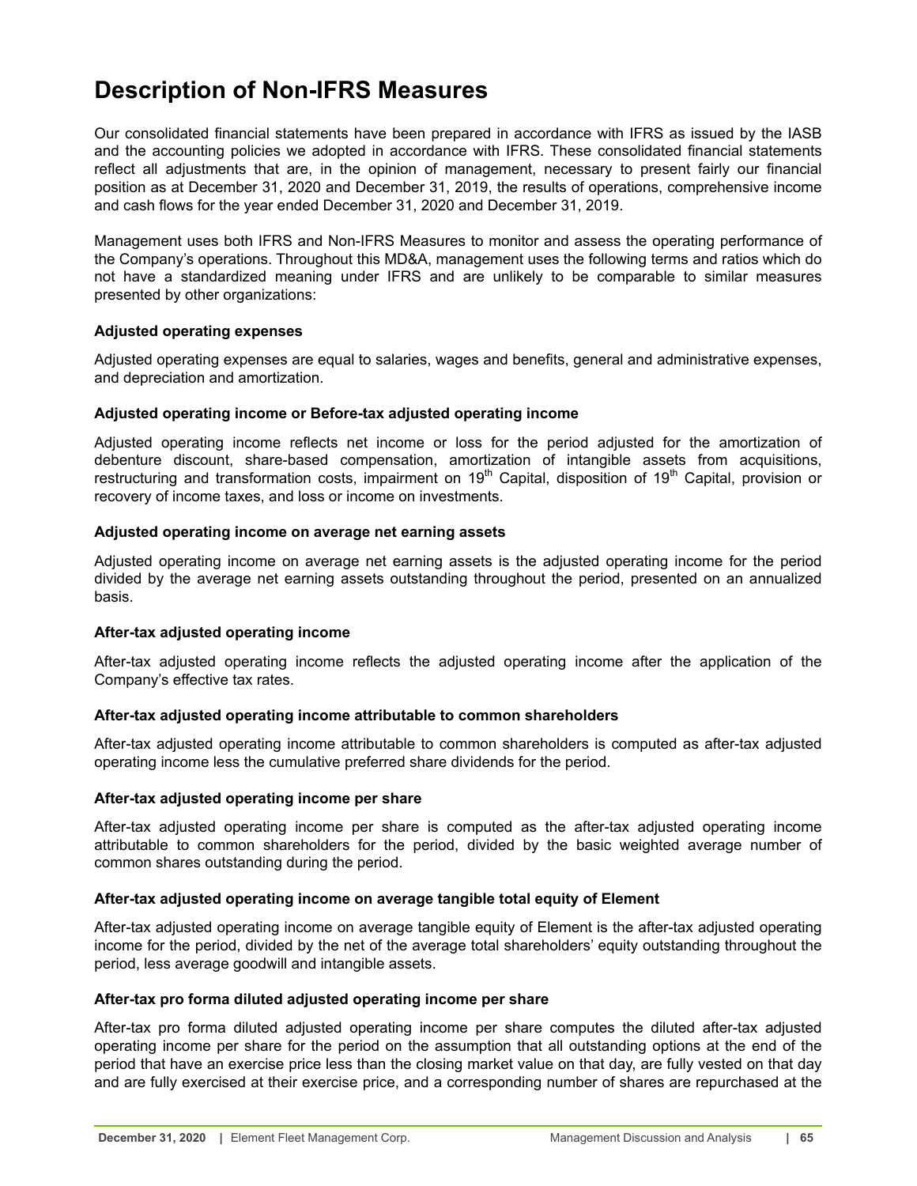# Description of Non-IFRS Measures

Our consolidated financial statements have been prepared in accordance with IFRS as issued by the IASB and the accounting policies we adopted in accordance with IFRS. These consolidated financial statements reflect all adjustments that are, in the opinion of management, necessary to present fairly our financial position as at December 31, 2020 and December 31, 2019, the results of operations, comprehensive income and cash flows for the year ended December 31, 2020 and December 31, 2019.

Management uses both IFRS and Non-IFRS Measures to monitor and assess the operating performance of the Company's operations. Throughout this MD&A, management uses the following terms and ratios which do not have a standardized meaning under IFRS and are unlikely to be comparable to similar measures presented by other organizations:

**Adjusted operating expenses**

Adjusted operating expenses are equal to salaries, wages and benefits, general and administrative expenses, and depreciation and amortization.

**Adjusted operating income or Before-tax adjusted operating income**

Adjusted operating income reflects net income or loss for the period adjusted for the amortization of debenture discount, share-based compensation, amortization of intangible assets from acquisitions, restructuring and transformation costs, impairment on 19th Capital, disposition of 19th Capital, provision or recovery of income taxes, and loss or income on investments.

**Adjusted operating income on average net earning assets**

Adjusted operating income on average net earning assets is the adjusted operating income for the period divided by the average net earning assets outstanding throughout the period, presented on an annualized basis.

**After-tax adjusted operating income**

After-tax adjusted operating income reflects the adjusted operating income after the application of the Company's effective tax rates.

**After-tax adjusted operating income attributable to common shareholders**

After-tax adjusted operating income attributable to common shareholders is computed as after-tax adjusted operating income less the cumulative preferred share dividends for the period.

**After-tax adjusted operating income per share**

After-tax adjusted operating income per share is computed as the after-tax adjusted operating income attributable to common shareholders for the period, divided by the basic weighted average number of common shares outstanding during the period.

**After-tax adjusted operating income on average tangible total equity of Element**

After-tax adjusted operating income on average tangible equity of Element is the after-tax adjusted operating income for the period, divided by the net of the average total shareholders' equity outstanding throughout the period, less average goodwill and intangible assets.

**After-tax pro forma diluted adjusted operating income per share**

After-tax pro forma diluted adjusted operating income per share computes the diluted after-tax adjusted operating income per share for the period on the assumption that all outstanding options at the end of the period that have an exercise price less than the closing market value on that day, are fully vested on that day and are fully exercised at their exercise price, and a corresponding number of shares are repurchased at the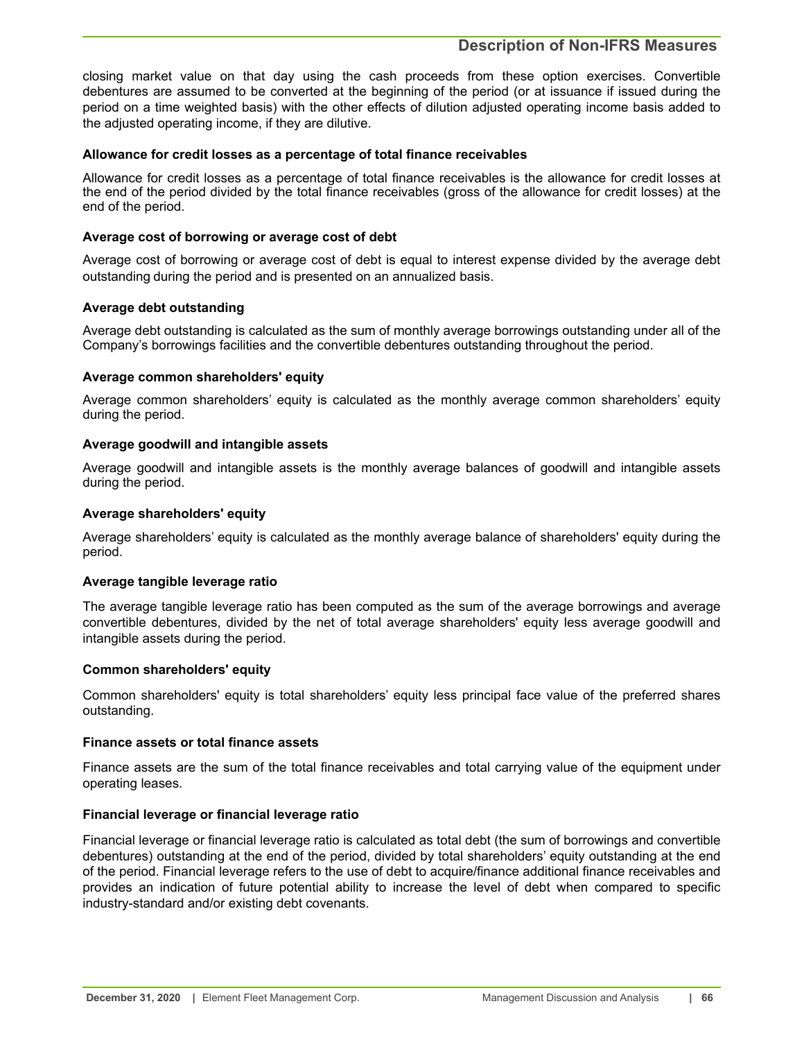closing market value on that day using the cash proceeds from these option exercises. Convertible debentures are assumed to be converted at the beginning of the period (or at issuance if issued during the period on a time weighted basis) with the other effects of dilution adjusted operating income basis added to the adjusted operating income, if they are dilutive.

**Allowance for credit losses as a percentage of total finance receivables**

Allowance for credit losses as a percentage of total finance receivables is the allowance for credit losses at the end of the period divided by the total finance receivables (gross of the allowance for credit losses) at the end of the period.

**Average cost of borrowing or average cost of debt**

Average cost of borrowing or average cost of debt is equal to interest expense divided by the average debt outstanding during the period and is presented on an annualized basis.

**Average debt outstanding**

Average debt outstanding is calculated as the sum of monthly average borrowings outstanding under all of the Company's borrowings facilities and the convertible debentures outstanding throughout the period.

**Average common shareholders' equity**

Average common shareholders' equity is calculated as the monthly average common shareholders' equity during the period.

**Average goodwill and intangible assets**

Average goodwill and intangible assets is the monthly average balances of goodwill and intangible assets during the period.

**Average shareholders' equity**

Average shareholders' equity is calculated as the monthly average balance of shareholders' equity during the period.

**Average tangible leverage ratio**

The average tangible leverage ratio has been computed as the sum of the average borrowings and average convertible debentures, divided by the net of total average shareholders' equity less average goodwill and intangible assets during the period.

**Common shareholders' equity**

Common shareholders' equity is total shareholders' equity less principal face value of the preferred shares outstanding.

**Finance assets or total finance assets**

Finance assets are the sum of the total finance receivables and total carrying value of the equipment under operating leases.

**Financial leverage or financial leverage ratio**

Financial leverage or financial leverage ratio is calculated as total debt (the sum of borrowings and convertible debentures) outstanding at the end of the period, divided by total shareholders' equity outstanding at the end of the period. Financial leverage refers to the use of debt to acquire/finance additional finance receivables and provides an indication of future potential ability to increase the level of debt when compared to specific industry-standard and/or existing debt covenants.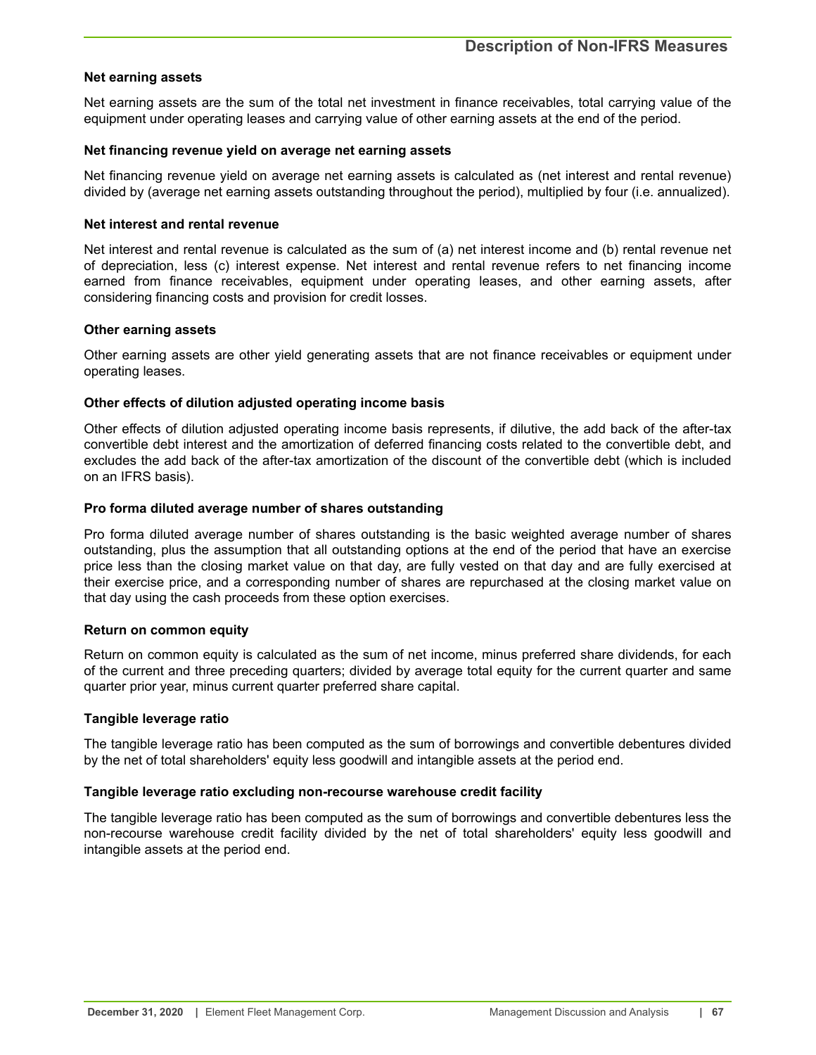## Description of Non-IFRS Measures

### Net earning assets

Net earning assets are the sum of the total net investment in finance receivables, total carrying value of the equipment under operating leases and carrying value of other earning assets at the end of the period.

### Net financing revenue yield on average net earning assets

Net financing revenue yield on average net earning assets is calculated as (net interest and rental revenue) divided by (average net earning assets outstanding throughout the period), multiplied by four (i.e. annualized).

### Net interest and rental revenue

Net interest and rental revenue is calculated as the sum of (a) net interest income and (b) rental revenue net of depreciation, less (c) interest expense. Net interest and rental revenue refers to net financing income earned from finance receivables, equipment under operating leases, and other earning assets, after considering financing costs and provision for credit losses.

### Other earning assets

Other earning assets are other yield generating assets that are not finance receivables or equipment under operating leases.

### Other effects of dilution adjusted operating income basis

Other effects of dilution adjusted operating income basis represents, if dilutive, the add back of the after-tax convertible debt interest and the amortization of deferred financing costs related to the convertible debt, and excludes the add back of the after-tax amortization of the discount of the convertible debt (which is included on an IFRS basis).

### Pro forma diluted average number of shares outstanding

Pro forma diluted average number of shares outstanding is the basic weighted average number of shares outstanding, plus the assumption that all outstanding options at the end of the period that have an exercise price less than the closing market value on that day, are fully vested on that day and are fully exercised at their exercise price, and a corresponding number of shares are repurchased at the closing market value on that day using the cash proceeds from these option exercises.

### Return on common equity

Return on common equity is calculated as the sum of net income, minus preferred share dividends, for each of the current and three preceding quarters; divided by average total equity for the current quarter and same quarter prior year, minus current quarter preferred share capital.

### Tangible leverage ratio

The tangible leverage ratio has been computed as the sum of borrowings and convertible debentures divided by the net of total shareholders' equity less goodwill and intangible assets at the period end.

### Tangible leverage ratio excluding non-recourse warehouse credit facility

The tangible leverage ratio has been computed as the sum of borrowings and convertible debentures less the non-recourse warehouse credit facility divided by the net of total shareholders' equity less goodwill and intangible assets at the period end.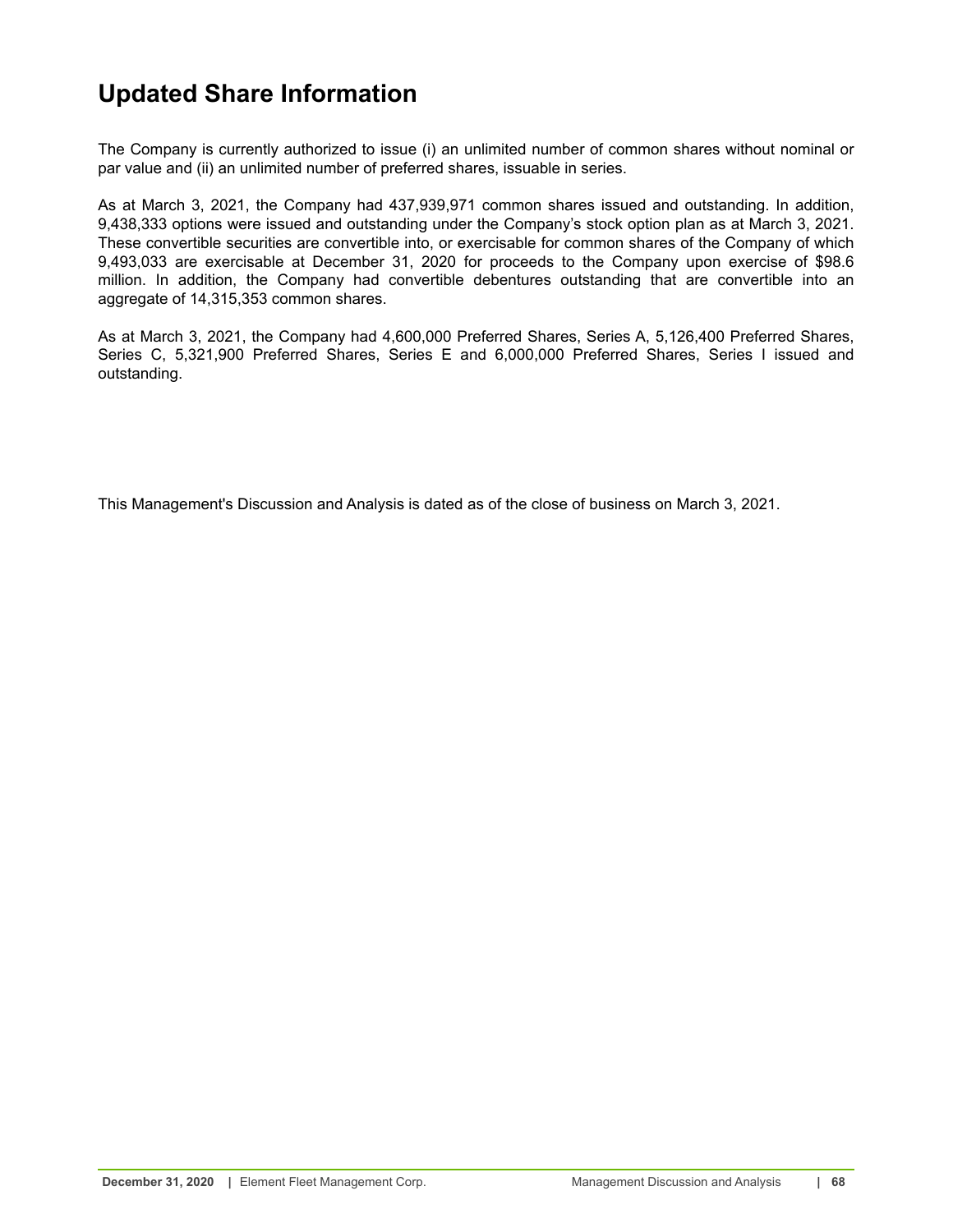# Updated Share Information

The Company is currently authorized to issue (i) an unlimited number of common shares without nominal or par value and (ii) an unlimited number of preferred shares, issuable in series.

As at March 3, 2021, the Company had 437,939,971 common shares issued and outstanding. In addition, 9,438,333 options were issued and outstanding under the Company's stock option plan as at March 3, 2021. These convertible securities are convertible into, or exercisable for common shares of the Company of which 9,493,033 are exercisable at December 31, 2020 for proceeds to the Company upon exercise of $98.6 million. In addition, the Company had convertible debentures outstanding that are convertible into an aggregate of 14,315,353 common shares.

As at March 3, 2021, the Company had 4,600,000 Preferred Shares, Series A, 5,126,400 Preferred Shares, Series C, 5,321,900 Preferred Shares, Series E and 6,000,000 Preferred Shares, Series I issued and outstanding.

This Management's Discussion and Analysis is dated as of the close of business on March 3, 2021.